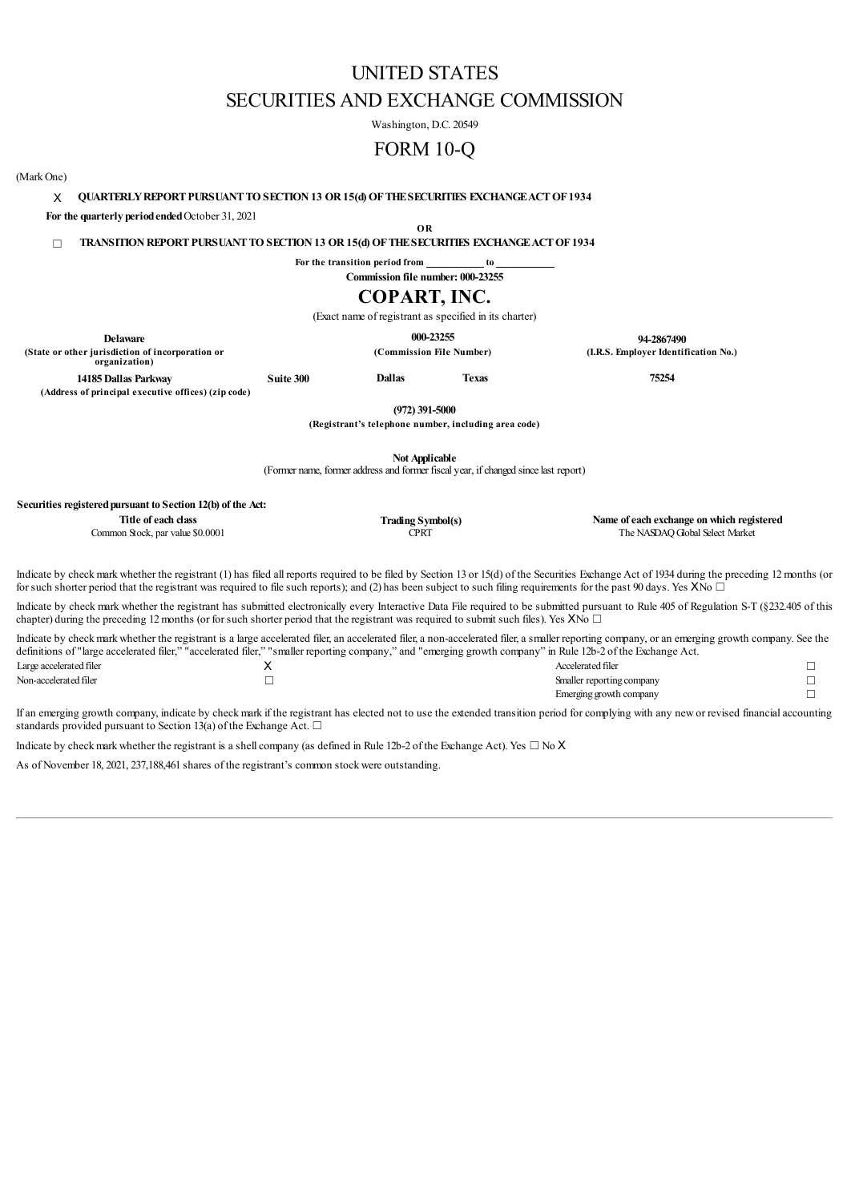# UNITED STATES
# SECURITIES AND EXCHANGE COMMISSION

Washington, D.C. 20549

# FORM 10-Q

(Mark One)

X **QUARTERLY REPORT PURSUANT TO SECTION 13 OR 15(d) OF THE SECURITIES EXCHANGE ACT OF 1934**

**For the quarterly period ended** October 31, 2021

**OR**

☐ **TRANSITION REPORT PURSUANT TO SECTION 13 OR 15(d) OF THE SECURITIES EXCHANGE ACT OF 1934**

**For the transition period from \_\_\_\_\_\_\_\_\_\_\_ to \_\_\_\_\_\_\_\_\_\_\_**

**Commission file number: 000-23255**

# COPART, INC.

(Exact name of registrant as specified in its charter)

| | | |
|---|---|---|
| **Delaware** | **000-23255** | **94-2867490** |
| **(State or other jurisdiction of incorporation or organization)** | **(Commission File Number)** | **(I.R.S. Employer Identification No.)** |

| | | | | |
|---|---|---|---|---|
| **14185 Dallas Parkway** | **Suite 300** | **Dallas** | **Texas** | **75254** |
| **(Address of principal executive offices) (zip code)** | | | | |

**(972) 391-5000**

**(Registrant's telephone number, including area code)**

**Not Applicable**

(Former name, former address and former fiscal year, if changed since last report)

**Securities registered pursuant to Section 12(b) of the Act:**

| Title of each class | Trading Symbol(s) | Name of each exchange on which registered |
|---|---|---|
| Common Stock, par value $0.0001 | CPRT | The NASDAQ Global Select Market |

Indicate by check mark whether the registrant (1) has filed all reports required to be filed by Section 13 or 15(d) of the Securities Exchange Act of 1934 during the preceding 12 months (or for such shorter period that the registrant was required to file such reports); and (2) has been subject to such filing requirements for the past 90 days. Yes X No ☐

Indicate by check mark whether the registrant has submitted electronically every Interactive Data File required to be submitted pursuant to Rule 405 of Regulation S-T (§232.405 of this chapter) during the preceding 12 months (or for such shorter period that the registrant was required to submit such files). Yes X No ☐

Indicate by check mark whether the registrant is a large accelerated filer, an accelerated filer, a non-accelerated filer, a smaller reporting company, or an emerging growth company. See the definitions of "large accelerated filer," "accelerated filer," "smaller reporting company," and "emerging growth company" in Rule 12b-2 of the Exchange Act.

| | | | |
|---|---|---|---|
| Large accelerated filer | X | Accelerated filer | ☐ |
| Non-accelerated filer | ☐ | Smaller reporting company | ☐ |
| | | Emerging growth company | ☐ |

If an emerging growth company, indicate by check mark if the registrant has elected not to use the extended transition period for complying with any new or revised financial accounting standards provided pursuant to Section 13(a) of the Exchange Act. ☐

Indicate by check mark whether the registrant is a shell company (as defined in Rule 12b-2 of the Exchange Act). Yes ☐ No X

As of November 18, 2021, 237,188,461 shares of the registrant's common stock were outstanding.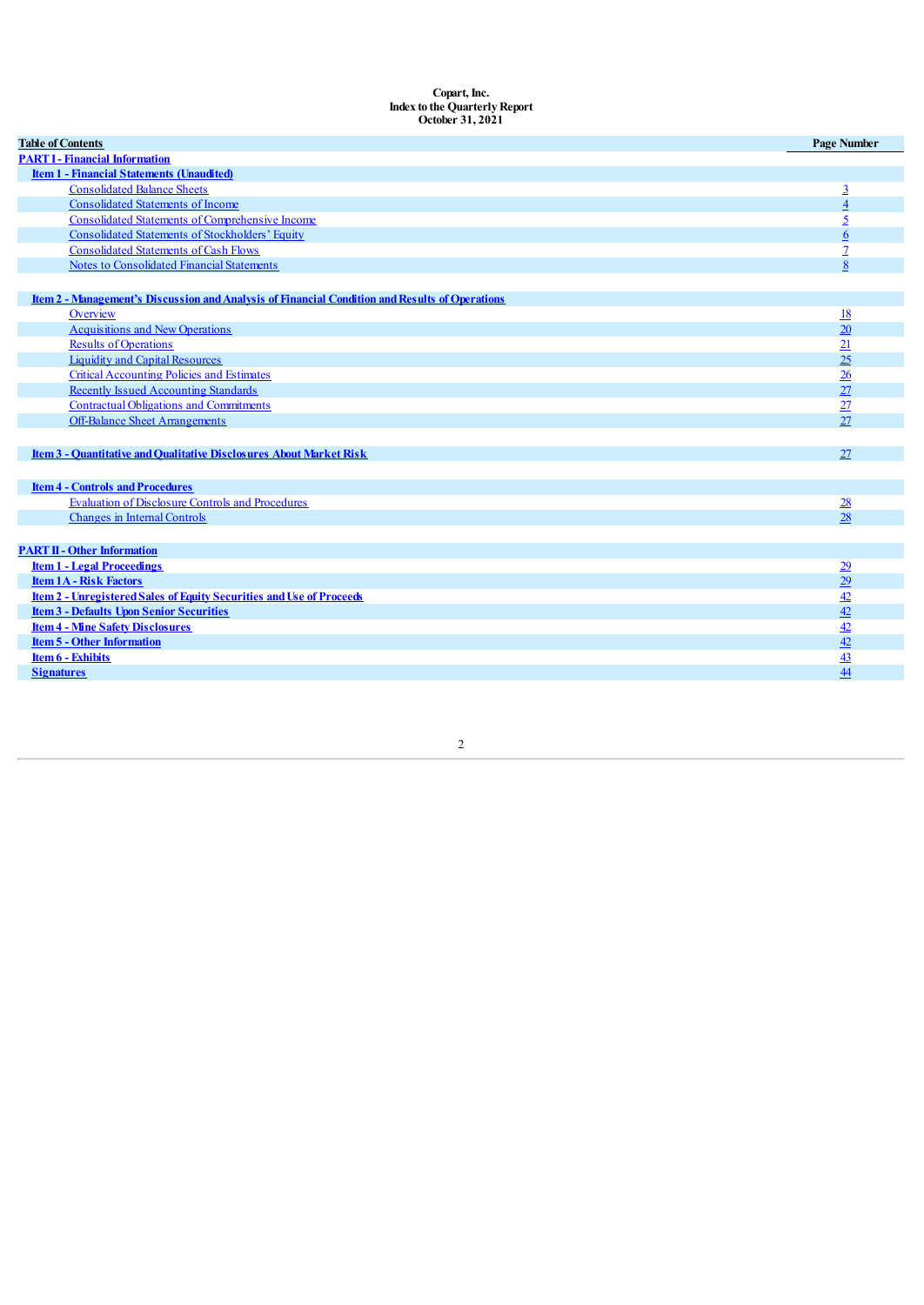**Copart, Inc.**
**Index to the Quarterly Report**
**October 31, 2021**

| Table of Contents | Page Number |
|---|---|
| **PART I - Financial Information** | |
| **Item 1 - Financial Statements (Unaudited)** | |
| Consolidated Balance Sheets | 3 |
| Consolidated Statements of Income | 4 |
| Consolidated Statements of Comprehensive Income | 5 |
| Consolidated Statements of Stockholders' Equity | 6 |
| Consolidated Statements of Cash Flows | 7 |
| Notes to Consolidated Financial Statements | 8 |
| | |
| **Item 2 - Management's Discussion and Analysis of Financial Condition and Results of Operations** | |
| Overview | 18 |
| Acquisitions and New Operations | 20 |
| Results of Operations | 21 |
| Liquidity and Capital Resources | 25 |
| Critical Accounting Policies and Estimates | 26 |
| Recently Issued Accounting Standards | 27 |
| Contractual Obligations and Commitments | 27 |
| Off-Balance Sheet Arrangements | 27 |
| | |
| **Item 3 - Quantitative and Qualitative Disclosures About Market Risk** | 27 |
| | |
| **Item 4 - Controls and Procedures** | |
| Evaluation of Disclosure Controls and Procedures | 28 |
| Changes in Internal Controls | 28 |
| | |
| **PART II - Other Information** | |
| **Item 1 - Legal Proceedings** | 29 |
| **Item 1A - Risk Factors** | 29 |
| **Item 2 - Unregistered Sales of Equity Securities and Use of Proceeds** | 42 |
| **Item 3 - Defaults Upon Senior Securities** | 42 |
| **Item 4 - Mine Safety Disclosures** | 42 |
| **Item 5 - Other Information** | 42 |
| **Item 6 - Exhibits** | 43 |
| **Signatures** | 44 |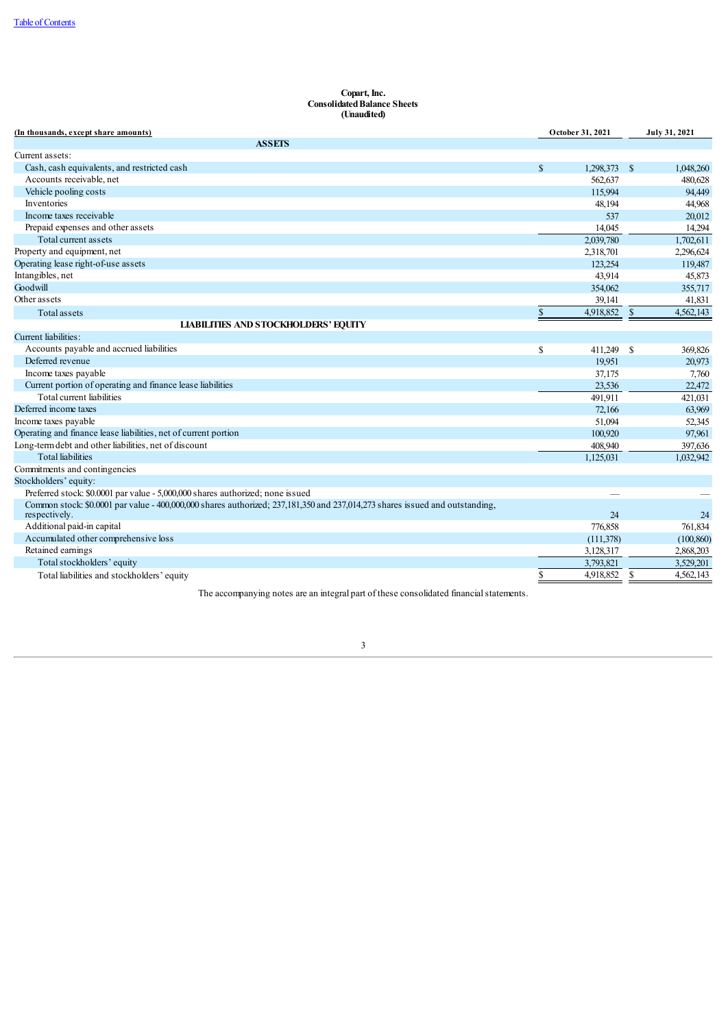Table of Contents

**Copart, Inc.**
**Consolidated Balance Sheets**
**(Unaudited)**

| (In thousands, except share amounts) | October 31, 2021 | July 31, 2021 |
|---|---|---|
| **ASSETS** | | |
| Current assets: | | |
| Cash, cash equivalents, and restricted cash | $ 1,298,373 | $ 1,048,260 |
| Accounts receivable, net | 562,637 | 480,628 |
| Vehicle pooling costs | 115,994 | 94,449 |
| Inventories | 48,194 | 44,968 |
| Income taxes receivable | 537 | 20,012 |
| Prepaid expenses and other assets | 14,045 | 14,294 |
| Total current assets | 2,039,780 | 1,702,611 |
| Property and equipment, net | 2,318,701 | 2,296,624 |
| Operating lease right-of-use assets | 123,254 | 119,487 |
| Intangibles, net | 43,914 | 45,873 |
| Goodwill | 354,062 | 355,717 |
| Other assets | 39,141 | 41,831 |
| Total assets | $ 4,918,852 | $ 4,562,143 |
| **LIABILITIES AND STOCKHOLDERS' EQUITY** | | |
| Current liabilities: | | |
| Accounts payable and accrued liabilities | $ 411,249 | $ 369,826 |
| Deferred revenue | 19,951 | 20,973 |
| Income taxes payable | 37,175 | 7,760 |
| Current portion of operating and finance lease liabilities | 23,536 | 22,472 |
| Total current liabilities | 491,911 | 421,031 |
| Deferred income taxes | 72,166 | 63,969 |
| Income taxes payable | 51,094 | 52,345 |
| Operating and finance lease liabilities, net of current portion | 100,920 | 97,961 |
| Long-term debt and other liabilities, net of discount | 408,940 | 397,636 |
| Total liabilities | 1,125,031 | 1,032,942 |
| Commitments and contingencies | | |
| Stockholders' equity: | | |
| Preferred stock: $0.0001 par value - 5,000,000 shares authorized; none issued | — | — |
| Common stock: $0.0001 par value - 400,000,000 shares authorized; 237,181,350 and 237,014,273 shares issued and outstanding, respectively. | 24 | 24 |
| Additional paid-in capital | 776,858 | 761,834 |
| Accumulated other comprehensive loss | (111,378) | (100,860) |
| Retained earnings | 3,128,317 | 2,868,203 |
| Total stockholders' equity | 3,793,821 | 3,529,201 |
| Total liabilities and stockholders' equity | $ 4,918,852 | $ 4,562,143 |

The accompanying notes are an integral part of these consolidated financial statements.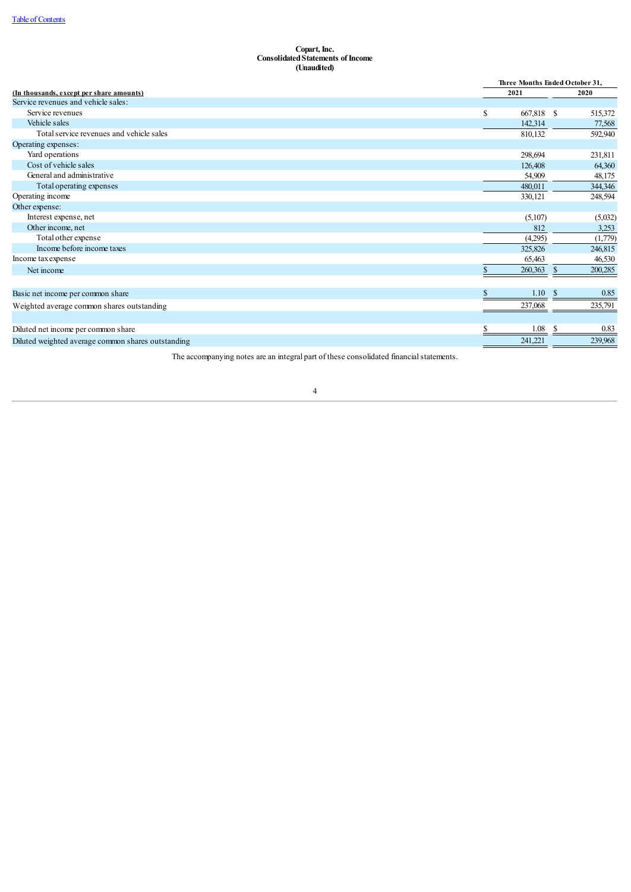[Table of Contents](#)

**Copart, Inc.**
**Consolidated Statements of Income**
**(Unaudited)**

| (In thousands, except per share amounts) | Three Months Ended October 31, 2021 | 2020 |
|---|---|---|
| Service revenues and vehicle sales: | | |
| Service revenues | $ 667,818 | $ 515,372 |
| Vehicle sales | 142,314 | 77,568 |
| Total service revenues and vehicle sales | 810,132 | 592,940 |
| Operating expenses: | | |
| Yard operations | 298,694 | 231,811 |
| Cost of vehicle sales | 126,408 | 64,360 |
| General and administrative | 54,909 | 48,175 |
| Total operating expenses | 480,011 | 344,346 |
| Operating income | 330,121 | 248,594 |
| Other expense: | | |
| Interest expense, net | (5,107) | (5,032) |
| Other income, net | 812 | 3,253 |
| Total other expense | (4,295) | (1,779) |
| Income before income taxes | 325,826 | 246,815 |
| Income tax expense | 65,463 | 46,530 |
| Net income | $ 260,363 | $ 200,285 |
| | | |
| Basic net income per common share | $ 1.10 | $ 0.85 |
| Weighted average common shares outstanding | 237,068 | 235,791 |
| | | |
| Diluted net income per common share | $ 1.08 | $ 0.83 |
| Diluted weighted average common shares outstanding | 241,221 | 239,968 |

The accompanying notes are an integral part of these consolidated financial statements.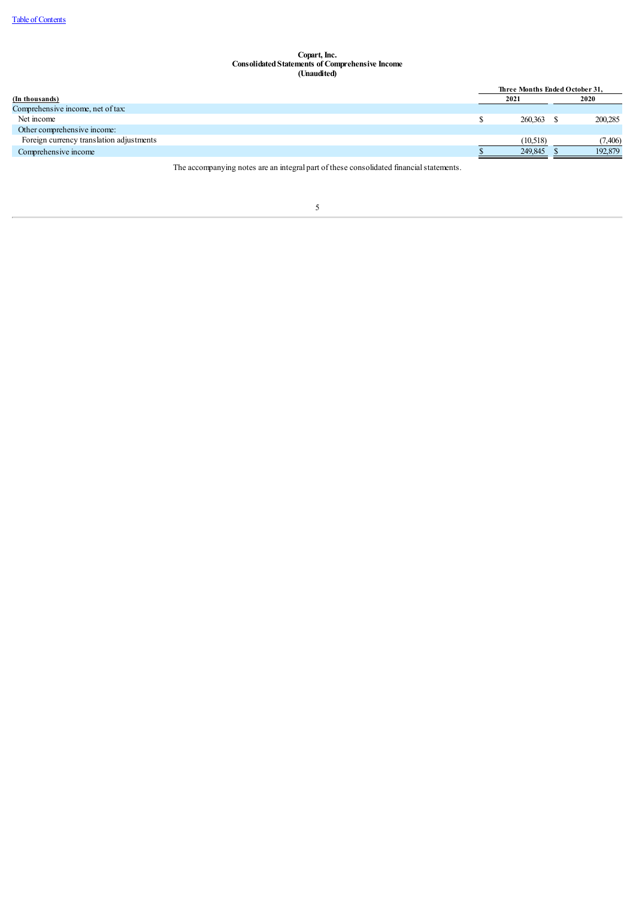Copart, Inc.
**Consolidated Statements of Comprehensive Income**
**(Unaudited)**

| (In thousands) | Three Months Ended October 31, 2021 | 2020 |
|---|---|---|
| Comprehensive income, net of tax: | | |
| Net income | $ 260,363 | $ 200,285 |
| Other comprehensive income: | | |
| Foreign currency translation adjustments | (10,518) | (7,406) |
| Comprehensive income | $ 249,845 | $ 192,879 |

The accompanying notes are an integral part of these consolidated financial statements.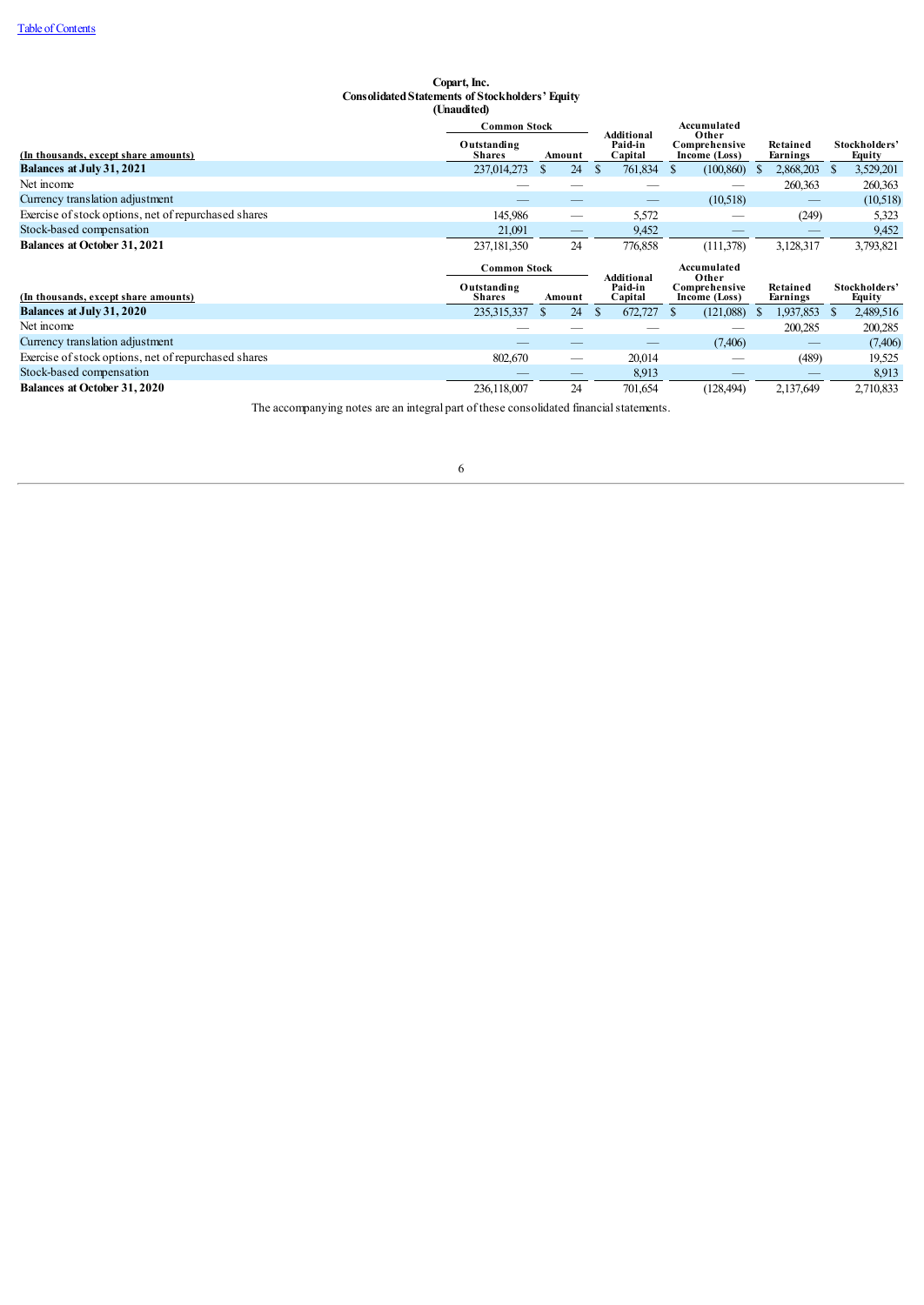**Copart, Inc.**
**Consolidated Statements of Stockholders' Equity**
**(Unaudited)**

| (In thousands, except share amounts) | Common Stock | | Additional Paid-in Capital | Accumulated Other Comprehensive Income (Loss) | Retained Earnings | Stockholders' Equity |
|---|---|---|---|---|---|---|
| | Outstanding Shares | Amount | | | | |
| **Balances at July 31, 2021** | 237,014,273 | $ 24 | $ 761,834 | $ (100,860) | $ 2,868,203 | $ 3,529,201 |
| Net income | — | — | — | — | 260,363 | 260,363 |
| Currency translation adjustment | — | — | — | (10,518) | — | (10,518) |
| Exercise of stock options, net of repurchased shares | 145,986 | — | 5,572 | — | (249) | 5,323 |
| Stock-based compensation | 21,091 | — | 9,452 | — | — | 9,452 |
| **Balances at October 31, 2021** | 237,181,350 | 24 | 776,858 | (111,378) | 3,128,317 | 3,793,821 |

| (In thousands, except share amounts) | Common Stock | | Additional Paid-in Capital | Accumulated Other Comprehensive Income (Loss) | Retained Earnings | Stockholders' Equity |
|---|---|---|---|---|---|---|
| | Outstanding Shares | Amount | | | | |
| **Balances at July 31, 2020** | 235,315,337 | $ 24 | $ 672,727 | $ (121,088) | $ 1,937,853 | $ 2,489,516 |
| Net income | — | — | — | — | 200,285 | 200,285 |
| Currency translation adjustment | — | — | — | (7,406) | — | (7,406) |
| Exercise of stock options, net of repurchased shares | 802,670 | — | 20,014 | — | (489) | 19,525 |
| Stock-based compensation | — | — | 8,913 | — | — | 8,913 |
| **Balances at October 31, 2020** | 236,118,007 | 24 | 701,654 | (128,494) | 2,137,649 | 2,710,833 |

The accompanying notes are an integral part of these consolidated financial statements.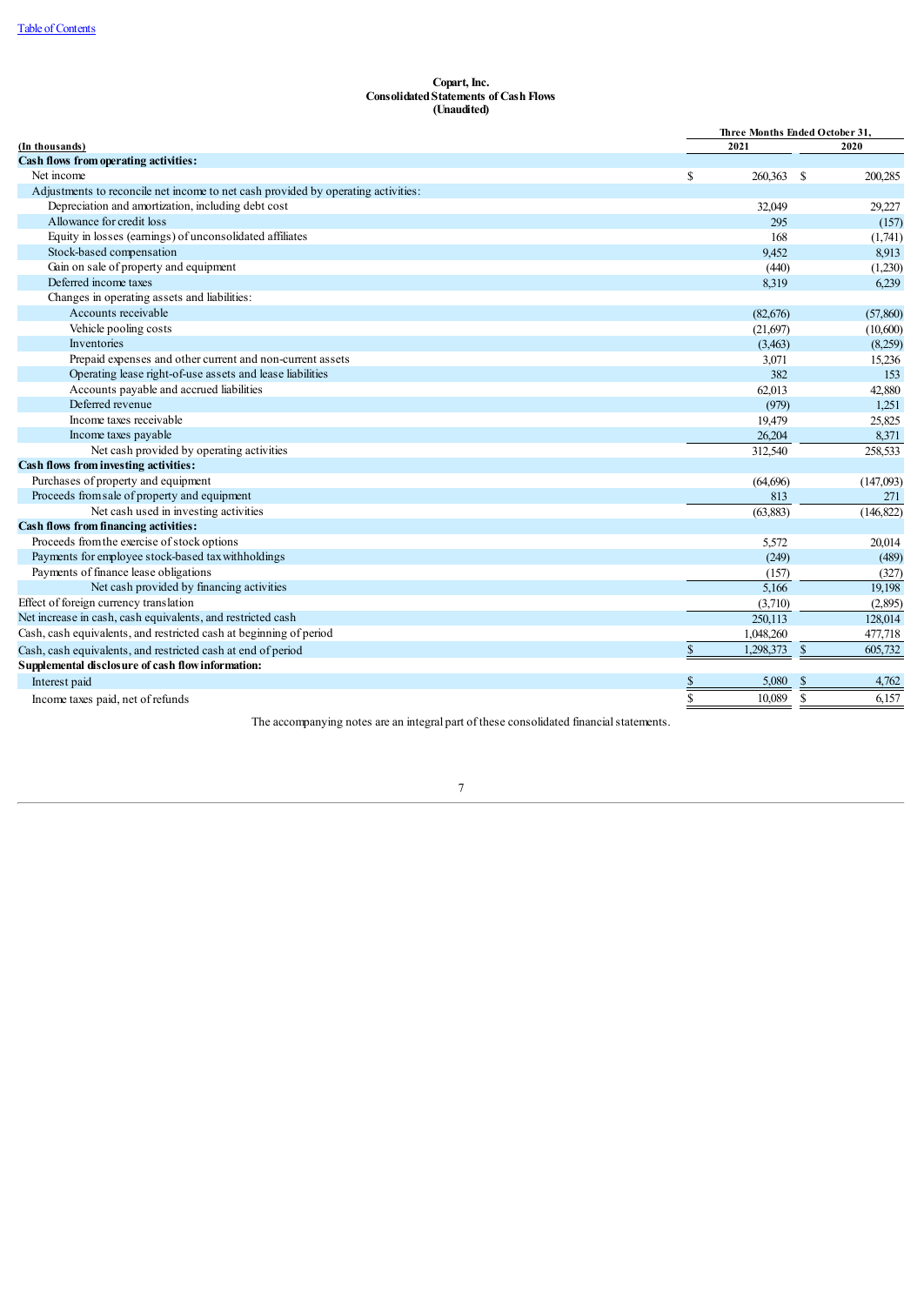Copart, Inc.
Consolidated Statements of Cash Flows
(Unaudited)

| (In thousands) | Three Months Ended October 31, 2021 | 2020 |
|---|---|---|
| **Cash flows from operating activities:** | | |
| Net income | $ 260,363 | $ 200,285 |
| Adjustments to reconcile net income to net cash provided by operating activities: | | |
| Depreciation and amortization, including debt cost | 32,049 | 29,227 |
| Allowance for credit loss | 295 | (157) |
| Equity in losses (earnings) of unconsolidated affiliates | 168 | (1,741) |
| Stock-based compensation | 9,452 | 8,913 |
| Gain on sale of property and equipment | (440) | (1,230) |
| Deferred income taxes | 8,319 | 6,239 |
| Changes in operating assets and liabilities: | | |
| Accounts receivable | (82,676) | (57,860) |
| Vehicle pooling costs | (21,697) | (10,600) |
| Inventories | (3,463) | (8,259) |
| Prepaid expenses and other current and non-current assets | 3,071 | 15,236 |
| Operating lease right-of-use assets and lease liabilities | 382 | 153 |
| Accounts payable and accrued liabilities | 62,013 | 42,880 |
| Deferred revenue | (979) | 1,251 |
| Income taxes receivable | 19,479 | 25,825 |
| Income taxes payable | 26,204 | 8,371 |
| Net cash provided by operating activities | 312,540 | 258,533 |
| **Cash flows from investing activities:** | | |
| Purchases of property and equipment | (64,696) | (147,093) |
| Proceeds from sale of property and equipment | 813 | 271 |
| Net cash used in investing activities | (63,883) | (146,822) |
| **Cash flows from financing activities:** | | |
| Proceeds from the exercise of stock options | 5,572 | 20,014 |
| Payments for employee stock-based tax withholdings | (249) | (489) |
| Payments of finance lease obligations | (157) | (327) |
| Net cash provided by financing activities | 5,166 | 19,198 |
| Effect of foreign currency translation | (3,710) | (2,895) |
| Net increase in cash, cash equivalents, and restricted cash | 250,113 | 128,014 |
| Cash, cash equivalents, and restricted cash at beginning of period | 1,048,260 | 477,718 |
| Cash, cash equivalents, and restricted cash at end of period | $ 1,298,373 | $ 605,732 |
| **Supplemental disclosure of cash flow information:** | | |
| Interest paid | $ 5,080 | $ 4,762 |
| Income taxes paid, net of refunds | $ 10,089 | $ 6,157 |

The accompanying notes are an integral part of these consolidated financial statements.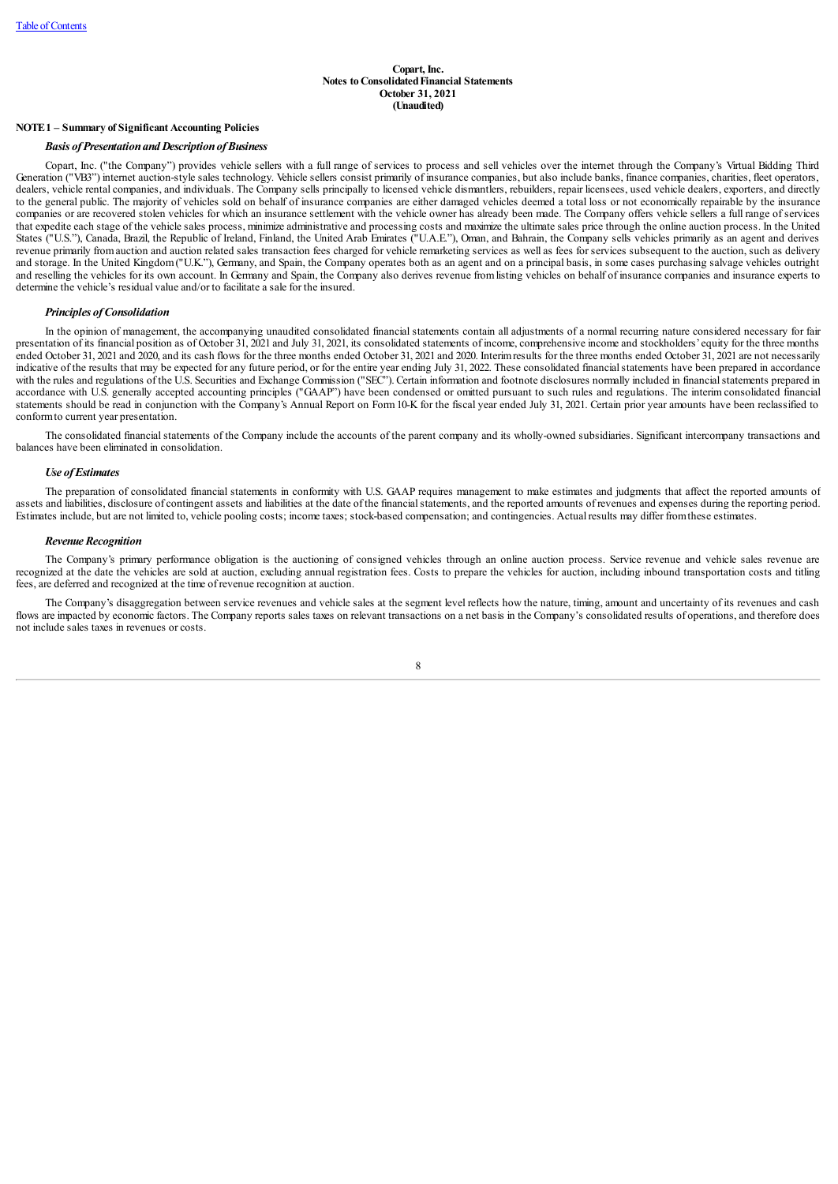**Copart, Inc.**
**Notes to Consolidated Financial Statements**
**October 31, 2021**
**(Unaudited)**

## NOTE 1 – Summary of Significant Accounting Policies

### *Basis of Presentation and Description of Business*

Copart, Inc. ("the Company") provides vehicle sellers with a full range of services to process and sell vehicles over the internet through the Company's Virtual Bidding Third Generation ("VB3") internet auction-style sales technology. Vehicle sellers consist primarily of insurance companies, but also include banks, finance companies, charities, fleet operators, dealers, vehicle rental companies, and individuals. The Company sells principally to licensed vehicle dismantlers, rebuilders, repair licensees, used vehicle dealers, exporters, and directly to the general public. The majority of vehicles sold on behalf of insurance companies are either damaged vehicles deemed a total loss or not economically repairable by the insurance companies or are recovered stolen vehicles for which an insurance settlement with the vehicle owner has already been made. The Company offers vehicle sellers a full range of services that expedite each stage of the vehicle sales process, minimize administrative and processing costs and maximize the ultimate sales price through the online auction process. In the United States ("U.S."), Canada, Brazil, the Republic of Ireland, Finland, the United Arab Emirates ("U.A.E."), Oman, and Bahrain, the Company sells vehicles primarily as an agent and derives revenue primarily from auction and auction related sales transaction fees charged for vehicle remarketing services as well as fees for services subsequent to the auction, such as delivery and storage. In the United Kingdom ("U.K."), Germany, and Spain, the Company operates both as an agent and on a principal basis, in some cases purchasing salvage vehicles outright and reselling the vehicles for its own account. In Germany and Spain, the Company also derives revenue from listing vehicles on behalf of insurance companies and insurance experts to determine the vehicle's residual value and/or to facilitate a sale for the insured.

### *Principles of Consolidation*

In the opinion of management, the accompanying unaudited consolidated financial statements contain all adjustments of a normal recurring nature considered necessary for fair presentation of its financial position as of October 31, 2021 and July 31, 2021, its consolidated statements of income, comprehensive income and stockholders' equity for the three months ended October 31, 2021 and 2020, and its cash flows for the three months ended October 31, 2021 and 2020. Interim results for the three months ended October 31, 2021 are not necessarily indicative of the results that may be expected for any future period, or for the entire year ending July 31, 2022. These consolidated financial statements have been prepared in accordance with the rules and regulations of the U.S. Securities and Exchange Commission ("SEC"). Certain information and footnote disclosures normally included in financial statements prepared in accordance with U.S. generally accepted accounting principles ("GAAP") have been condensed or omitted pursuant to such rules and regulations. The interim consolidated financial statements should be read in conjunction with the Company's Annual Report on Form 10-K for the fiscal year ended July 31, 2021. Certain prior year amounts have been reclassified to conform to current year presentation.

The consolidated financial statements of the Company include the accounts of the parent company and its wholly-owned subsidiaries. Significant intercompany transactions and balances have been eliminated in consolidation.

### *Use of Estimates*

The preparation of consolidated financial statements in conformity with U.S. GAAP requires management to make estimates and judgments that affect the reported amounts of assets and liabilities, disclosure of contingent assets and liabilities at the date of the financial statements, and the reported amounts of revenues and expenses during the reporting period. Estimates include, but are not limited to, vehicle pooling costs; income taxes; stock-based compensation; and contingencies. Actual results may differ from these estimates.

### *Revenue Recognition*

The Company's primary performance obligation is the auctioning of consigned vehicles through an online auction process. Service revenue and vehicle sales revenue are recognized at the date the vehicles are sold at auction, excluding annual registration fees. Costs to prepare the vehicles for auction, including inbound transportation costs and titling fees, are deferred and recognized at the time of revenue recognition at auction.

The Company's disaggregation between service revenues and vehicle sales at the segment level reflects how the nature, timing, amount and uncertainty of its revenues and cash flows are impacted by economic factors. The Company reports sales taxes on relevant transactions on a net basis in the Company's consolidated results of operations, and therefore does not include sales taxes in revenues or costs.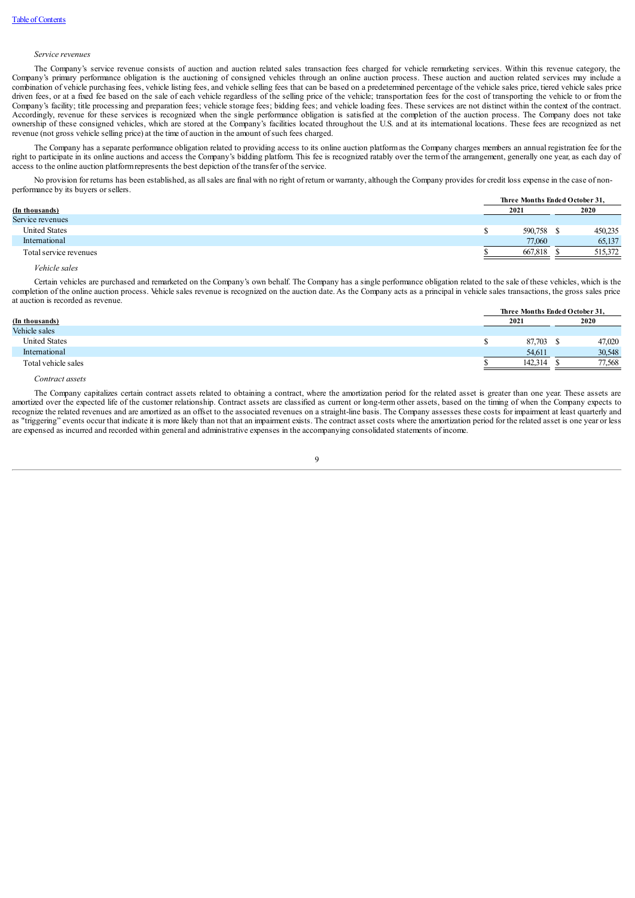*Service revenues*

The Company's service revenue consists of auction and auction related sales transaction fees charged for vehicle remarketing services. Within this revenue category, the Company's primary performance obligation is the auctioning of consigned vehicles through an online auction process. These auction and auction related services may include a combination of vehicle purchasing fees, vehicle listing fees, and vehicle selling fees that can be based on a predetermined percentage of the vehicle sales price, tiered vehicle sales price driven fees, or at a fixed fee based on the sale of each vehicle regardless of the selling price of the vehicle; transportation fees for the cost of transporting the vehicle to or from the Company's facility; title processing and preparation fees; vehicle storage fees; bidding fees; and vehicle loading fees. These services are not distinct within the context of the contract. Accordingly, revenue for these services is recognized when the single performance obligation is satisfied at the completion of the auction process. The Company does not take ownership of these consigned vehicles, which are stored at the Company's facilities located throughout the U.S. and at its international locations. These fees are recognized as net revenue (not gross vehicle selling price) at the time of auction in the amount of such fees charged.

The Company has a separate performance obligation related to providing access to its online auction platform as the Company charges members an annual registration fee for the right to participate in its online auctions and access the Company's bidding platform. This fee is recognized ratably over the term of the arrangement, generally one year, as each day of access to the online auction platform represents the best depiction of the transfer of the service.

No provision for returns has been established, as all sales are final with no right of return or warranty, although the Company provides for credit loss expense in the case of non-performance by its buyers or sellers.

| | Three Months Ended October 31, | |
|---|---|---|
| **(In thousands)** | **2021** | **2020** |
| Service revenues | | |
| United States | $ 590,758 | $ 450,235 |
| International | 77,060 | 65,137 |
| Total service revenues | $ 667,818 | $ 515,372 |

*Vehicle sales*

Certain vehicles are purchased and remarketed on the Company's own behalf. The Company has a single performance obligation related to the sale of these vehicles, which is the completion of the online auction process. Vehicle sales revenue is recognized on the auction date. As the Company acts as a principal in vehicle sales transactions, the gross sales price at auction is recorded as revenue.

| | Three Months Ended October 31, | |
|---|---|---|
| **(In thousands)** | **2021** | **2020** |
| Vehicle sales | | |
| United States | $ 87,703 | $ 47,020 |
| International | 54,611 | 30,548 |
| Total vehicle sales | $ 142,314 | $ 77,568 |

*Contract assets*

The Company capitalizes certain contract assets related to obtaining a contract, where the amortization period for the related asset is greater than one year. These assets are amortized over the expected life of the customer relationship. Contract assets are classified as current or long-term other assets, based on the timing of when the Company expects to recognize the related revenues and are amortized as an offset to the associated revenues on a straight-line basis. The Company assesses these costs for impairment at least quarterly and as "triggering" events occur that indicate it is more likely than not that an impairment exists. The contract asset costs where the amortization period for the related asset is one year or less are expensed as incurred and recorded within general and administrative expenses in the accompanying consolidated statements of income.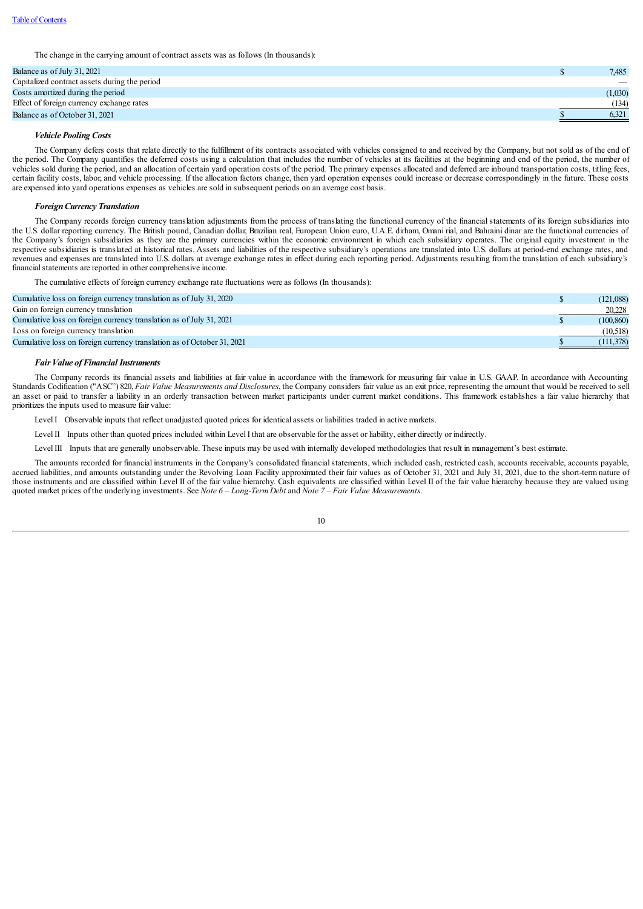The change in the carrying amount of contract assets was as follows (In thousands):

| | | |
|---|---|---|
| Balance as of July 31, 2021 | $ | 7,485 |
| Capitalized contract assets during the period | | — |
| Costs amortized during the period | | (1,030) |
| Effect of foreign currency exchange rates | | (134) |
| Balance as of October 31, 2021 | $ | 6,321 |

### *Vehicle Pooling Costs*

The Company defers costs that relate directly to the fulfillment of its contracts associated with vehicles consigned to and received by the Company, but not sold as of the end of the period. The Company quantifies the deferred costs using a calculation that includes the number of vehicles at its facilities at the beginning and end of the period, the number of vehicles sold during the period, and an allocation of certain yard operation costs of the period. The primary expenses allocated and deferred are inbound transportation costs, titling fees, certain facility costs, labor, and vehicle processing. If the allocation factors change, then yard operation expenses could increase or decrease correspondingly in the future. These costs are expensed into yard operations expenses as vehicles are sold in subsequent periods on an average cost basis.

### *Foreign Currency Translation*

The Company records foreign currency translation adjustments from the process of translating the functional currency of the financial statements of its foreign subsidiaries into the U.S. dollar reporting currency. The British pound, Canadian dollar, Brazilian real, European Union euro, U.A.E. dirham, Omani rial, and Bahraini dinar are the functional currencies of the Company's foreign subsidiaries as they are the primary currencies within the economic environment in which each subsidiary operates. The original equity investment in the respective subsidiaries is translated at historical rates. Assets and liabilities of the respective subsidiary's operations are translated into U.S. dollars at period-end exchange rates, and revenues and expenses are translated into U.S. dollars at average exchange rates in effect during each reporting period. Adjustments resulting from the translation of each subsidiary's financial statements are reported in other comprehensive income.

The cumulative effects of foreign currency exchange rate fluctuations were as follows (In thousands):

| | | |
|---|---|---|
| Cumulative loss on foreign currency translation as of July 31, 2020 | $ | (121,088) |
| Gain on foreign currency translation | | 20,228 |
| Cumulative loss on foreign currency translation as of July 31, 2021 | $ | (100,860) |
| Loss on foreign currency translation | | (10,518) |
| Cumulative loss on foreign currency translation as of October 31, 2021 | $ | (111,378) |

### *Fair Value of Financial Instruments*

The Company records its financial assets and liabilities at fair value in accordance with the framework for measuring fair value in U.S. GAAP. In accordance with Accounting Standards Codification ("ASC") 820, *Fair Value Measurements and Disclosures*, the Company considers fair value as an exit price, representing the amount that would be received to sell an asset or paid to transfer a liability in an orderly transaction between market participants under current market conditions. This framework establishes a fair value hierarchy that prioritizes the inputs used to measure fair value:

Level I Observable inputs that reflect unadjusted quoted prices for identical assets or liabilities traded in active markets.

Level II Inputs other than quoted prices included within Level I that are observable for the asset or liability, either directly or indirectly.

Level III Inputs that are generally unobservable. These inputs may be used with internally developed methodologies that result in management's best estimate.

The amounts recorded for financial instruments in the Company's consolidated financial statements, which included cash, restricted cash, accounts receivable, accounts payable, accrued liabilities, and amounts outstanding under the Revolving Loan Facility approximated their fair values as of October 31, 2021 and July 31, 2021, due to the short-term nature of those instruments and are classified within Level II of the fair value hierarchy. Cash equivalents are classified within Level II of the fair value hierarchy because they are valued using quoted market prices of the underlying investments. See *Note 6 – Long-Term Debt* and *Note 7 – Fair Value Measurements*.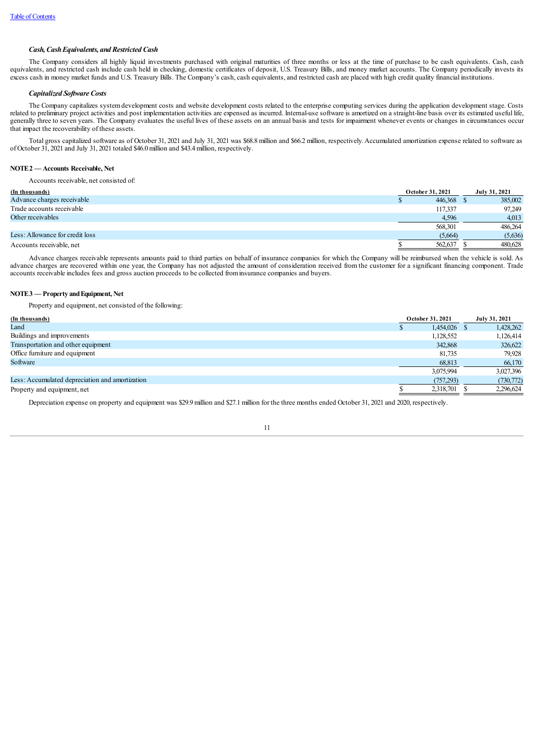[Table of Contents](#)

***Cash, Cash Equivalents, and Restricted Cash***

The Company considers all highly liquid investments purchased with original maturities of three months or less at the time of purchase to be cash equivalents. Cash, cash equivalents, and restricted cash include cash held in checking, domestic certificates of deposit, U.S. Treasury Bills, and money market accounts. The Company periodically invests its excess cash in money market funds and U.S. Treasury Bills. The Company's cash, cash equivalents, and restricted cash are placed with high credit quality financial institutions.

***Capitalized Software Costs***

The Company capitalizes system development costs and website development costs related to the enterprise computing services during the application development stage. Costs related to preliminary project activities and post implementation activities are expensed as incurred. Internal-use software is amortized on a straight-line basis over its estimated useful life, generally three to seven years. The Company evaluates the useful lives of these assets on an annual basis and tests for impairment whenever events or changes in circumstances occur that impact the recoverability of these assets.

Total gross capitalized software as of October 31, 2021 and July 31, 2021 was $68.8 million and $66.2 million, respectively. Accumulated amortization expense related to software as of October 31, 2021 and July 31, 2021 totaled $46.0 million and $43.4 million, respectively.

**NOTE 2 — Accounts Receivable, Net**

Accounts receivable, net consisted of:

| (In thousands) | October 31, 2021 | July 31, 2021 |
|---|---|---|
| Advance charges receivable | $ 446,368 | $ 385,002 |
| Trade accounts receivable | 117,337 | 97,249 |
| Other receivables | 4,596 | 4,013 |
| | 568,301 | 486,264 |
| Less: Allowance for credit loss | (5,664) | (5,636) |
| Accounts receivable, net | $ 562,637 | $ 480,628 |

Advance charges receivable represents amounts paid to third parties on behalf of insurance companies for which the Company will be reimbursed when the vehicle is sold. As advance charges are recovered within one year, the Company has not adjusted the amount of consideration received from the customer for a significant financing component. Trade accounts receivable includes fees and gross auction proceeds to be collected from insurance companies and buyers.

**NOTE 3 — Property and Equipment, Net**

Property and equipment, net consisted of the following:

| (In thousands) | October 31, 2021 | July 31, 2021 |
|---|---|---|
| Land | $ 1,454,026 | $ 1,428,262 |
| Buildings and improvements | 1,128,552 | 1,126,414 |
| Transportation and other equipment | 342,868 | 326,622 |
| Office furniture and equipment | 81,735 | 79,928 |
| Software | 68,813 | 66,170 |
| | 3,075,994 | 3,027,396 |
| Less: Accumulated depreciation and amortization | (757,293) | (730,772) |
| Property and equipment, net | $ 2,318,701 | $ 2,296,624 |

Depreciation expense on property and equipment was $29.9 million and $27.1 million for the three months ended October 31, 2021 and 2020, respectively.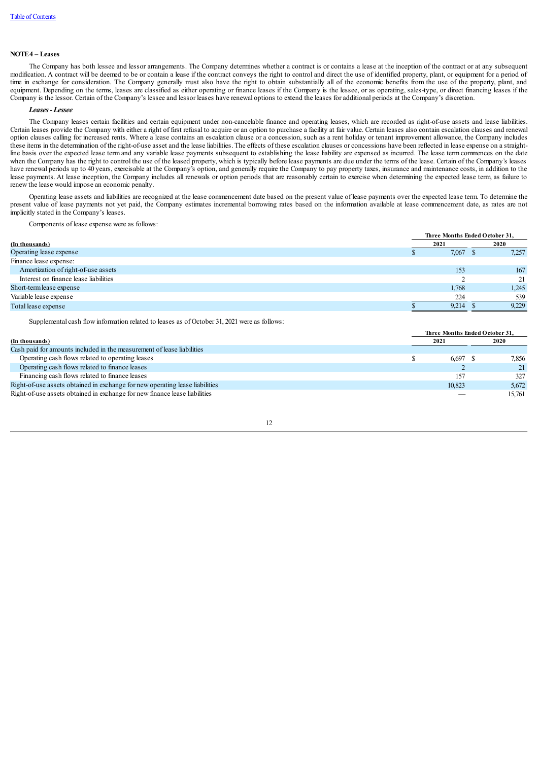## NOTE 4 – Leases

The Company has both lessee and lessor arrangements. The Company determines whether a contract is or contains a lease at the inception of the contract or at any subsequent modification. A contract will be deemed to be or contain a lease if the contract conveys the right to control and direct the use of identified property, plant, or equipment for a period of time in exchange for consideration. The Company generally must also have the right to obtain substantially all of the economic benefits from the use of the property, plant, and equipment. Depending on the terms, leases are classified as either operating or finance leases if the Company is the lessee, or as operating, sales-type, or direct financing leases if the Company is the lessor. Certain of the Company's lessee and lessor leases have renewal options to extend the leases for additional periods at the Company's discretion.

### *Leases - Lessee*

The Company leases certain facilities and certain equipment under non-cancelable finance and operating leases, which are recorded as right-of-use assets and lease liabilities. Certain leases provide the Company with either a right of first refusal to acquire or an option to purchase a facility at fair value. Certain leases also contain escalation clauses and renewal option clauses calling for increased rents. Where a lease contains an escalation clause or a concession, such as a rent holiday or tenant improvement allowance, the Company includes these items in the determination of the right-of-use asset and the lease liabilities. The effects of these escalation clauses or concessions have been reflected in lease expense on a straight-line basis over the expected lease term and any variable lease payments subsequent to establishing the lease liability are expensed as incurred. The lease term commences on the date when the Company has the right to control the use of the leased property, which is typically before lease payments are due under the terms of the lease. Certain of the Company's leases have renewal periods up to 40 years, exercisable at the Company's option, and generally require the Company to pay property taxes, insurance and maintenance costs, in addition to the lease payments. At lease inception, the Company includes all renewals or option periods that are reasonably certain to exercise when determining the expected lease term, as failure to renew the lease would impose an economic penalty.

Operating lease assets and liabilities are recognized at the lease commencement date based on the present value of lease payments over the expected lease term. To determine the present value of lease payments not yet paid, the Company estimates incremental borrowing rates based on the information available at lease commencement date, as rates are not implicitly stated in the Company's leases.

Components of lease expense were as follows:

| | Three Months Ended October 31, | |
|---|---|---|
| **(In thousands)** | **2021** | **2020** |
| Operating lease expense | $ 7,067 | $ 7,257 |
| Finance lease expense: | | |
| Amortization of right-of-use assets | 153 | 167 |
| Interest on finance lease liabilities | 2 | 21 |
| Short-term lease expense | 1,768 | 1,245 |
| Variable lease expense | 224 | 539 |
| Total lease expense | $ 9,214 | $ 9,229 |

Supplemental cash flow information related to leases as of October 31, 2021 were as follows:

| | Three Months Ended October 31, | |
|---|---|---|
| **(In thousands)** | **2021** | **2020** |
| Cash paid for amounts included in the measurement of lease liabilities | | |
| Operating cash flows related to operating leases | $ 6,697 | $ 7,856 |
| Operating cash flows related to finance leases | 2 | 21 |
| Financing cash flows related to finance leases | 157 | 327 |
| Right-of-use assets obtained in exchange for new operating lease liabilities | 10,823 | 5,672 |
| Right-of-use assets obtained in exchange for new finance lease liabilities | — | 15,761 |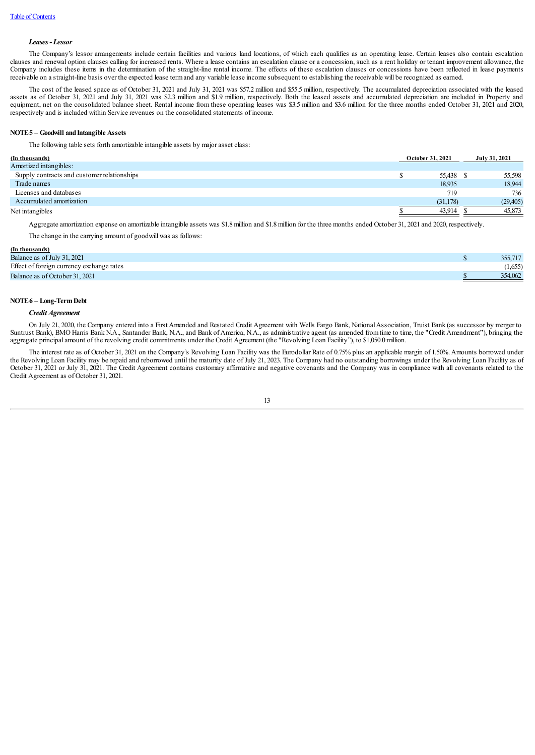### *Leases - Lessor*

The Company's lessor arrangements include certain facilities and various land locations, of which each qualifies as an operating lease. Certain leases also contain escalation clauses and renewal option clauses calling for increased rents. Where a lease contains an escalation clause or a concession, such as a rent holiday or tenant improvement allowance, the Company includes these items in the determination of the straight-line rental income. The effects of these escalation clauses or concessions have been reflected in lease payments receivable on a straight-line basis over the expected lease term and any variable lease income subsequent to establishing the receivable will be recognized as earned.

The cost of the leased space as of October 31, 2021 and July 31, 2021 was $57.2 million and $55.5 million, respectively. The accumulated depreciation associated with the leased assets as of October 31, 2021 and July 31, 2021 was $2.3 million and $1.9 million, respectively. Both the leased assets and accumulated depreciation are included in Property and equipment, net on the consolidated balance sheet. Rental income from these operating leases was $3.5 million and $3.6 million for the three months ended October 31, 2021 and 2020, respectively and is included within Service revenues on the consolidated statements of income.

## NOTE 5 – Goodwill and Intangible Assets

The following table sets forth amortizable intangible assets by major asset class:

| (In thousands) | October 31, 2021 | July 31, 2021 |
|---|---|---|
| Amortized intangibles: | | |
| Supply contracts and customer relationships | $ 55,438 | $ 55,598 |
| Trade names | 18,935 | 18,944 |
| Licenses and databases | 719 | 736 |
| Accumulated amortization | (31,178) | (29,405) |
| Net intangibles | $ 43,914 | $ 45,873 |

Aggregate amortization expense on amortizable intangible assets was $1.8 million and $1.8 million for the three months ended October 31, 2021 and 2020, respectively.

The change in the carrying amount of goodwill was as follows:

| (In thousands) | |
|---|---|
| Balance as of July 31, 2021 | $ 355,717 |
| Effect of foreign currency exchange rates | (1,655) |
| Balance as of October 31, 2021 | $ 354,062 |

## NOTE 6 – Long-Term Debt

### *Credit Agreement*

On July 21, 2020, the Company entered into a First Amended and Restated Credit Agreement with Wells Fargo Bank, National Association, Truist Bank (as successor by merger to Suntrust Bank), BMO Harris Bank N.A., Santander Bank, N.A., and Bank of America, N.A., as administrative agent (as amended from time to time, the "Credit Amendment"), bringing the aggregate principal amount of the revolving credit commitments under the Credit Agreement (the "Revolving Loan Facility"), to $1,050.0 million.

The interest rate as of October 31, 2021 on the Company's Revolving Loan Facility was the Eurodollar Rate of 0.75% plus an applicable margin of 1.50%. Amounts borrowed under the Revolving Loan Facility may be repaid and reborrowed until the maturity date of July 21, 2023. The Company had no outstanding borrowings under the Revolving Loan Facility as of October 31, 2021 or July 31, 2021. The Credit Agreement contains customary affirmative and negative covenants and the Company was in compliance with all covenants related to the Credit Agreement as of October 31, 2021.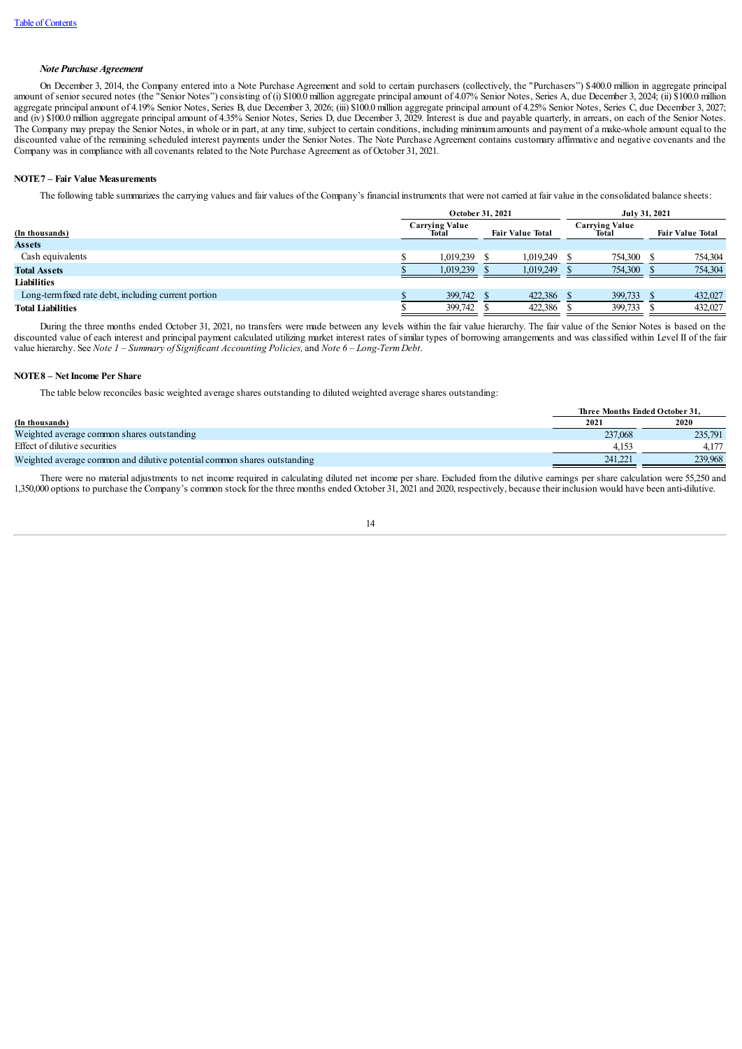*Note Purchase Agreement*

On December 3, 2014, the Company entered into a Note Purchase Agreement and sold to certain purchasers (collectively, the "Purchasers") $400.0 million in aggregate principal amount of senior secured notes (the "Senior Notes") consisting of (i) $100.0 million aggregate principal amount of 4.07% Senior Notes, Series A, due December 3, 2024; (ii) $100.0 million aggregate principal amount of 4.19% Senior Notes, Series B, due December 3, 2026; (iii) $100.0 million aggregate principal amount of 4.25% Senior Notes, Series C, due December 3, 2027; and (iv) $100.0 million aggregate principal amount of 4.35% Senior Notes, Series D, due December 3, 2029. Interest is due and payable quarterly, in arrears, on each of the Senior Notes. The Company may prepay the Senior Notes, in whole or in part, at any time, subject to certain conditions, including minimum amounts and payment of a make-whole amount equal to the discounted value of the remaining scheduled interest payments under the Senior Notes. The Note Purchase Agreement contains customary affirmative and negative covenants and the Company was in compliance with all covenants related to the Note Purchase Agreement as of October 31, 2021.

**NOTE 7 – Fair Value Measurements**

The following table summarizes the carrying values and fair values of the Company's financial instruments that were not carried at fair value in the consolidated balance sheets:

| | October 31, 2021 | | July 31, 2021 | |
|---|---|---|---|---|
| (In thousands) | Carrying Value Total | Fair Value Total | Carrying Value Total | Fair Value Total |
| **Assets** | | | | |
| Cash equivalents | $ 1,019,239 | $ 1,019,249 | $ 754,300 | $ 754,304 |
| **Total Assets** | $ 1,019,239 | $ 1,019,249 | $ 754,300 | $ 754,304 |
| **Liabilities** | | | | |
| Long-term fixed rate debt, including current portion | $ 399,742 | $ 422,386 | $ 399,733 | $ 432,027 |
| **Total Liabilities** | $ 399,742 | $ 422,386 | $ 399,733 | $ 432,027 |

During the three months ended October 31, 2021, no transfers were made between any levels within the fair value hierarchy. The fair value of the Senior Notes is based on the discounted value of each interest and principal payment calculated utilizing market interest rates of similar types of borrowing arrangements and was classified within Level II of the fair value hierarchy. See *Note 1 – Summary of Significant Accounting Policies,* and *Note 6 – Long-Term Debt*.

**NOTE 8 – Net Income Per Share**

The table below reconciles basic weighted average shares outstanding to diluted weighted average shares outstanding:

| | Three Months Ended October 31, | |
|---|---|---|
| (In thousands) | 2021 | 2020 |
| Weighted average common shares outstanding | 237,068 | 235,791 |
| Effect of dilutive securities | 4,153 | 4,177 |
| Weighted average common and dilutive potential common shares outstanding | 241,221 | 239,968 |

There were no material adjustments to net income required in calculating diluted net income per share. Excluded from the dilutive earnings per share calculation were 55,250 and 1,350,000 options to purchase the Company's common stock for the three months ended October 31, 2021 and 2020, respectively, because their inclusion would have been anti-dilutive.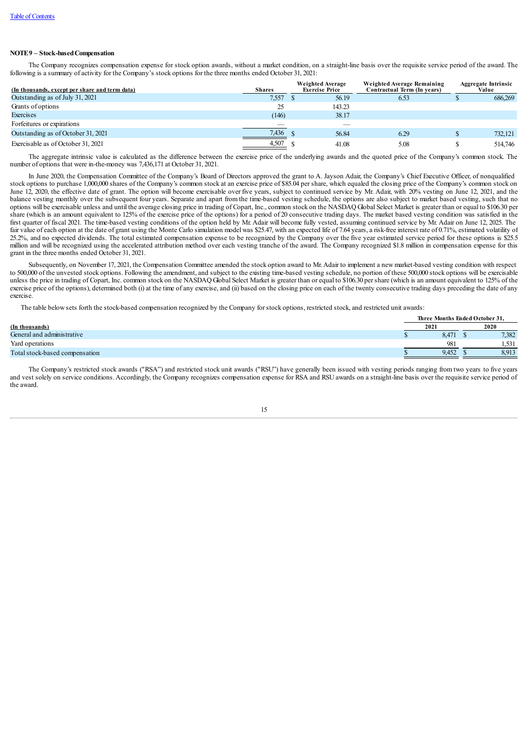**NOTE 9 – Stock-based Compensation**

The Company recognizes compensation expense for stock option awards, without a market condition, on a straight-line basis over the requisite service period of the award. The following is a summary of activity for the Company's stock options for the three months ended October 31, 2021:

| (In thousands, except per share and term data) | Shares | Weighted Average Exercise Price | Weighted Average Remaining Contractual Term (In years) | Aggregate Intrinsic Value |
|---|---|---|---|---|
| Outstanding as of July 31, 2021 | 7,557 | $ 56.19 | 6.53 | $ 686,269 |
| Grants of options | 25 | 143.23 | | |
| Exercises | (146) | 38.17 | | |
| Forfeitures or expirations | — | — | | |
| Outstanding as of October 31, 2021 | 7,436 | $ 56.84 | 6.29 | $ 732,121 |
| Exercisable as of October 31, 2021 | 4,507 | $ 41.08 | 5.08 | $ 514,746 |

The aggregate intrinsic value is calculated as the difference between the exercise price of the underlying awards and the quoted price of the Company's common stock. The number of options that were in-the-money was 7,436,171 at October 31, 2021.

In June 2020, the Compensation Committee of the Company's Board of Directors approved the grant to A. Jayson Adair, the Company's Chief Executive Officer, of nonqualified stock options to purchase 1,000,000 shares of the Company's common stock at an exercise price of $85.04 per share, which equaled the closing price of the Company's common stock on June 12, 2020, the effective date of grant. The option will become exercisable over five years, subject to continued service by Mr. Adair, with 20% vesting on June 12, 2021, and the balance vesting monthly over the subsequent four years. Separate and apart from the time-based vesting schedule, the options are also subject to market based vesting, such that no options will be exercisable unless and until the average closing price in trading of Copart, Inc., common stock on the NASDAQ Global Select Market is greater than or equal to $106.30 per share (which is an amount equivalent to 125% of the exercise price of the options) for a period of 20 consecutive trading days. The market based vesting condition was satisfied in the first quarter of fiscal 2021. The time-based vesting conditions of the option held by Mr. Adair will become fully vested, assuming continued service by Mr. Adair on June 12, 2025. The fair value of each option at the date of grant using the Monte Carlo simulation model was $25.47, with an expected life of 7.64 years, a risk-free interest rate of 0.71%, estimated volatility of 25.2%, and no expected dividends. The total estimated compensation expense to be recognized by the Company over the five year estimated service period for these options is $25.5 million and will be recognized using the accelerated attribution method over each vesting tranche of the award. The Company recognized $1.8 million in compensation expense for this grant in the three months ended October 31, 2021.

Subsequently, on November 17, 2021, the Compensation Committee amended the stock option award to Mr. Adair to implement a new market-based vesting condition with respect to 500,000 of the unvested stock options. Following the amendment, and subject to the existing time-based vesting schedule, no portion of these 500,000 stock options will be exercisable unless the price in trading of Copart, Inc. common stock on the NASDAQ Global Select Market is greater than or equal to $106.30 per share (which is an amount equivalent to 125% of the exercise price of the options), determined both (i) at the time of any exercise, and (ii) based on the closing price on each of the twenty consecutive trading days preceding the date of any exercise.

The table below sets forth the stock-based compensation recognized by the Company for stock options, restricted stock, and restricted unit awards:

| (In thousands) | Three Months Ended October 31, 2021 | Three Months Ended October 31, 2020 |
|---|---|---|
| General and administrative | $ 8,471 | $ 7,382 |
| Yard operations | 981 | 1,531 |
| Total stock-based compensation | $ 9,452 | $ 8,913 |

The Company's restricted stock awards ("RSA") and restricted stock unit awards ("RSU") have generally been issued with vesting periods ranging from two years to five years and vest solely on service conditions. Accordingly, the Company recognizes compensation expense for RSA and RSU awards on a straight-line basis over the requisite service period of the award.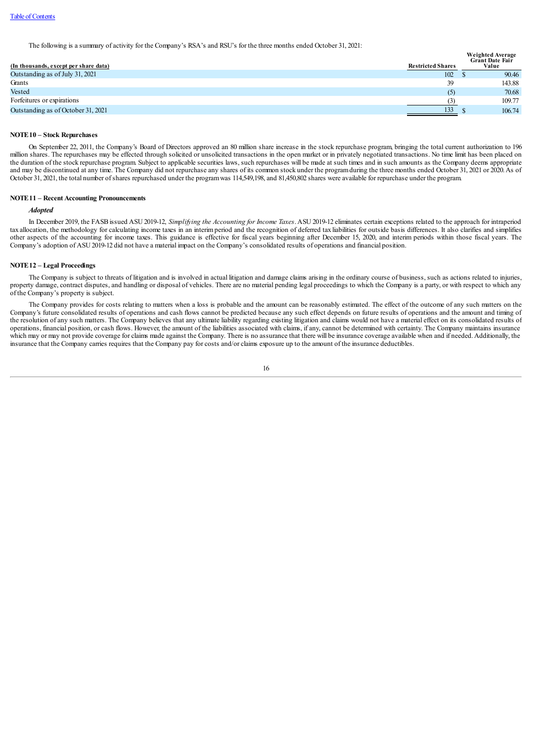The following is a summary of activity for the Company's RSA's and RSU's for the three months ended October 31, 2021:

| (In thousands, except per share data) | Restricted Shares | Weighted Average Grant Date Fair Value |
|---|---|---|
| Outstanding as of July 31, 2021 | 102 | $ 90.46 |
| Grants | 39 | 143.88 |
| Vested | (5) | 70.68 |
| Forfeitures or expirations | (3) | 109.77 |
| Outstanding as of October 31, 2021 | 133 | $ 106.74 |

## NOTE 10 – Stock Repurchases

On September 22, 2011, the Company's Board of Directors approved an 80 million share increase in the stock repurchase program, bringing the total current authorization to 196 million shares. The repurchases may be effected through solicited or unsolicited transactions in the open market or in privately negotiated transactions. No time limit has been placed on the duration of the stock repurchase program. Subject to applicable securities laws, such repurchases will be made at such times and in such amounts as the Company deems appropriate and may be discontinued at any time. The Company did not repurchase any shares of its common stock under the program during the three months ended October 31, 2021 or 2020. As of October 31, 2021, the total number of shares repurchased under the program was 114,549,198, and 81,450,802 shares were available for repurchase under the program.

## NOTE 11 – Recent Accounting Pronouncements

### *Adopted*

In December 2019, the FASB issued ASU 2019-12, *Simplifying the Accounting for Income Taxes*. ASU 2019-12 eliminates certain exceptions related to the approach for intraperiod tax allocation, the methodology for calculating income taxes in an interim period and the recognition of deferred tax liabilities for outside basis differences. It also clarifies and simplifies other aspects of the accounting for income taxes. This guidance is effective for fiscal years beginning after December 15, 2020, and interim periods within those fiscal years. The Company's adoption of ASU 2019-12 did not have a material impact on the Company's consolidated results of operations and financial position.

## NOTE 12 – Legal Proceedings

The Company is subject to threats of litigation and is involved in actual litigation and damage claims arising in the ordinary course of business, such as actions related to injuries, property damage, contract disputes, and handling or disposal of vehicles. There are no material pending legal proceedings to which the Company is a party, or with respect to which any of the Company's property is subject.

The Company provides for costs relating to matters when a loss is probable and the amount can be reasonably estimated. The effect of the outcome of any such matters on the Company's future consolidated results of operations and cash flows cannot be predicted because any such effect depends on future results of operations and the amount and timing of the resolution of any such matters. The Company believes that any ultimate liability regarding existing litigation and claims would not have a material effect on its consolidated results of operations, financial position, or cash flows. However, the amount of the liabilities associated with claims, if any, cannot be determined with certainty. The Company maintains insurance which may or may not provide coverage for claims made against the Company. There is no assurance that there will be insurance coverage available when and if needed. Additionally, the insurance that the Company carries requires that the Company pay for costs and/or claims exposure up to the amount of the insurance deductibles.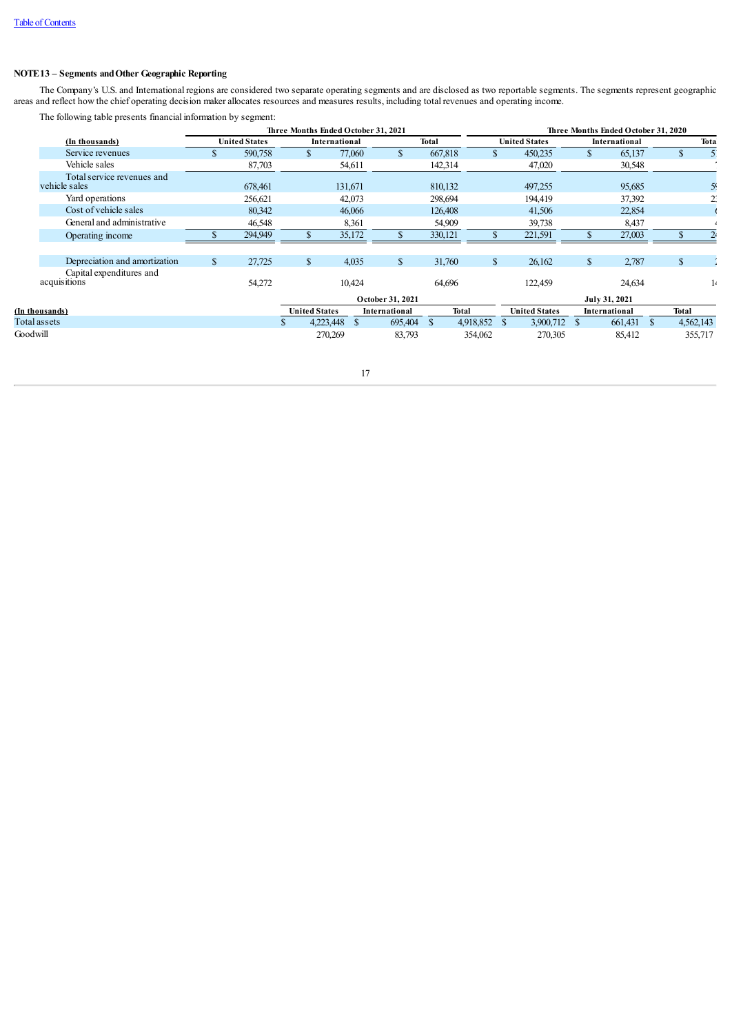## NOTE 13 – Segments and Other Geographic Reporting

The Company's U.S. and International regions are considered two separate operating segments and are disclosed as two reportable segments. The segments represent geographic areas and reflect how the chief operating decision maker allocates resources and measures results, including total revenues and operating income.

The following table presents financial information by segment:

| (In thousands) | Three Months Ended October 31, 2021 | | | Three Months Ended October 31, 2020 | | |
|---|---|---|---|---|---|---|
| | United States | International | Total | United States | International | Tota |
| Service revenues | $ 590,758 | $ 77,060 | $ 667,818 | $ 450,235 | $ 65,137 | $ 5 |
| Vehicle sales | 87,703 | 54,611 | 142,314 | 47,020 | 30,548 | |
| Total service revenues and vehicle sales | 678,461 | 131,671 | 810,132 | 497,255 | 95,685 | 5 |
| Yard operations | 256,621 | 42,073 | 298,694 | 194,419 | 37,392 | 2 |
| Cost of vehicle sales | 80,342 | 46,066 | 126,408 | 41,506 | 22,854 | 6 |
| General and administrative | 46,548 | 8,361 | 54,909 | 39,738 | 8,437 | 4 |
| Operating income | $ 294,949 | $ 35,172 | $ 330,121 | $ 221,591 | $ 27,003 | $ 2 |
| | | | | | | |
| Depreciation and amortization | $ 27,725 | $ 4,035 | $ 31,760 | $ 26,162 | $ 2,787 | $ |
| Capital expenditures and acquisitions | 54,272 | 10,424 | 64,696 | 122,459 | 24,634 | 1 |

| (In thousands) | October 31, 2021 | | | July 31, 2021 | | |
|---|---|---|---|---|---|---|
| | United States | International | Total | United States | International | Total |
| Total assets | $ 4,223,448 | $ 695,404 | $ 4,918,852 | $ 3,900,712 | $ 661,431 | $ 4,562,143 |
| Goodwill | 270,269 | 83,793 | 354,062 | 270,305 | 85,412 | 355,717 |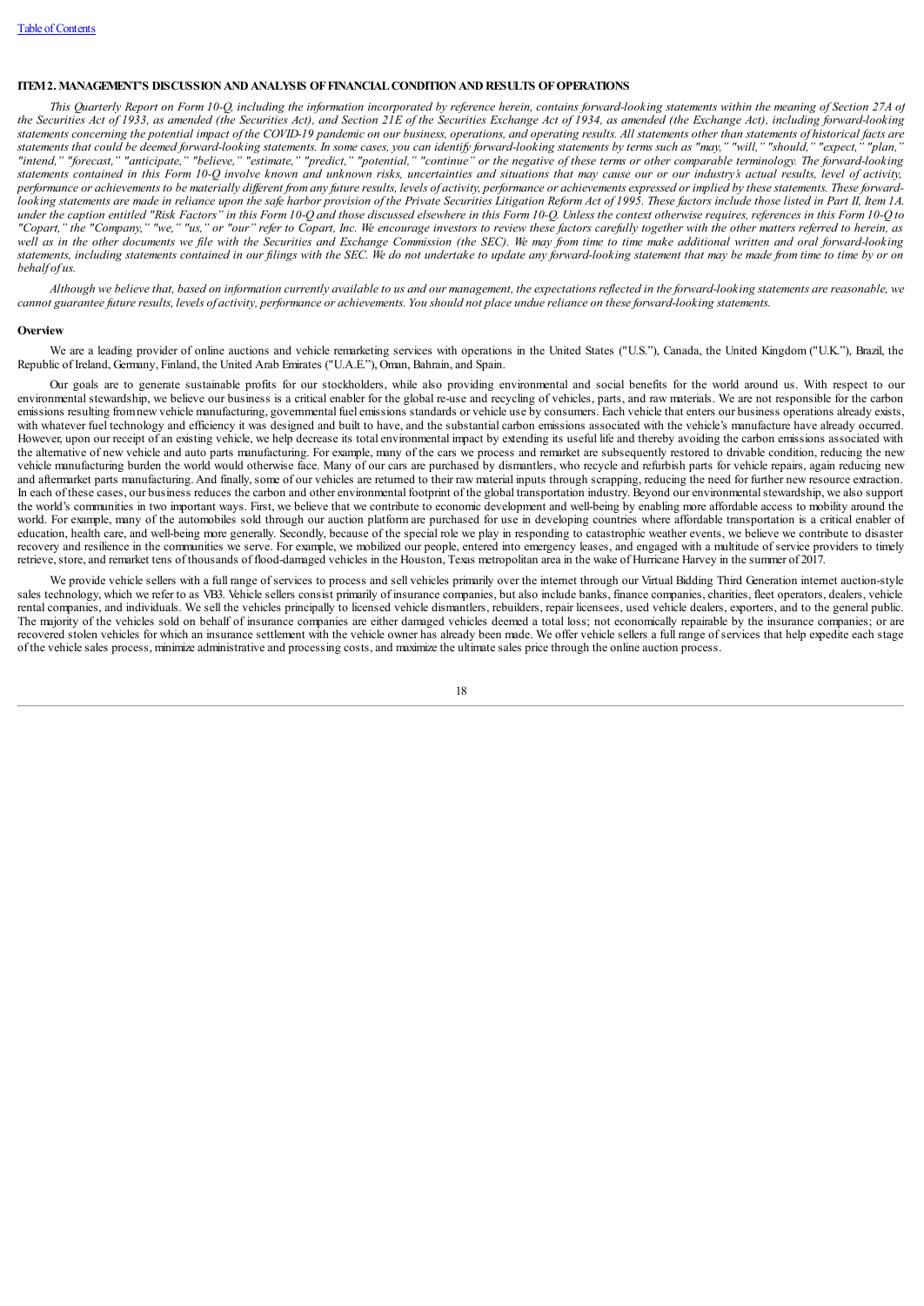## ITEM 2. MANAGEMENT'S DISCUSSION AND ANALYSIS OF FINANCIAL CONDITION AND RESULTS OF OPERATIONS

*This Quarterly Report on Form 10-Q, including the information incorporated by reference herein, contains forward-looking statements within the meaning of Section 27A of the Securities Act of 1933, as amended (the Securities Act), and Section 21E of the Securities Exchange Act of 1934, as amended (the Exchange Act), including forward-looking statements concerning the potential impact of the COVID-19 pandemic on our business, operations, and operating results. All statements other than statements of historical facts are statements that could be deemed forward-looking statements. In some cases, you can identify forward-looking statements by terms such as "may," "will," "should," "expect," "plan," "intend," "forecast," "anticipate," "believe," "estimate," "predict," "potential," "continue" or the negative of these terms or other comparable terminology. The forward-looking statements contained in this Form 10-Q involve known and unknown risks, uncertainties and situations that may cause our or our industry's actual results, level of activity, performance or achievements to be materially different from any future results, levels of activity, performance or achievements expressed or implied by these statements. These forward-looking statements are made in reliance upon the safe harbor provision of the Private Securities Litigation Reform Act of 1995. These factors include those listed in Part II, Item 1A. under the caption entitled "Risk Factors" in this Form 10-Q and those discussed elsewhere in this Form 10-Q. Unless the context otherwise requires, references in this Form 10-Q to "Copart," the "Company," "we," "us," or "our" refer to Copart, Inc. We encourage investors to review these factors carefully together with the other matters referred to herein, as well as in the other documents we file with the Securities and Exchange Commission (the SEC). We may from time to time make additional written and oral forward-looking statements, including statements contained in our filings with the SEC. We do not undertake to update any forward-looking statement that may be made from time to time by or on behalf of us.*

*Although we believe that, based on information currently available to us and our management, the expectations reflected in the forward-looking statements are reasonable, we cannot guarantee future results, levels of activity, performance or achievements. You should not place undue reliance on these forward-looking statements.*

### Overview

We are a leading provider of online auctions and vehicle remarketing services with operations in the United States ("U.S."), Canada, the United Kingdom ("U.K."), Brazil, the Republic of Ireland, Germany, Finland, the United Arab Emirates ("U.A.E."), Oman, Bahrain, and Spain.

Our goals are to generate sustainable profits for our stockholders, while also providing environmental and social benefits for the world around us. With respect to our environmental stewardship, we believe our business is a critical enabler for the global re-use and recycling of vehicles, parts, and raw materials. We are not responsible for the carbon emissions resulting from new vehicle manufacturing, governmental fuel emissions standards or vehicle use by consumers. Each vehicle that enters our business operations already exists, with whatever fuel technology and efficiency it was designed and built to have, and the substantial carbon emissions associated with the vehicle's manufacture have already occurred. However, upon our receipt of an existing vehicle, we help decrease its total environmental impact by extending its useful life and thereby avoiding the carbon emissions associated with the alternative of new vehicle and auto parts manufacturing. For example, many of the cars we process and remarket are subsequently restored to drivable condition, reducing the new vehicle manufacturing burden the world would otherwise face. Many of our cars are purchased by dismantlers, who recycle and refurbish parts for vehicle repairs, again reducing new and aftermarket parts manufacturing. And finally, some of our vehicles are returned to their raw material inputs through scrapping, reducing the need for further new resource extraction. In each of these cases, our business reduces the carbon and other environmental footprint of the global transportation industry. Beyond our environmental stewardship, we also support the world's communities in two important ways. First, we believe that we contribute to economic development and well-being by enabling more affordable access to mobility around the world. For example, many of the automobiles sold through our auction platform are purchased for use in developing countries where affordable transportation is a critical enabler of education, health care, and well-being more generally. Secondly, because of the special role we play in responding to catastrophic weather events, we believe we contribute to disaster recovery and resilience in the communities we serve. For example, we mobilized our people, entered into emergency leases, and engaged with a multitude of service providers to timely retrieve, store, and remarket tens of thousands of flood-damaged vehicles in the Houston, Texas metropolitan area in the wake of Hurricane Harvey in the summer of 2017.

We provide vehicle sellers with a full range of services to process and sell vehicles primarily over the internet through our Virtual Bidding Third Generation internet auction-style sales technology, which we refer to as VB3. Vehicle sellers consist primarily of insurance companies, but also include banks, finance companies, charities, fleet operators, dealers, vehicle rental companies, and individuals. We sell the vehicles principally to licensed vehicle dismantlers, rebuilders, repair licensees, used vehicle dealers, exporters, and to the general public. The majority of the vehicles sold on behalf of insurance companies are either damaged vehicles deemed a total loss; not economically repairable by the insurance companies; or are recovered stolen vehicles for which an insurance settlement with the vehicle owner has already been made. We offer vehicle sellers a full range of services that help expedite each stage of the vehicle sales process, minimize administrative and processing costs, and maximize the ultimate sales price through the online auction process.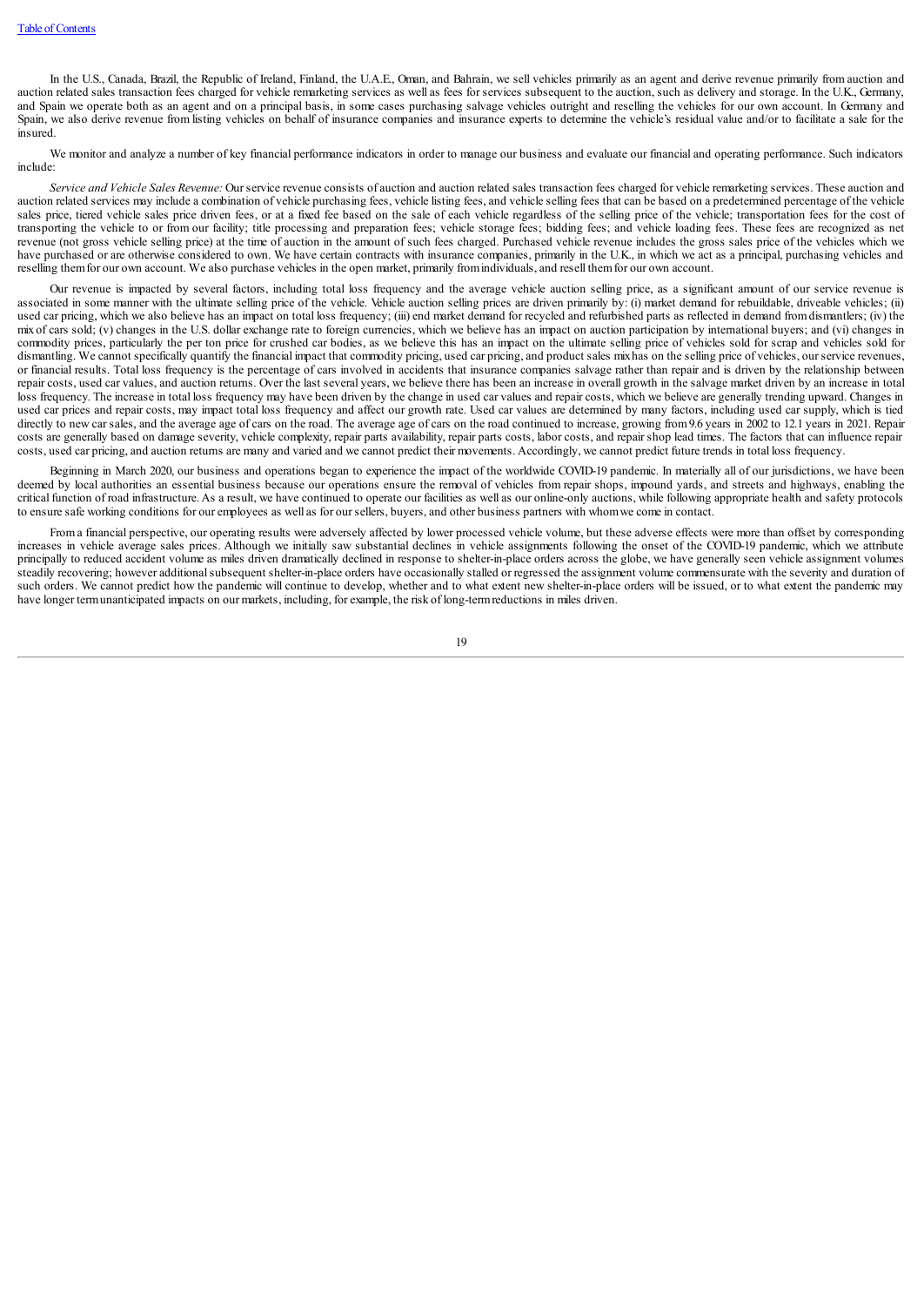In the U.S., Canada, Brazil, the Republic of Ireland, Finland, the U.A.E., Oman, and Bahrain, we sell vehicles primarily as an agent and derive revenue primarily from auction and auction related sales transaction fees charged for vehicle remarketing services as well as fees for services subsequent to the auction, such as delivery and storage. In the U.K., Germany, and Spain we operate both as an agent and on a principal basis, in some cases purchasing salvage vehicles outright and reselling the vehicles for our own account. In Germany and Spain, we also derive revenue from listing vehicles on behalf of insurance companies and insurance experts to determine the vehicle's residual value and/or to facilitate a sale for the insured.

We monitor and analyze a number of key financial performance indicators in order to manage our business and evaluate our financial and operating performance. Such indicators include:

*Service and Vehicle Sales Revenue:* Our service revenue consists of auction and auction related sales transaction fees charged for vehicle remarketing services. These auction and auction related services may include a combination of vehicle purchasing fees, vehicle listing fees, and vehicle selling fees that can be based on a predetermined percentage of the vehicle sales price, tiered vehicle sales price driven fees, or at a fixed fee based on the sale of each vehicle regardless of the selling price of the vehicle; transportation fees for the cost of transporting the vehicle to or from our facility; title processing and preparation fees; vehicle storage fees; bidding fees; and vehicle loading fees. These fees are recognized as net revenue (not gross vehicle selling price) at the time of auction in the amount of such fees charged. Purchased vehicle revenue includes the gross sales price of the vehicles which we have purchased or are otherwise considered to own. We have certain contracts with insurance companies, primarily in the U.K., in which we act as a principal, purchasing vehicles and reselling them for our own account. We also purchase vehicles in the open market, primarily from individuals, and resell them for our own account.

Our revenue is impacted by several factors, including total loss frequency and the average vehicle auction selling price, as a significant amount of our service revenue is associated in some manner with the ultimate selling price of the vehicle. Vehicle auction selling prices are driven primarily by: (i) market demand for rebuildable, driveable vehicles; (ii) used car pricing, which we also believe has an impact on total loss frequency; (iii) end market demand for recycled and refurbished parts as reflected in demand from dismantlers; (iv) the mix of cars sold; (v) changes in the U.S. dollar exchange rate to foreign currencies, which we believe has an impact on auction participation by international buyers; and (vi) changes in commodity prices, particularly the per ton price for crushed car bodies, as we believe this has an impact on the ultimate selling price of vehicles sold for scrap and vehicles sold for dismantling. We cannot specifically quantify the financial impact that commodity pricing, used car pricing, and product sales mix has on the selling price of vehicles, our service revenues, or financial results. Total loss frequency is the percentage of cars involved in accidents that insurance companies salvage rather than repair and is driven by the relationship between repair costs, used car values, and auction returns. Over the last several years, we believe there has been an increase in overall growth in the salvage market driven by an increase in total loss frequency. The increase in total loss frequency may have been driven by the change in used car values and repair costs, which we believe are generally trending upward. Changes in used car prices and repair costs, may impact total loss frequency and affect our growth rate. Used car values are determined by many factors, including used car supply, which is tied directly to new car sales, and the average age of cars on the road. The average age of cars on the road continued to increase, growing from 9.6 years in 2002 to 12.1 years in 2021. Repair costs are generally based on damage severity, vehicle complexity, repair parts availability, repair parts costs, labor costs, and repair shop lead times. The factors that can influence repair costs, used car pricing, and auction returns are many and varied and we cannot predict their movements. Accordingly, we cannot predict future trends in total loss frequency.

Beginning in March 2020, our business and operations began to experience the impact of the worldwide COVID-19 pandemic. In materially all of our jurisdictions, we have been deemed by local authorities an essential business because our operations ensure the removal of vehicles from repair shops, impound yards, and streets and highways, enabling the critical function of road infrastructure. As a result, we have continued to operate our facilities as well as our online-only auctions, while following appropriate health and safety protocols to ensure safe working conditions for our employees as well as for our sellers, buyers, and other business partners with whom we come in contact.

From a financial perspective, our operating results were adversely affected by lower processed vehicle volume, but these adverse effects were more than offset by corresponding increases in vehicle average sales prices. Although we initially saw substantial declines in vehicle assignments following the onset of the COVID-19 pandemic, which we attribute principally to reduced accident volume as miles driven dramatically declined in response to shelter-in-place orders across the globe, we have generally seen vehicle assignment volumes steadily recovering; however additional subsequent shelter-in-place orders have occasionally stalled or regressed the assignment volume commensurate with the severity and duration of such orders. We cannot predict how the pandemic will continue to develop, whether and to what extent new shelter-in-place orders will be issued, or to what extent the pandemic may have longer term unanticipated impacts on our markets, including, for example, the risk of long-term reductions in miles driven.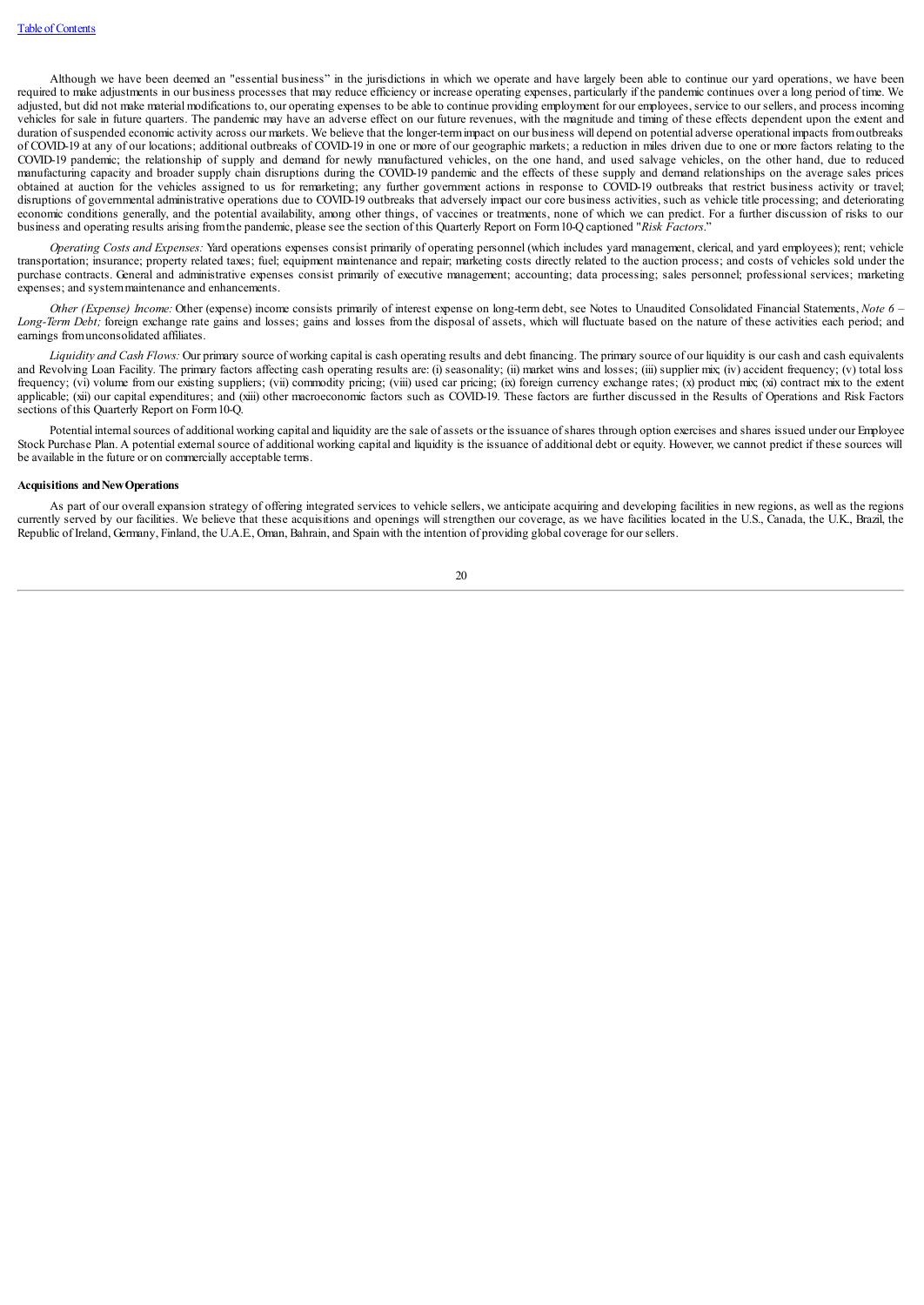Although we have been deemed an "essential business" in the jurisdictions in which we operate and have largely been able to continue our yard operations, we have been required to make adjustments in our business processes that may reduce efficiency or increase operating expenses, particularly if the pandemic continues over a long period of time. We adjusted, but did not make material modifications to, our operating expenses to be able to continue providing employment for our employees, service to our sellers, and process incoming vehicles for sale in future quarters. The pandemic may have an adverse effect on our future revenues, with the magnitude and timing of these effects dependent upon the extent and duration of suspended economic activity across our markets. We believe that the longer-term impact on our business will depend on potential adverse operational impacts from outbreaks of COVID-19 at any of our locations; additional outbreaks of COVID-19 in one or more of our geographic markets; a reduction in miles driven due to one or more factors relating to the COVID-19 pandemic; the relationship of supply and demand for newly manufactured vehicles, on the one hand, and used salvage vehicles, on the other hand, due to reduced manufacturing capacity and broader supply chain disruptions during the COVID-19 pandemic and the effects of these supply and demand relationships on the average sales prices obtained at auction for the vehicles assigned to us for remarketing; any further government actions in response to COVID-19 outbreaks that restrict business activity or travel; disruptions of governmental administrative operations due to COVID-19 outbreaks that adversely impact our core business activities, such as vehicle title processing; and deteriorating economic conditions generally, and the potential availability, among other things, of vaccines or treatments, none of which we can predict. For a further discussion of risks to our business and operating results arising from the pandemic, please see the section of this Quarterly Report on Form 10-Q captioned "*Risk Factors*."

*Operating Costs and Expenses:* Yard operations expenses consist primarily of operating personnel (which includes yard management, clerical, and yard employees); rent; vehicle transportation; insurance; property related taxes; fuel; equipment maintenance and repair; marketing costs directly related to the auction process; and costs of vehicles sold under the purchase contracts. General and administrative expenses consist primarily of executive management; accounting; data processing; sales personnel; professional services; marketing expenses; and system maintenance and enhancements.

*Other (Expense) Income:* Other (expense) income consists primarily of interest expense on long-term debt, see Notes to Unaudited Consolidated Financial Statements, *Note 6 – Long-Term Debt;* foreign exchange rate gains and losses; gains and losses from the disposal of assets, which will fluctuate based on the nature of these activities each period; and earnings from unconsolidated affiliates.

*Liquidity and Cash Flows:* Our primary source of working capital is cash operating results and debt financing. The primary source of our liquidity is our cash and cash equivalents and Revolving Loan Facility. The primary factors affecting cash operating results are: (i) seasonality; (ii) market wins and losses; (iii) supplier mix; (iv) accident frequency; (v) total loss frequency; (vi) volume from our existing suppliers; (vii) commodity pricing; (viii) used car pricing; (ix) foreign currency exchange rates; (x) product mix; (xi) contract mix to the extent applicable; (xii) our capital expenditures; and (xiii) other macroeconomic factors such as COVID-19. These factors are further discussed in the Results of Operations and Risk Factors sections of this Quarterly Report on Form 10-Q.

Potential internal sources of additional working capital and liquidity are the sale of assets or the issuance of shares through option exercises and shares issued under our Employee Stock Purchase Plan. A potential external source of additional working capital and liquidity is the issuance of additional debt or equity. However, we cannot predict if these sources will be available in the future or on commercially acceptable terms.

**Acquisitions and New Operations**

As part of our overall expansion strategy of offering integrated services to vehicle sellers, we anticipate acquiring and developing facilities in new regions, as well as the regions currently served by our facilities. We believe that these acquisitions and openings will strengthen our coverage, as we have facilities located in the U.S., Canada, the U.K., Brazil, the Republic of Ireland, Germany, Finland, the U.A.E., Oman, Bahrain, and Spain with the intention of providing global coverage for our sellers.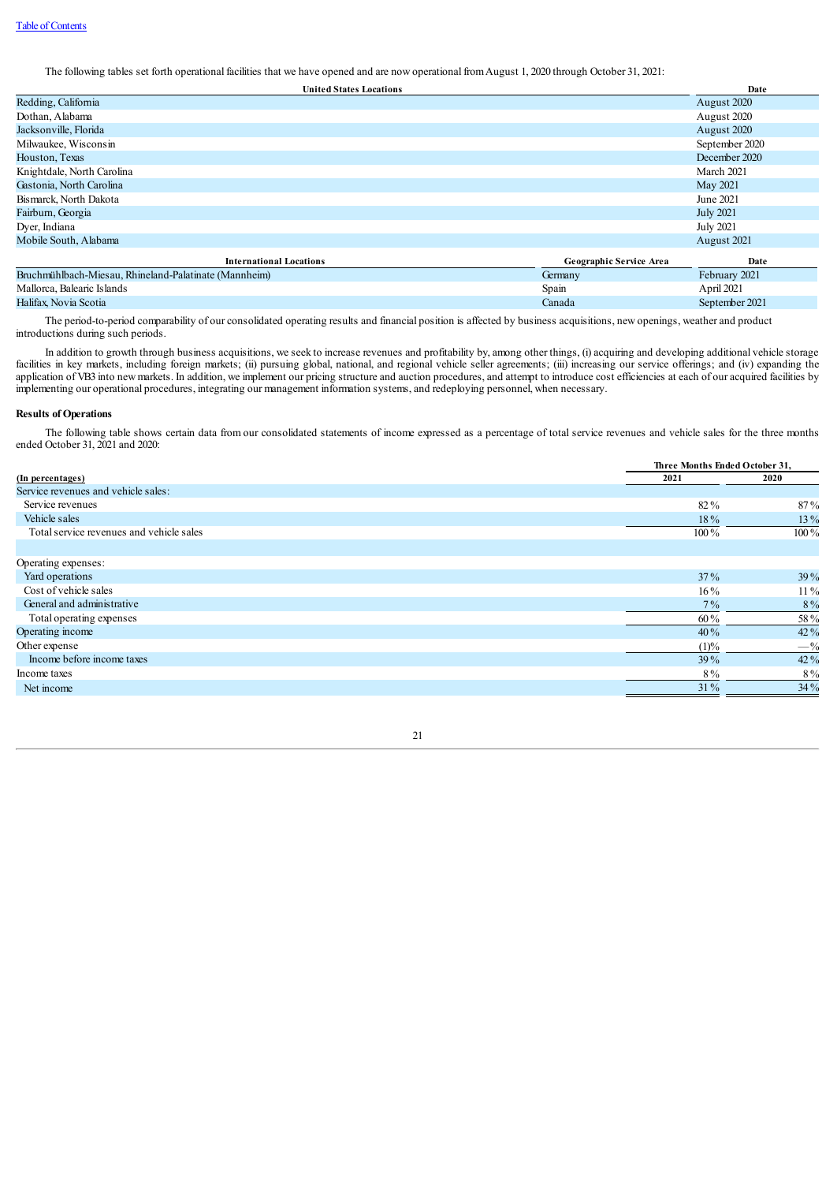The following tables set forth operational facilities that we have opened and are now operational from August 1, 2020 through October 31, 2021:

| United States Locations | Date |
|---|---|
| Redding, California | August 2020 |
| Dothan, Alabama | August 2020 |
| Jacksonville, Florida | August 2020 |
| Milwaukee, Wisconsin | September 2020 |
| Houston, Texas | December 2020 |
| Knightdale, North Carolina | March 2021 |
| Gastonia, North Carolina | May 2021 |
| Bismarck, North Dakota | June 2021 |
| Fairburn, Georgia | July 2021 |
| Dyer, Indiana | July 2021 |
| Mobile South, Alabama | August 2021 |

| International Locations | Geographic Service Area | Date |
|---|---|---|
| Bruchmühlbach-Miesau, Rhineland-Palatinate (Mannheim) | Germany | February 2021 |
| Mallorca, Balearic Islands | Spain | April 2021 |
| Halifax, Novia Scotia | Canada | September 2021 |

The period-to-period comparability of our consolidated operating results and financial position is affected by business acquisitions, new openings, weather and product introductions during such periods.

In addition to growth through business acquisitions, we seek to increase revenues and profitability by, among other things, (i) acquiring and developing additional vehicle storage facilities in key markets, including foreign markets; (ii) pursuing global, national, and regional vehicle seller agreements; (iii) increasing our service offerings; and (iv) expanding the application of VB3 into new markets. In addition, we implement our pricing structure and auction procedures, and attempt to introduce cost efficiencies at each of our acquired facilities by implementing our operational procedures, integrating our management information systems, and redeploying personnel, when necessary.

**Results of Operations**

The following table shows certain data from our consolidated statements of income expressed as a percentage of total service revenues and vehicle sales for the three months ended October 31, 2021 and 2020:

| | Three Months Ended October 31, | |
|---|---|---|
| **(In percentages)** | **2021** | **2020** |
| Service revenues and vehicle sales: | | |
| Service revenues | 82 % | 87 % |
| Vehicle sales | 18 % | 13 % |
| Total service revenues and vehicle sales | 100 % | 100 % |
| | | |
| Operating expenses: | | |
| Yard operations | 37 % | 39 % |
| Cost of vehicle sales | 16 % | 11 % |
| General and administrative | 7 % | 8 % |
| Total operating expenses | 60 % | 58 % |
| Operating income | 40 % | 42 % |
| Other expense | (1)% | —% |
| Income before income taxes | 39 % | 42 % |
| Income taxes | 8 % | 8 % |
| Net income | 31 % | 34 % |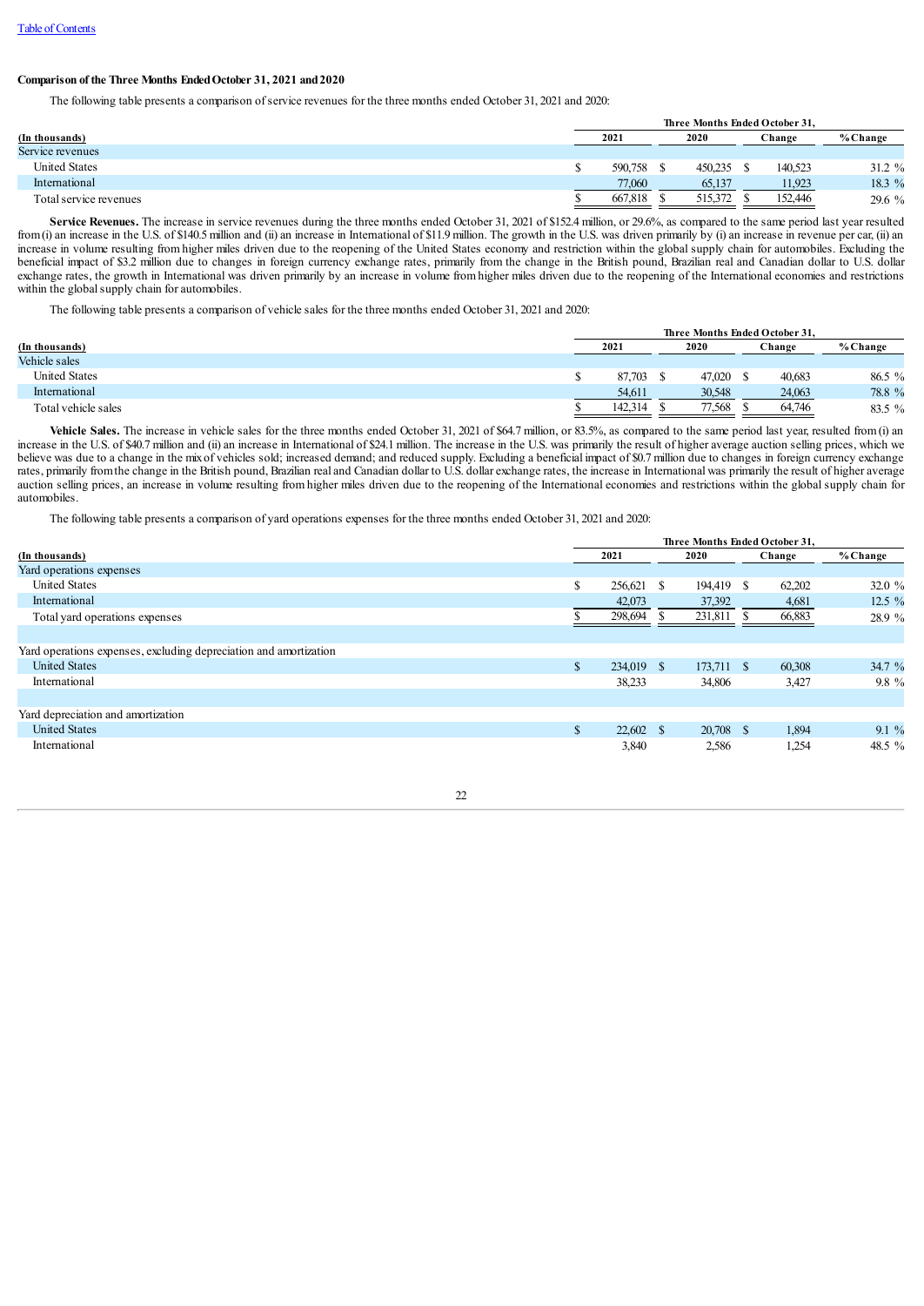[Table of Contents](#)

**Comparison of the Three Months Ended October 31, 2021 and 2020**

The following table presents a comparison of service revenues for the three months ended October 31, 2021 and 2020:

| | Three Months Ended October 31, | | | |
|---|---|---|---|---|
| (In thousands) | 2021 | 2020 | Change | % Change |
| Service revenues | | | | |
| United States | $ 590,758 | $ 450,235 | $ 140,523 | 31.2 % |
| International | 77,060 | 65,137 | 11,923 | 18.3 % |
| Total service revenues | $ 667,818 | $ 515,372 | $ 152,446 | 29.6 % |

**Service Revenues.** The increase in service revenues during the three months ended October 31, 2021 of $152.4 million, or 29.6%, as compared to the same period last year resulted from (i) an increase in the U.S. of $140.5 million and (ii) an increase in International of $11.9 million. The growth in the U.S. was driven primarily by (i) an increase in revenue per car, (ii) an increase in volume resulting from higher miles driven due to the reopening of the United States economy and restriction within the global supply chain for automobiles. Excluding the beneficial impact of $3.2 million due to changes in foreign currency exchange rates, primarily from the change in the British pound, Brazilian real and Canadian dollar to U.S. dollar exchange rates, the growth in International was driven primarily by an increase in volume from higher miles driven due to the reopening of the International economies and restrictions within the global supply chain for automobiles.

The following table presents a comparison of vehicle sales for the three months ended October 31, 2021 and 2020:

| | Three Months Ended October 31, | | | |
|---|---|---|---|---|
| (In thousands) | 2021 | 2020 | Change | % Change |
| Vehicle sales | | | | |
| United States | $ 87,703 | $ 47,020 | $ 40,683 | 86.5 % |
| International | 54,611 | 30,548 | 24,063 | 78.8 % |
| Total vehicle sales | $ 142,314 | $ 77,568 | $ 64,746 | 83.5 % |

**Vehicle Sales.** The increase in vehicle sales for the three months ended October 31, 2021 of $64.7 million, or 83.5%, as compared to the same period last year, resulted from (i) an increase in the U.S. of $40.7 million and (ii) an increase in International of $24.1 million. The increase in the U.S. was primarily the result of higher average auction selling prices, which we believe was due to a change in the mix of vehicles sold; increased demand; and reduced supply. Excluding a beneficial impact of $0.7 million due to changes in foreign currency exchange rates, primarily from the change in the British pound, Brazilian real and Canadian dollar to U.S. dollar exchange rates, the increase in International was primarily the result of higher average auction selling prices, an increase in volume resulting from higher miles driven due to the reopening of the International economies and restrictions within the global supply chain for automobiles.

The following table presents a comparison of yard operations expenses for the three months ended October 31, 2021 and 2020:

| | Three Months Ended October 31, | | | |
|---|---|---|---|---|
| (In thousands) | 2021 | 2020 | Change | % Change |
| Yard operations expenses | | | | |
| United States | $ 256,621 | $ 194,419 | $ 62,202 | 32.0 % |
| International | 42,073 | 37,392 | 4,681 | 12.5 % |
| Total yard operations expenses | $ 298,694 | $ 231,811 | $ 66,883 | 28.9 % |
| | | | | |
| Yard operations expenses, excluding depreciation and amortization | | | | |
| United States | $ 234,019 | $ 173,711 | $ 60,308 | 34.7 % |
| International | 38,233 | 34,806 | 3,427 | 9.8 % |
| | | | | |
| Yard depreciation and amortization | | | | |
| United States | $ 22,602 | $ 20,708 | $ 1,894 | 9.1 % |
| International | 3,840 | 2,586 | 1,254 | 48.5 % |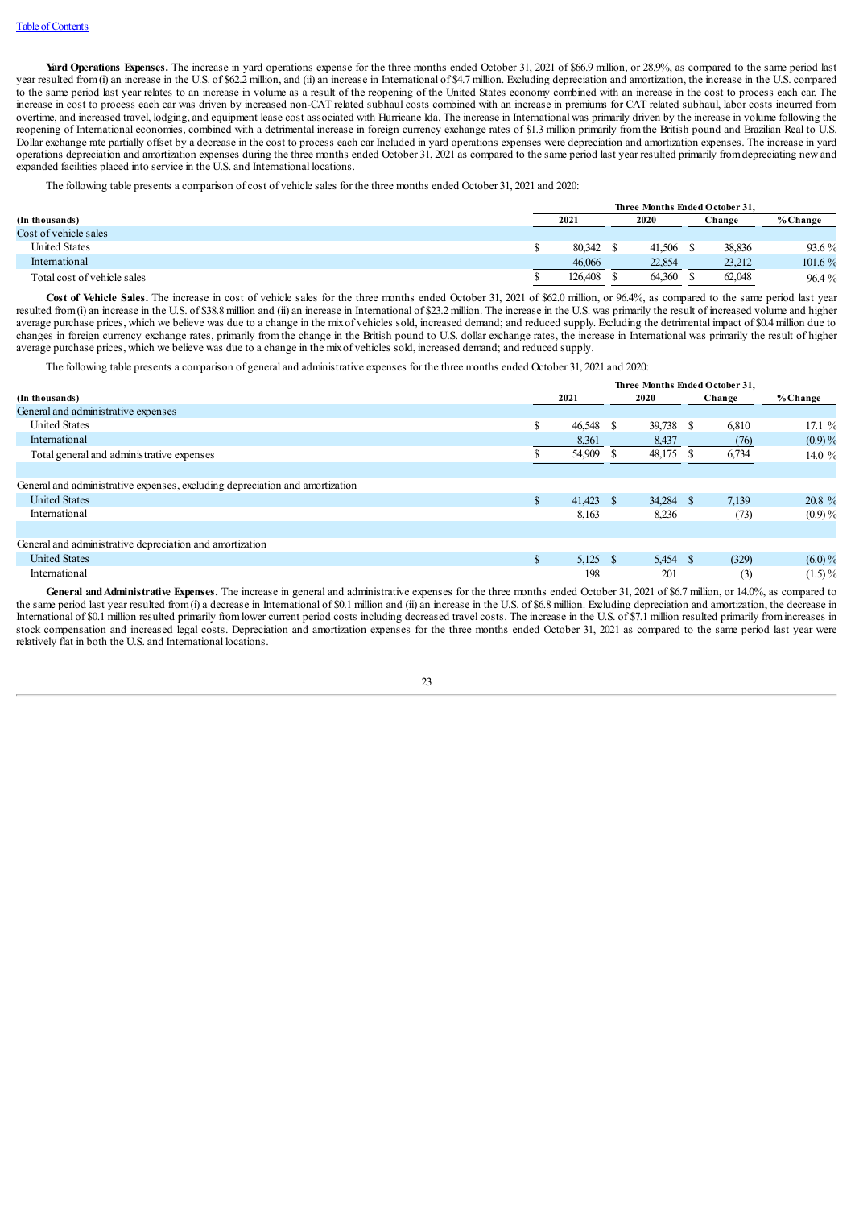[Table of Contents](#)

**Yard Operations Expenses.** The increase in yard operations expense for the three months ended October 31, 2021 of $66.9 million, or 28.9%, as compared to the same period last year resulted from (i) an increase in the U.S. of $62.2 million, and (ii) an increase in International of $4.7 million. Excluding depreciation and amortization, the increase in the U.S. compared to the same period last year relates to an increase in volume as a result of the reopening of the United States economy combined with an increase in the cost to process each car. The increase in cost to process each car was driven by increased non-CAT related subhaul costs combined with an increase in premiums for CAT related subhaul, labor costs incurred from overtime, and increased travel, lodging, and equipment lease cost associated with Hurricane Ida. The increase in International was primarily driven by the increase in volume following the reopening of International economies, combined with a detrimental increase in foreign currency exchange rates of $1.3 million primarily from the British pound and Brazilian Real to U.S. Dollar exchange rate partially offset by a decrease in the cost to process each car Included in yard operations expenses were depreciation and amortization expenses. The increase in yard operations depreciation and amortization expenses during the three months ended October 31, 2021 as compared to the same period last year resulted primarily from depreciating new and expanded facilities placed into service in the U.S. and International locations.

The following table presents a comparison of cost of vehicle sales for the three months ended October 31, 2021 and 2020:

| | Three Months Ended October 31, | | | |
|---|---|---|---|---|
| **(In thousands)** | **2021** | **2020** | **Change** | **% Change** |
| Cost of vehicle sales | | | | |
| United States | $ 80,342 | $ 41,506 | $ 38,836 | 93.6 % |
| International | 46,066 | 22,854 | 23,212 | 101.6 % |
| Total cost of vehicle sales | $ 126,408 | $ 64,360 | $ 62,048 | 96.4 % |

**Cost of Vehicle Sales.** The increase in cost of vehicle sales for the three months ended October 31, 2021 of $62.0 million, or 96.4%, as compared to the same period last year resulted from (i) an increase in the U.S. of $38.8 million and (ii) an increase in International of $23.2 million. The increase in the U.S. was primarily the result of increased volume and higher average purchase prices, which we believe was due to a change in the mix of vehicles sold, increased demand; and reduced supply. Excluding the detrimental impact of $0.4 million due to changes in foreign currency exchange rates, primarily from the change in the British pound to U.S. dollar exchange rates, the increase in International was primarily the result of higher average purchase prices, which we believe was due to a change in the mix of vehicles sold, increased demand; and reduced supply.

The following table presents a comparison of general and administrative expenses for the three months ended October 31, 2021 and 2020:

| | Three Months Ended October 31, | | | |
|---|---|---|---|---|
| **(In thousands)** | **2021** | **2020** | **Change** | **% Change** |
| General and administrative expenses | | | | |
| United States | $ 46,548 | $ 39,738 | $ 6,810 | 17.1 % |
| International | 8,361 | 8,437 | (76) | (0.9) % |
| Total general and administrative expenses | $ 54,909 | $ 48,175 | $ 6,734 | 14.0 % |
| | | | | |
| General and administrative expenses, excluding depreciation and amortization | | | | |
| United States | $ 41,423 | $ 34,284 | $ 7,139 | 20.8 % |
| International | 8,163 | 8,236 | (73) | (0.9) % |
| | | | | |
| General and administrative depreciation and amortization | | | | |
| United States | $ 5,125 | $ 5,454 | $ (329) | (6.0) % |
| International | 198 | 201 | (3) | (1.5) % |

**General and Administrative Expenses.** The increase in general and administrative expenses for the three months ended October 31, 2021 of $6.7 million, or 14.0%, as compared to the same period last year resulted from (i) a decrease in International of $0.1 million and (ii) an increase in the U.S. of $6.8 million. Excluding depreciation and amortization, the decrease in International of $0.1 million resulted primarily from lower current period costs including decreased travel costs. The increase in the U.S. of $7.1 million resulted primarily from increases in stock compensation and increased legal costs. Depreciation and amortization expenses for the three months ended October 31, 2021 as compared to the same period last year were relatively flat in both the U.S. and International locations.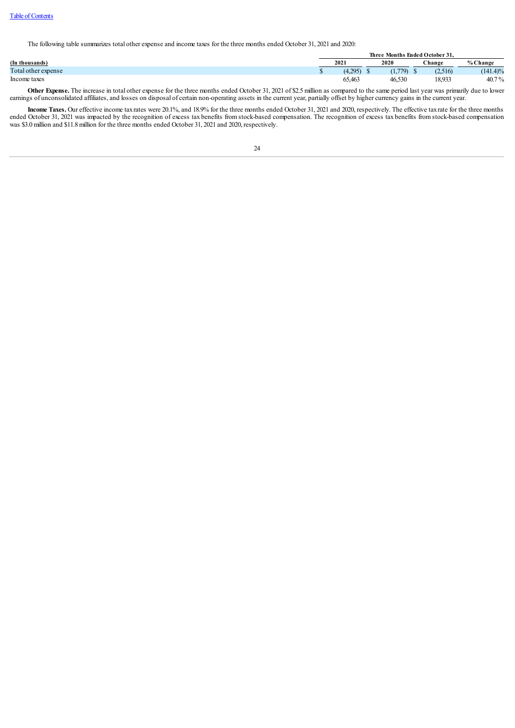The following table summarizes total other expense and income taxes for the three months ended October 31, 2021 and 2020:

| | Three Months Ended October 31, | | | |
|---|---|---|---|---|
| (In thousands) | 2021 | 2020 | Change | % Change |
| Total other expense | $ (4,295) | $ (1,779) | $ (2,516) | (141.4)% |
| Income taxes | 65,463 | 46,530 | 18,933 | 40.7 % |

**Other Expense.** The increase in total other expense for the three months ended October 31, 2021 of $2.5 million as compared to the same period last year was primarily due to lower earnings of unconsolidated affiliates, and losses on disposal of certain non-operating assets in the current year, partially offset by higher currency gains in the current year.

**Income Taxes.** Our effective income tax rates were 20.1%, and 18.9% for the three months ended October 31, 2021 and 2020, respectively. The effective tax rate for the three months ended October 31, 2021 was impacted by the recognition of excess tax benefits from stock-based compensation. The recognition of excess tax benefits from stock-based compensation was $3.0 million and $11.8 million for the three months ended October 31, 2021 and 2020, respectively.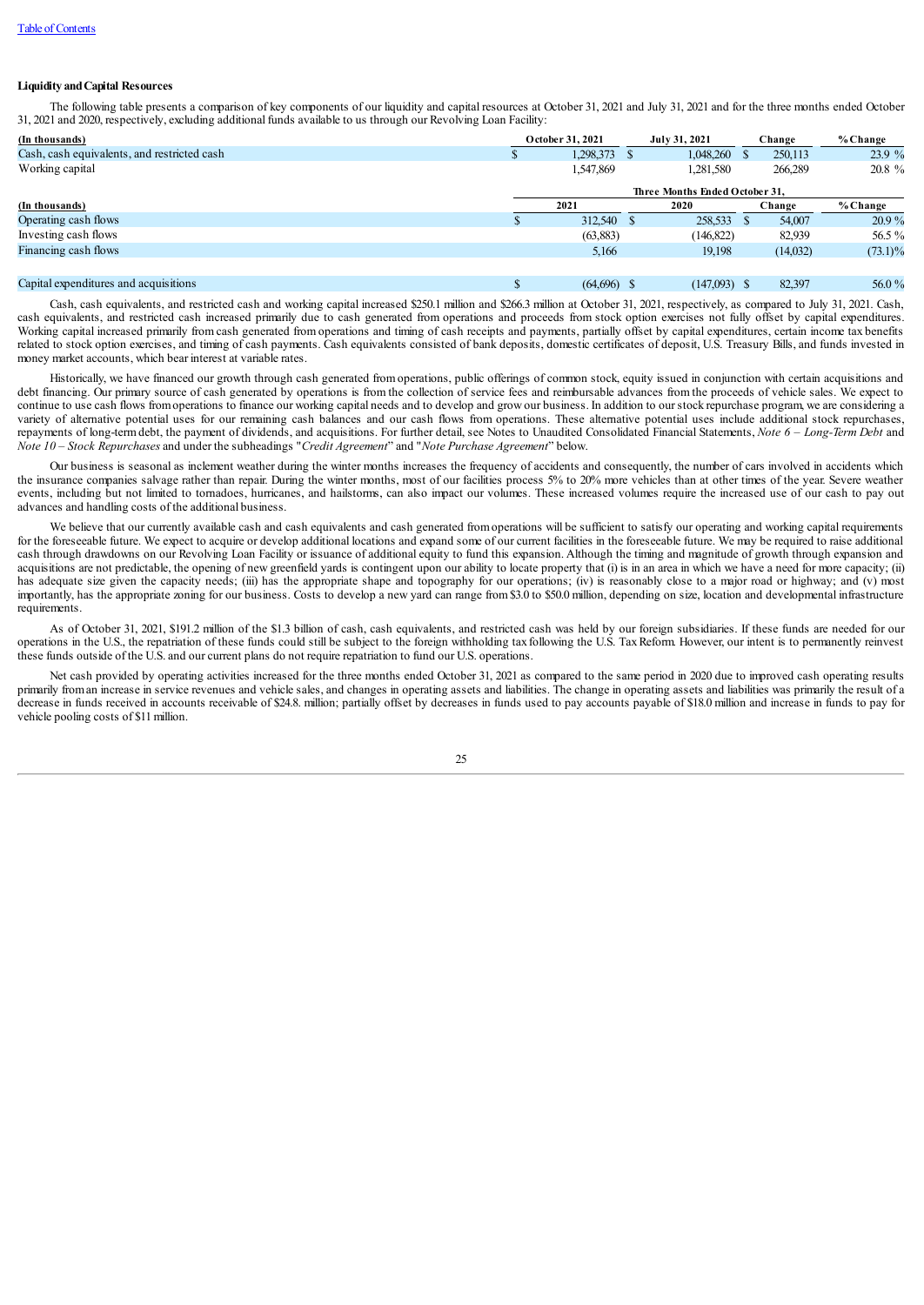Table of Contents

### Liquidity and Capital Resources

The following table presents a comparison of key components of our liquidity and capital resources at October 31, 2021 and July 31, 2021 and for the three months ended October 31, 2021 and 2020, respectively, excluding additional funds available to us through our Revolving Loan Facility:

| (In thousands) | October 31, 2021 | July 31, 2021 | Change | % Change |
|---|---|---|---|---|
| Cash, cash equivalents, and restricted cash | $ 1,298,373 | $ 1,048,260 | $ 250,113 | 23.9 % |
| Working capital | 1,547,869 | 1,281,580 | 266,289 | 20.8 % |
| | Three Months Ended October 31, | | | |
| (In thousands) | 2021 | 2020 | Change | % Change |
| Operating cash flows | $ 312,540 | $ 258,533 | $ 54,007 | 20.9 % |
| Investing cash flows | (63,883) | (146,822) | 82,939 | 56.5 % |
| Financing cash flows | 5,166 | 19,198 | (14,032) | (73.1)% |
| | | | | |
| Capital expenditures and acquisitions | $ (64,696) | $ (147,093) | $ 82,397 | 56.0 % |

Cash, cash equivalents, and restricted cash and working capital increased $250.1 million and $266.3 million at October 31, 2021, respectively, as compared to July 31, 2021. Cash, cash equivalents, and restricted cash increased primarily due to cash generated from operations and proceeds from stock option exercises not fully offset by capital expenditures. Working capital increased primarily from cash generated from operations and timing of cash receipts and payments, partially offset by capital expenditures, certain income tax benefits related to stock option exercises, and timing of cash payments. Cash equivalents consisted of bank deposits, domestic certificates of deposit, U.S. Treasury Bills, and funds invested in money market accounts, which bear interest at variable rates.

Historically, we have financed our growth through cash generated from operations, public offerings of common stock, equity issued in conjunction with certain acquisitions and debt financing. Our primary source of cash generated by operations is from the collection of service fees and reimbursable advances from the proceeds of vehicle sales. We expect to continue to use cash flows from operations to finance our working capital needs and to develop and grow our business. In addition to our stock repurchase program, we are considering a variety of alternative potential uses for our remaining cash balances and our cash flows from operations. These alternative potential uses include additional stock repurchases, repayments of long-term debt, the payment of dividends, and acquisitions. For further detail, see Notes to Unaudited Consolidated Financial Statements, *Note 6 – Long-Term Debt* and *Note 10 – Stock Repurchases* and under the subheadings "*Credit Agreement*" and "*Note Purchase Agreement*" below.

Our business is seasonal as inclement weather during the winter months increases the frequency of accidents and consequently, the number of cars involved in accidents which the insurance companies salvage rather than repair. During the winter months, most of our facilities process 5% to 20% more vehicles than at other times of the year. Severe weather events, including but not limited to tornadoes, hurricanes, and hailstorms, can also impact our volumes. These increased volumes require the increased use of our cash to pay out advances and handling costs of the additional business.

We believe that our currently available cash and cash equivalents and cash generated from operations will be sufficient to satisfy our operating and working capital requirements for the foreseeable future. We expect to acquire or develop additional locations and expand some of our current facilities in the foreseeable future. We may be required to raise additional cash through drawdowns on our Revolving Loan Facility or issuance of additional equity to fund this expansion. Although the timing and magnitude of growth through expansion and acquisitions are not predictable, the opening of new greenfield yards is contingent upon our ability to locate property that (i) is in an area in which we have a need for more capacity; (ii) has adequate size given the capacity needs; (iii) has the appropriate shape and topography for our operations; (iv) is reasonably close to a major road or highway; and (v) most importantly, has the appropriate zoning for our business. Costs to develop a new yard can range from $3.0 to $50.0 million, depending on size, location and developmental infrastructure requirements.

As of October 31, 2021, $191.2 million of the $1.3 billion of cash, cash equivalents, and restricted cash was held by our foreign subsidiaries. If these funds are needed for our operations in the U.S., the repatriation of these funds could still be subject to the foreign withholding tax following the U.S. Tax Reform. However, our intent is to permanently reinvest these funds outside of the U.S. and our current plans do not require repatriation to fund our U.S. operations.

Net cash provided by operating activities increased for the three months ended October 31, 2021 as compared to the same period in 2020 due to improved cash operating results primarily from an increase in service revenues and vehicle sales, and changes in operating assets and liabilities. The change in operating assets and liabilities was primarily the result of a decrease in funds received in accounts receivable of $24.8. million; partially offset by decreases in funds used to pay accounts payable of $18.0 million and increase in funds to pay for vehicle pooling costs of $11 million.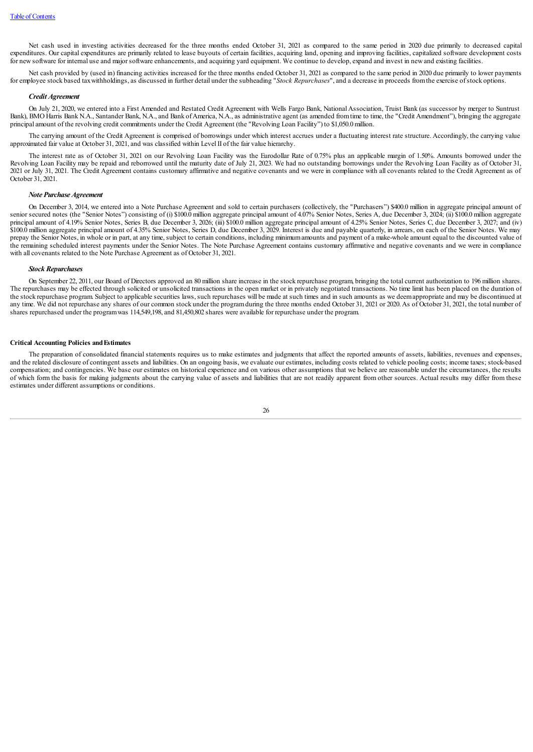Net cash used in investing activities decreased for the three months ended October 31, 2021 as compared to the same period in 2020 due primarily to decreased capital expenditures. Our capital expenditures are primarily related to lease buyouts of certain facilities, acquiring land, opening and improving facilities, capitalized software development costs for new software for internal use and major software enhancements, and acquiring yard equipment. We continue to develop, expand and invest in new and existing facilities.

Net cash provided by (used in) financing activities increased for the three months ended October 31, 2021 as compared to the same period in 2020 due primarily to lower payments for employee stock based tax withholdings, as discussed in further detail under the subheading "*Stock Repurchases*", and a decrease in proceeds from the exercise of stock options.

### *Credit Agreement*

On July 21, 2020, we entered into a First Amended and Restated Credit Agreement with Wells Fargo Bank, National Association, Truist Bank (as successor by merger to Suntrust Bank), BMO Harris Bank N.A., Santander Bank, N.A., and Bank of America, N.A., as administrative agent (as amended from time to time, the "Credit Amendment"), bringing the aggregate principal amount of the revolving credit commitments under the Credit Agreement (the "Revolving Loan Facility") to $1,050.0 million.

The carrying amount of the Credit Agreement is comprised of borrowings under which interest accrues under a fluctuating interest rate structure. Accordingly, the carrying value approximated fair value at October 31, 2021, and was classified within Level II of the fair value hierarchy.

The interest rate as of October 31, 2021 on our Revolving Loan Facility was the Eurodollar Rate of 0.75% plus an applicable margin of 1.50%. Amounts borrowed under the Revolving Loan Facility may be repaid and reborrowed until the maturity date of July 21, 2023. We had no outstanding borrowings under the Revolving Loan Facility as of October 31, 2021 or July 31, 2021. The Credit Agreement contains customary affirmative and negative covenants and we were in compliance with all covenants related to the Credit Agreement as of October 31, 2021.

### *Note Purchase Agreement*

On December 3, 2014, we entered into a Note Purchase Agreement and sold to certain purchasers (collectively, the "Purchasers") $400.0 million in aggregate principal amount of senior secured notes (the "Senior Notes") consisting of (i) $100.0 million aggregate principal amount of 4.07% Senior Notes, Series A, due December 3, 2024; (ii) $100.0 million aggregate principal amount of 4.19% Senior Notes, Series B, due December 3, 2026; (iii) $100.0 million aggregate principal amount of 4.25% Senior Notes, Series C, due December 3, 2027; and (iv) $100.0 million aggregate principal amount of 4.35% Senior Notes, Series D, due December 3, 2029. Interest is due and payable quarterly, in arrears, on each of the Senior Notes. We may prepay the Senior Notes, in whole or in part, at any time, subject to certain conditions, including minimum amounts and payment of a make-whole amount equal to the discounted value of the remaining scheduled interest payments under the Senior Notes. The Note Purchase Agreement contains customary affirmative and negative covenants and we were in compliance with all covenants related to the Note Purchase Agreement as of October 31, 2021.

### *Stock Repurchases*

On September 22, 2011, our Board of Directors approved an 80 million share increase in the stock repurchase program, bringing the total current authorization to 196 million shares. The repurchases may be effected through solicited or unsolicited transactions in the open market or in privately negotiated transactions. No time limit has been placed on the duration of the stock repurchase program. Subject to applicable securities laws, such repurchases will be made at such times and in such amounts as we deem appropriate and may be discontinued at any time. We did not repurchase any shares of our common stock under the program during the three months ended October 31, 2021 or 2020. As of October 31, 2021, the total number of shares repurchased under the program was 114,549,198, and 81,450,802 shares were available for repurchase under the program.

## Critical Accounting Policies and Estimates

The preparation of consolidated financial statements requires us to make estimates and judgments that affect the reported amounts of assets, liabilities, revenues and expenses, and the related disclosure of contingent assets and liabilities. On an ongoing basis, we evaluate our estimates, including costs related to vehicle pooling costs; income taxes; stock-based compensation; and contingencies. We base our estimates on historical experience and on various other assumptions that we believe are reasonable under the circumstances, the results of which form the basis for making judgments about the carrying value of assets and liabilities that are not readily apparent from other sources. Actual results may differ from these estimates under different assumptions or conditions.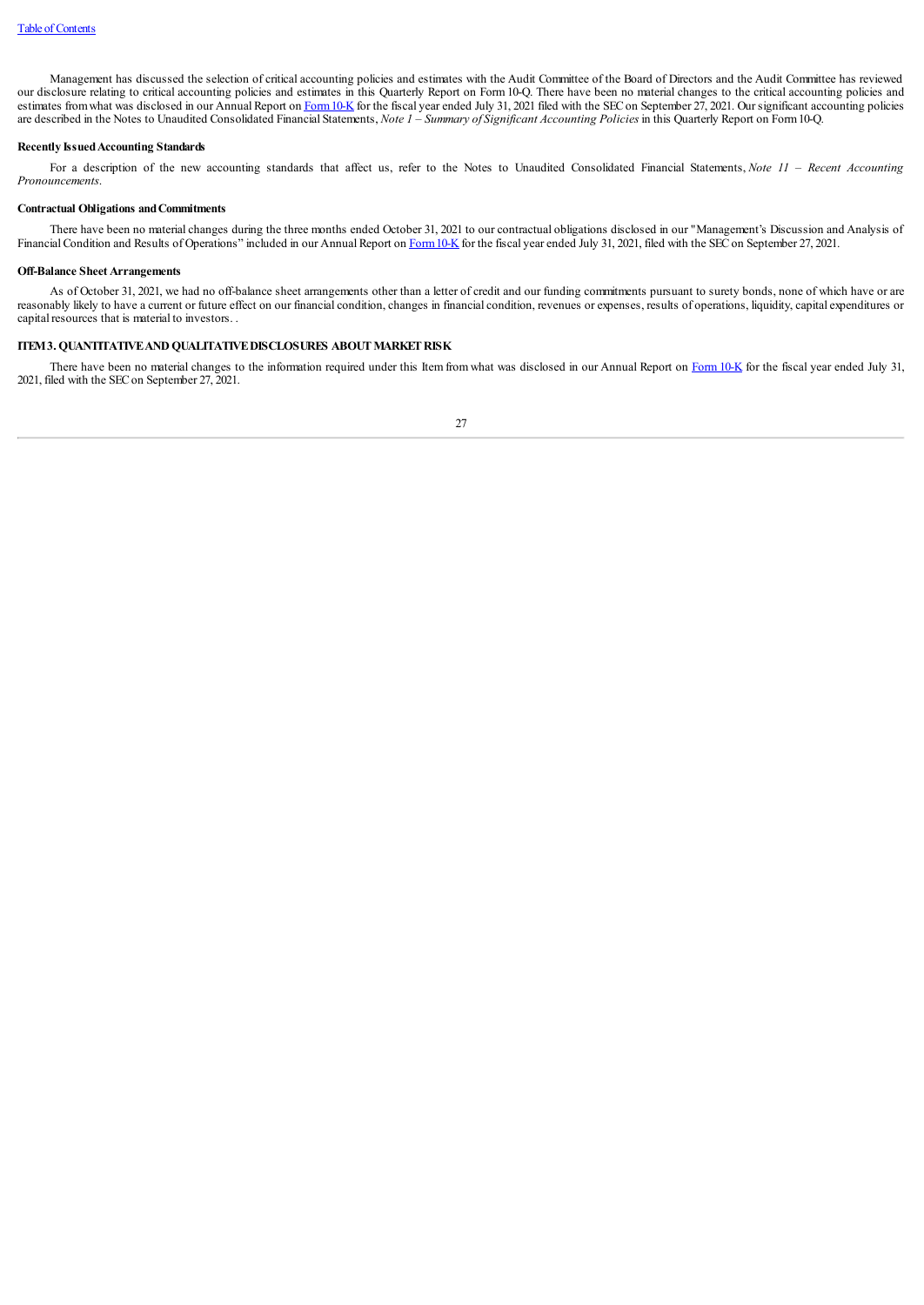Management has discussed the selection of critical accounting policies and estimates with the Audit Committee of the Board of Directors and the Audit Committee has reviewed our disclosure relating to critical accounting policies and estimates in this Quarterly Report on Form 10-Q. There have been no material changes to the critical accounting policies and estimates from what was disclosed in our Annual Report on Form 10-K for the fiscal year ended July 31, 2021 filed with the SEC on September 27, 2021. Our significant accounting policies are described in the Notes to Unaudited Consolidated Financial Statements, *Note 1 – Summary of Significant Accounting Policies* in this Quarterly Report on Form 10-Q.

**Recently Issued Accounting Standards**

For a description of the new accounting standards that affect us, refer to the Notes to Unaudited Consolidated Financial Statements, *Note 11 – Recent Accounting Pronouncements*.

**Contractual Obligations and Commitments**

There have been no material changes during the three months ended October 31, 2021 to our contractual obligations disclosed in our "Management's Discussion and Analysis of Financial Condition and Results of Operations" included in our Annual Report on Form 10-K for the fiscal year ended July 31, 2021, filed with the SEC on September 27, 2021.

**Off-Balance Sheet Arrangements**

As of October 31, 2021, we had no off-balance sheet arrangements other than a letter of credit and our funding commitments pursuant to surety bonds, none of which have or are reasonably likely to have a current or future effect on our financial condition, changes in financial condition, revenues or expenses, results of operations, liquidity, capital expenditures or capital resources that is material to investors. .

**ITEM 3. QUANTITATIVE AND QUALITATIVE DISCLOSURES ABOUT MARKET RISK**

There have been no material changes to the information required under this Item from what was disclosed in our Annual Report on Form 10-K for the fiscal year ended July 31, 2021, filed with the SEC on September 27, 2021.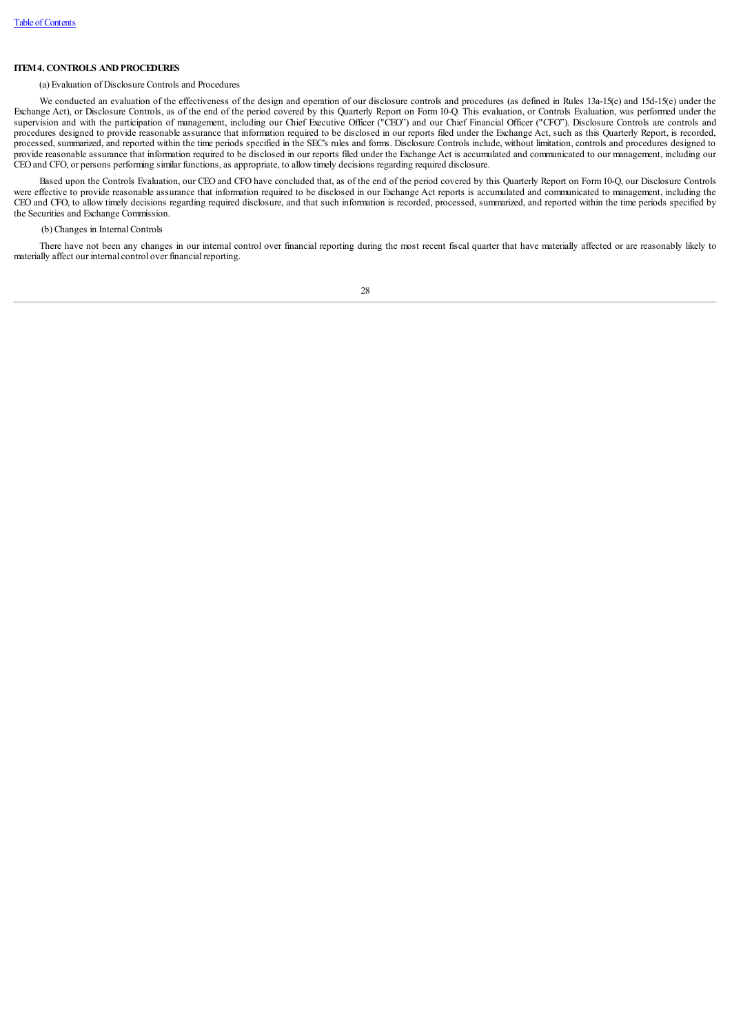## ITEM 4. CONTROLS AND PROCEDURES

(a) Evaluation of Disclosure Controls and Procedures

We conducted an evaluation of the effectiveness of the design and operation of our disclosure controls and procedures (as defined in Rules 13a-15(e) and 15d-15(e) under the Exchange Act), or Disclosure Controls, as of the end of the period covered by this Quarterly Report on Form 10-Q. This evaluation, or Controls Evaluation, was performed under the supervision and with the participation of management, including our Chief Executive Officer ("CEO") and our Chief Financial Officer ("CFO"). Disclosure Controls are controls and procedures designed to provide reasonable assurance that information required to be disclosed in our reports filed under the Exchange Act, such as this Quarterly Report, is recorded, processed, summarized, and reported within the time periods specified in the SEC's rules and forms. Disclosure Controls include, without limitation, controls and procedures designed to provide reasonable assurance that information required to be disclosed in our reports filed under the Exchange Act is accumulated and communicated to our management, including our CEO and CFO, or persons performing similar functions, as appropriate, to allow timely decisions regarding required disclosure.

Based upon the Controls Evaluation, our CEO and CFO have concluded that, as of the end of the period covered by this Quarterly Report on Form 10-Q, our Disclosure Controls were effective to provide reasonable assurance that information required to be disclosed in our Exchange Act reports is accumulated and communicated to management, including the CEO and CFO, to allow timely decisions regarding required disclosure, and that such information is recorded, processed, summarized, and reported within the time periods specified by the Securities and Exchange Commission.

(b) Changes in Internal Controls

There have not been any changes in our internal control over financial reporting during the most recent fiscal quarter that have materially affected or are reasonably likely to materially affect our internal control over financial reporting.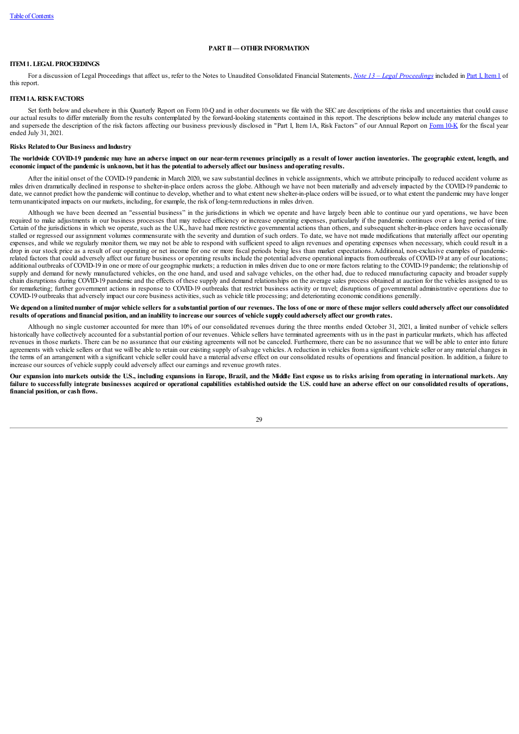# PART II — OTHER INFORMATION

## ITEM 1. LEGAL PROCEEDINGS

For a discussion of Legal Proceedings that affect us, refer to the Notes to Unaudited Consolidated Financial Statements, *Note 13 – Legal Proceedings* included in Part I, Item 1 of this report.

## ITEM 1A. RISK FACTORS

Set forth below and elsewhere in this Quarterly Report on Form 10-Q and in other documents we file with the SEC are descriptions of the risks and uncertainties that could cause our actual results to differ materially from the results contemplated by the forward-looking statements contained in this report. The descriptions below include any material changes to and supersede the description of the risk factors affecting our business previously disclosed in "Part I, Item 1A, Risk Factors" of our Annual Report on Form 10-K for the fiscal year ended July 31, 2021.

### Risks Related to Our Business and Industry

**The worldwide COVID-19 pandemic may have an adverse impact on our near-term revenues principally as a result of lower auction inventories. The geographic extent, length, and economic impact of the pandemic is unknown, but it has the potential to adversely affect our business and operating results.**

After the initial onset of the COVID-19 pandemic in March 2020, we saw substantial declines in vehicle assignments, which we attribute principally to reduced accident volume as miles driven dramatically declined in response to shelter-in-place orders across the globe. Although we have not been materially and adversely impacted by the COVID-19 pandemic to date, we cannot predict how the pandemic will continue to develop, whether and to what extent new shelter-in-place orders will be issued, or to what extent the pandemic may have longer term unanticipated impacts on our markets, including, for example, the risk of long-term reductions in miles driven.

Although we have been deemed an "essential business" in the jurisdictions in which we operate and have largely been able to continue our yard operations, we have been required to make adjustments in our business processes that may reduce efficiency or increase operating expenses, particularly if the pandemic continues over a long period of time. Certain of the jurisdictions in which we operate, such as the U.K., have had more restrictive governmental actions than others, and subsequent shelter-in-place orders have occasionally stalled or regressed our assignment volumes commensurate with the severity and duration of such orders. To date, we have not made modifications that materially affect our operating expenses, and while we regularly monitor them, we may not be able to respond with sufficient speed to align revenues and operating expenses when necessary, which could result in a drop in our stock price as a result of our operating or net income for one or more fiscal periods being less than market expectations. Additional, non-exclusive examples of pandemic-related factors that could adversely affect our future business or operating results include the potential adverse operational impacts from outbreaks of COVID-19 at any of our locations; additional outbreaks of COVID-19 in one or more of our geographic markets; a reduction in miles driven due to one or more factors relating to the COVID-19 pandemic; the relationship of supply and demand for newly manufactured vehicles, on the one hand, and used and salvage vehicles, on the other had, due to reduced manufacturing capacity and broader supply chain disruptions during COVID-19 pandemic and the effects of these supply and demand relationships on the average sales process obtained at auction for the vehicles assigned to us for remarketing; further government actions in response to COVID-19 outbreaks that restrict business activity or travel; disruptions of governmental administrative operations due to COVID-19 outbreaks that adversely impact our core business activities, such as vehicle title processing; and deteriorating economic conditions generally.

**We depend on a limited number of major vehicle sellers for a substantial portion of our revenues. The loss of one or more of these major sellers could adversely affect our consolidated results of operations and financial position, and an inability to increase our sources of vehicle supply could adversely affect our growth rates.**

Although no single customer accounted for more than 10% of our consolidated revenues during the three months ended October 31, 2021, a limited number of vehicle sellers historically have collectively accounted for a substantial portion of our revenues. Vehicle sellers have terminated agreements with us in the past in particular markets, which has affected revenues in those markets. There can be no assurance that our existing agreements will not be canceled. Furthermore, there can be no assurance that we will be able to enter into future agreements with vehicle sellers or that we will be able to retain our existing supply of salvage vehicles. A reduction in vehicles from a significant vehicle seller or any material changes in the terms of an arrangement with a significant vehicle seller could have a material adverse effect on our consolidated results of operations and financial position. In addition, a failure to increase our sources of vehicle supply could adversely affect our earnings and revenue growth rates.

**Our expansion into markets outside the U.S., including expansions in Europe, Brazil, and the Middle East expose us to risks arising from operating in international markets. Any failure to successfully integrate businesses acquired or operational capabilities established outside the U.S. could have an adverse effect on our consolidated results of operations, financial position, or cash flows.**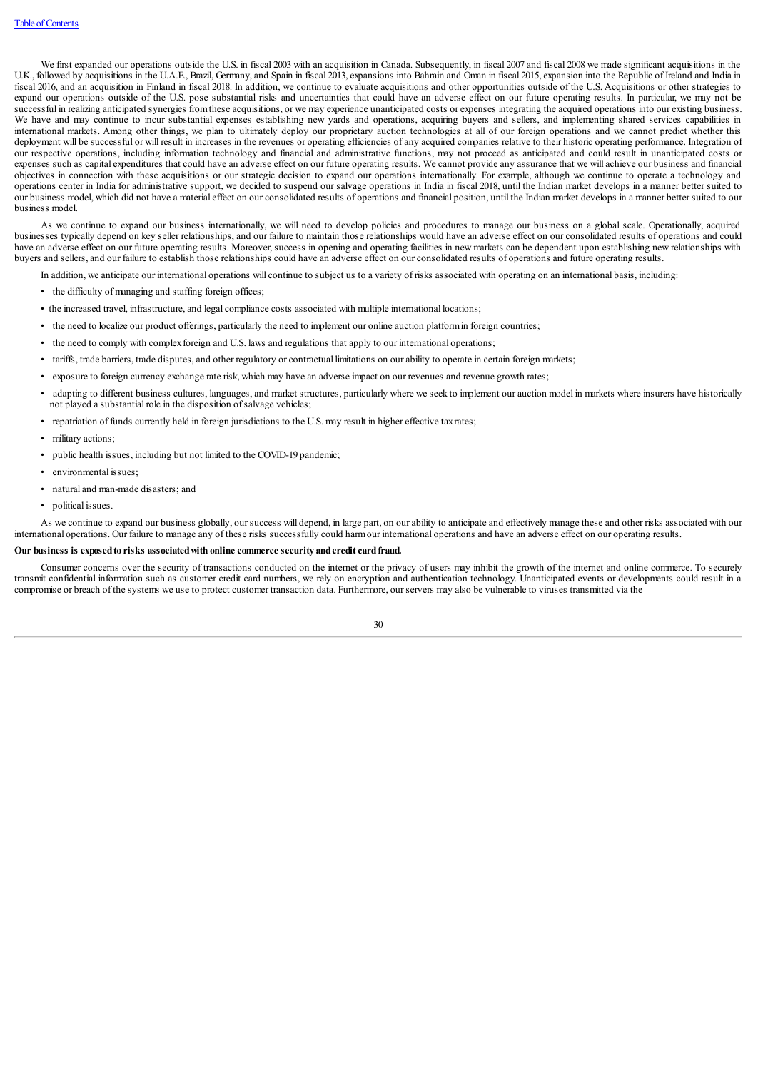We first expanded our operations outside the U.S. in fiscal 2003 with an acquisition in Canada. Subsequently, in fiscal 2007 and fiscal 2008 we made significant acquisitions in the U.K., followed by acquisitions in the U.A.E., Brazil, Germany, and Spain in fiscal 2013, expansions into Bahrain and Oman in fiscal 2015, expansion into the Republic of Ireland and India in fiscal 2016, and an acquisition in Finland in fiscal 2018. In addition, we continue to evaluate acquisitions and other opportunities outside of the U.S. Acquisitions or other strategies to expand our operations outside of the U.S. pose substantial risks and uncertainties that could have an adverse effect on our future operating results. In particular, we may not be successful in realizing anticipated synergies from these acquisitions, or we may experience unanticipated costs or expenses integrating the acquired operations into our existing business. We have and may continue to incur substantial expenses establishing new yards and operations, acquiring buyers and sellers, and implementing shared services capabilities in international markets. Among other things, we plan to ultimately deploy our proprietary auction technologies at all of our foreign operations and we cannot predict whether this deployment will be successful or will result in increases in the revenues or operating efficiencies of any acquired companies relative to their historic operating performance. Integration of our respective operations, including information technology and financial and administrative functions, may not proceed as anticipated and could result in unanticipated costs or expenses such as capital expenditures that could have an adverse effect on our future operating results. We cannot provide any assurance that we will achieve our business and financial objectives in connection with these acquisitions or our strategic decision to expand our operations internationally. For example, although we continue to operate a technology and operations center in India for administrative support, we decided to suspend our salvage operations in India in fiscal 2018, until the Indian market develops in a manner better suited to our business model, which did not have a material effect on our consolidated results of operations and financial position, until the Indian market develops in a manner better suited to our business model.

As we continue to expand our business internationally, we will need to develop policies and procedures to manage our business on a global scale. Operationally, acquired businesses typically depend on key seller relationships, and our failure to maintain those relationships would have an adverse effect on our consolidated results of operations and could have an adverse effect on our future operating results. Moreover, success in opening and operating facilities in new markets can be dependent upon establishing new relationships with buyers and sellers, and our failure to establish those relationships could have an adverse effect on our consolidated results of operations and future operating results.

In addition, we anticipate our international operations will continue to subject us to a variety of risks associated with operating on an international basis, including:

- the difficulty of managing and staffing foreign offices;
- the increased travel, infrastructure, and legal compliance costs associated with multiple international locations;
- the need to localize our product offerings, particularly the need to implement our online auction platform in foreign countries;
- the need to comply with complex foreign and U.S. laws and regulations that apply to our international operations;
- tariffs, trade barriers, trade disputes, and other regulatory or contractual limitations on our ability to operate in certain foreign markets;
- exposure to foreign currency exchange rate risk, which may have an adverse impact on our revenues and revenue growth rates;
- adapting to different business cultures, languages, and market structures, particularly where we seek to implement our auction model in markets where insurers have historically not played a substantial role in the disposition of salvage vehicles;
- repatriation of funds currently held in foreign jurisdictions to the U.S. may result in higher effective tax rates;
- military actions;
- public health issues, including but not limited to the COVID-19 pandemic;
- environmental issues;
- natural and man-made disasters; and
- political issues.

As we continue to expand our business globally, our success will depend, in large part, on our ability to anticipate and effectively manage these and other risks associated with our international operations. Our failure to manage any of these risks successfully could harm our international operations and have an adverse effect on our operating results.

**Our business is exposed to risks associated with online commerce security and credit card fraud.**

Consumer concerns over the security of transactions conducted on the internet or the privacy of users may inhibit the growth of the internet and online commerce. To securely transmit confidential information such as customer credit card numbers, we rely on encryption and authentication technology. Unanticipated events or developments could result in a compromise or breach of the systems we use to protect customer transaction data. Furthermore, our servers may also be vulnerable to viruses transmitted via the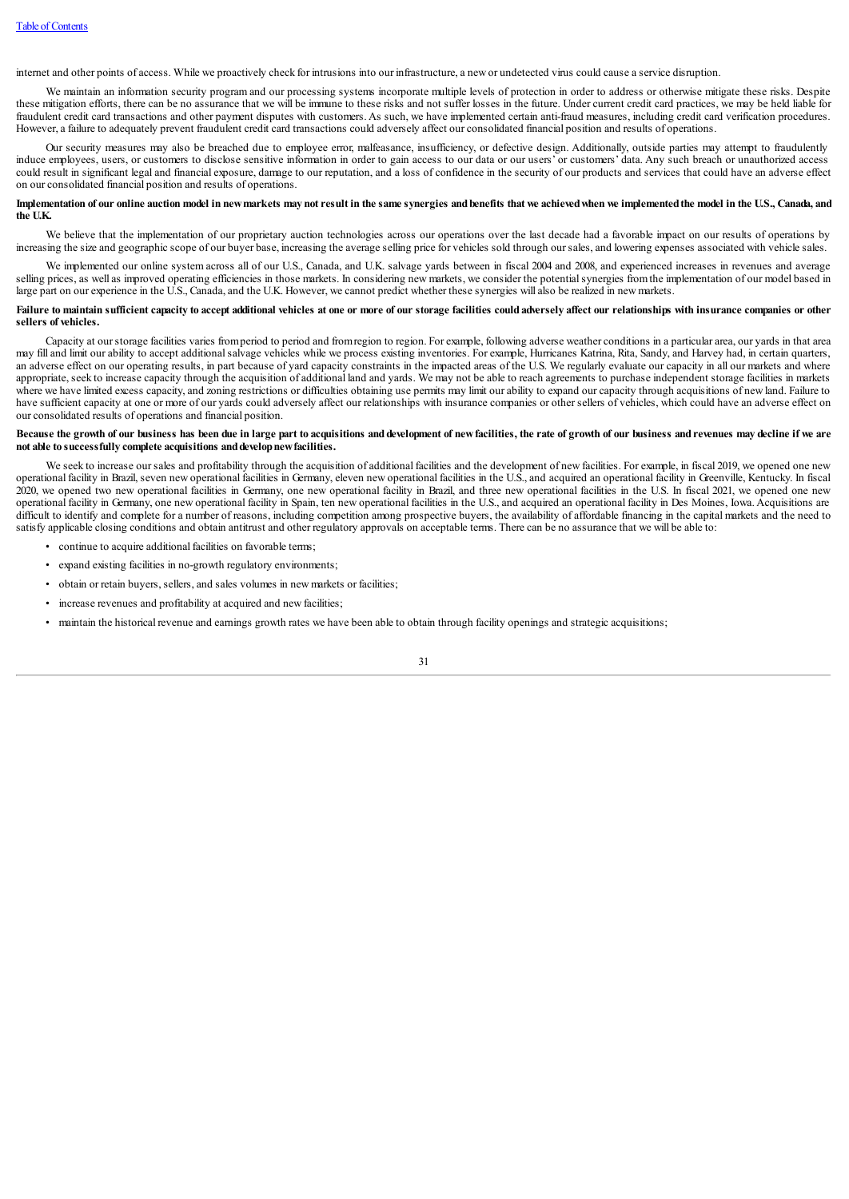internet and other points of access. While we proactively check for intrusions into our infrastructure, a new or undetected virus could cause a service disruption.

We maintain an information security program and our processing systems incorporate multiple levels of protection in order to address or otherwise mitigate these risks. Despite these mitigation efforts, there can be no assurance that we will be immune to these risks and not suffer losses in the future. Under current credit card practices, we may be held liable for fraudulent credit card transactions and other payment disputes with customers. As such, we have implemented certain anti-fraud measures, including credit card verification procedures. However, a failure to adequately prevent fraudulent credit card transactions could adversely affect our consolidated financial position and results of operations.

Our security measures may also be breached due to employee error, malfeasance, insufficiency, or defective design. Additionally, outside parties may attempt to fraudulently induce employees, users, or customers to disclose sensitive information in order to gain access to our data or our users' or customers' data. Any such breach or unauthorized access could result in significant legal and financial exposure, damage to our reputation, and a loss of confidence in the security of our products and services that could have an adverse effect on our consolidated financial position and results of operations.

**Implementation of our online auction model in new markets may not result in the same synergies and benefits that we achieved when we implemented the model in the U.S., Canada, and the U.K.**

We believe that the implementation of our proprietary auction technologies across our operations over the last decade had a favorable impact on our results of operations by increasing the size and geographic scope of our buyer base, increasing the average selling price for vehicles sold through our sales, and lowering expenses associated with vehicle sales.

We implemented our online system across all of our U.S., Canada, and U.K. salvage yards between in fiscal 2004 and 2008, and experienced increases in revenues and average selling prices, as well as improved operating efficiencies in those markets. In considering new markets, we consider the potential synergies from the implementation of our model based in large part on our experience in the U.S., Canada, and the U.K. However, we cannot predict whether these synergies will also be realized in new markets.

**Failure to maintain sufficient capacity to accept additional vehicles at one or more of our storage facilities could adversely affect our relationships with insurance companies or other sellers of vehicles.**

Capacity at our storage facilities varies from period to period and from region to region. For example, following adverse weather conditions in a particular area, our yards in that area may fill and limit our ability to accept additional salvage vehicles while we process existing inventories. For example, Hurricanes Katrina, Rita, Sandy, and Harvey had, in certain quarters, an adverse effect on our operating results, in part because of yard capacity constraints in the impacted areas of the U.S. We regularly evaluate our capacity in all our markets and where appropriate, seek to increase capacity through the acquisition of additional land and yards. We may not be able to reach agreements to purchase independent storage facilities in markets where we have limited excess capacity, and zoning restrictions or difficulties obtaining use permits may limit our ability to expand our capacity through acquisitions of new land. Failure to have sufficient capacity at one or more of our yards could adversely affect our relationships with insurance companies or other sellers of vehicles, which could have an adverse effect on our consolidated results of operations and financial position.

**Because the growth of our business has been due in large part to acquisitions and development of new facilities, the rate of growth of our business and revenues may decline if we are not able to successfully complete acquisitions and develop new facilities.**

We seek to increase our sales and profitability through the acquisition of additional facilities and the development of new facilities. For example, in fiscal 2019, we opened one new operational facility in Brazil, seven new operational facilities in Germany, eleven new operational facilities in the U.S., and acquired an operational facility in Greenville, Kentucky. In fiscal 2020, we opened two new operational facilities in Germany, one new operational facility in Brazil, and three new operational facilities in the U.S. In fiscal 2021, we opened one new operational facility in Germany, one new operational facility in Spain, ten new operational facilities in the U.S., and acquired an operational facility in Des Moines, Iowa. Acquisitions are difficult to identify and complete for a number of reasons, including competition among prospective buyers, the availability of affordable financing in the capital markets and the need to satisfy applicable closing conditions and obtain antitrust and other regulatory approvals on acceptable terms. There can be no assurance that we will be able to:

- continue to acquire additional facilities on favorable terms;
- expand existing facilities in no-growth regulatory environments;
- obtain or retain buyers, sellers, and sales volumes in new markets or facilities;
- increase revenues and profitability at acquired and new facilities;
- maintain the historical revenue and earnings growth rates we have been able to obtain through facility openings and strategic acquisitions;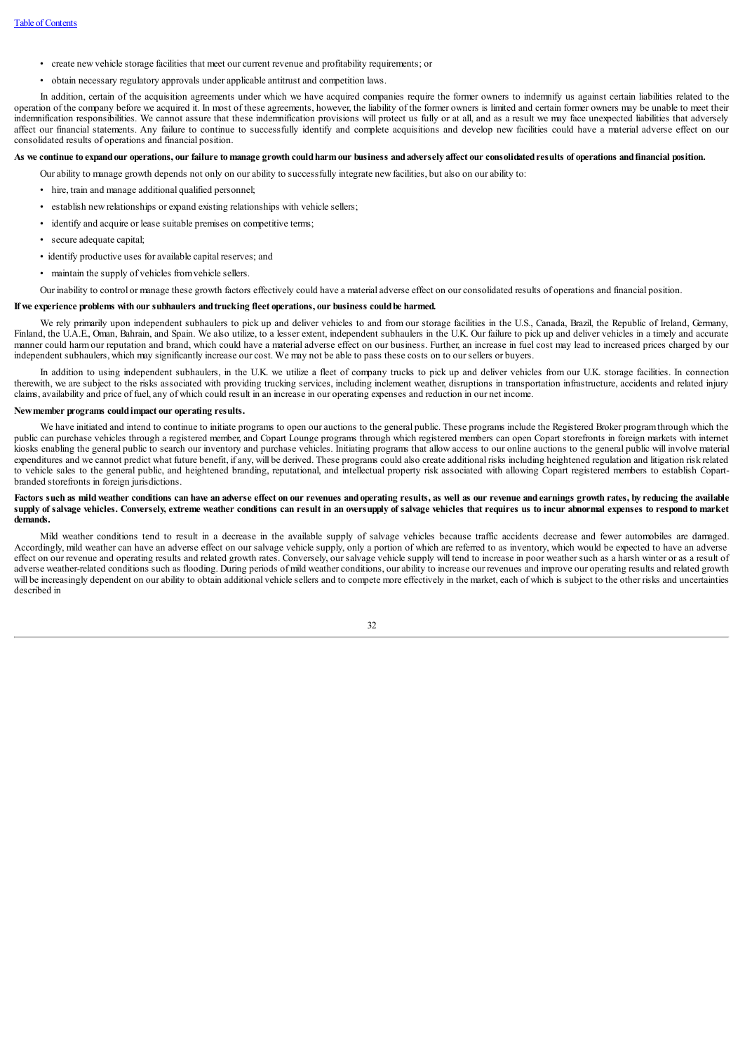- create new vehicle storage facilities that meet our current revenue and profitability requirements; or
- obtain necessary regulatory approvals under applicable antitrust and competition laws.

In addition, certain of the acquisition agreements under which we have acquired companies require the former owners to indemnify us against certain liabilities related to the operation of the company before we acquired it. In most of these agreements, however, the liability of the former owners is limited and certain former owners may be unable to meet their indemnification responsibilities. We cannot assure that these indemnification provisions will protect us fully or at all, and as a result we may face unexpected liabilities that adversely affect our financial statements. Any failure to continue to successfully identify and complete acquisitions and develop new facilities could have a material adverse effect on our consolidated results of operations and financial position.

**As we continue to expand our operations, our failure to manage growth could harm our business and adversely affect our consolidated results of operations and financial position.**

Our ability to manage growth depends not only on our ability to successfully integrate new facilities, but also on our ability to:

- hire, train and manage additional qualified personnel;
- establish new relationships or expand existing relationships with vehicle sellers;
- identify and acquire or lease suitable premises on competitive terms;
- secure adequate capital;
- identify productive uses for available capital reserves; and
- maintain the supply of vehicles from vehicle sellers.

Our inability to control or manage these growth factors effectively could have a material adverse effect on our consolidated results of operations and financial position.

**If we experience problems with our subhaulers and trucking fleet operations, our business could be harmed.**

We rely primarily upon independent subhaulers to pick up and deliver vehicles to and from our storage facilities in the U.S., Canada, Brazil, the Republic of Ireland, Germany, Finland, the U.A.E., Oman, Bahrain, and Spain. We also utilize, to a lesser extent, independent subhaulers in the U.K. Our failure to pick up and deliver vehicles in a timely and accurate manner could harm our reputation and brand, which could have a material adverse effect on our business. Further, an increase in fuel cost may lead to increased prices charged by our independent subhaulers, which may significantly increase our cost. We may not be able to pass these costs on to our sellers or buyers.

In addition to using independent subhaulers, in the U.K. we utilize a fleet of company trucks to pick up and deliver vehicles from our U.K. storage facilities. In connection therewith, we are subject to the risks associated with providing trucking services, including inclement weather, disruptions in transportation infrastructure, accidents and related injury claims, availability and price of fuel, any of which could result in an increase in our operating expenses and reduction in our net income.

**New member programs could impact our operating results.**

We have initiated and intend to continue to initiate programs to open our auctions to the general public. These programs include the Registered Broker program through which the public can purchase vehicles through a registered member, and Copart Lounge programs through which registered members can open Copart storefronts in foreign markets with internet kiosks enabling the general public to search our inventory and purchase vehicles. Initiating programs that allow access to our online auctions to the general public will involve material expenditures and we cannot predict what future benefit, if any, will be derived. These programs could also create additional risks including heightened regulation and litigation risk related to vehicle sales to the general public, and heightened branding, reputational, and intellectual property risk associated with allowing Copart registered members to establish Copart-branded storefronts in foreign jurisdictions.

**Factors such as mild weather conditions can have an adverse effect on our revenues and operating results, as well as our revenue and earnings growth rates, by reducing the available supply of salvage vehicles. Conversely, extreme weather conditions can result in an oversupply of salvage vehicles that requires us to incur abnormal expenses to respond to market demands.**

Mild weather conditions tend to result in a decrease in the available supply of salvage vehicles because traffic accidents decrease and fewer automobiles are damaged. Accordingly, mild weather can have an adverse effect on our salvage vehicle supply, only a portion of which are referred to as inventory, which would be expected to have an adverse effect on our revenue and operating results and related growth rates. Conversely, our salvage vehicle supply will tend to increase in poor weather such as a harsh winter or as a result of adverse weather-related conditions such as flooding. During periods of mild weather conditions, our ability to increase our revenues and improve our operating results and related growth will be increasingly dependent on our ability to obtain additional vehicle sellers and to compete more effectively in the market, each of which is subject to the other risks and uncertainties described in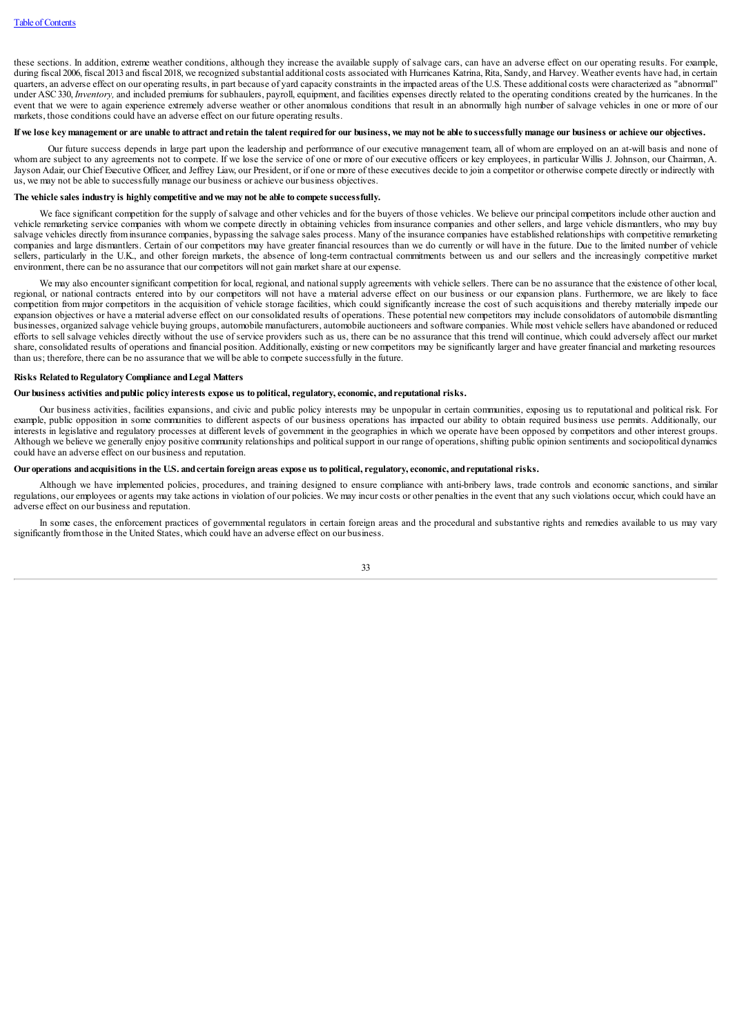these sections. In addition, extreme weather conditions, although they increase the available supply of salvage cars, can have an adverse effect on our operating results. For example, during fiscal 2006, fiscal 2013 and fiscal 2018, we recognized substantial additional costs associated with Hurricanes Katrina, Rita, Sandy, and Harvey. Weather events have had, in certain quarters, an adverse effect on our operating results, in part because of yard capacity constraints in the impacted areas of the U.S. These additional costs were characterized as "abnormal" under ASC 330, *Inventory,* and included premiums for subhaulers, payroll, equipment, and facilities expenses directly related to the operating conditions created by the hurricanes. In the event that we were to again experience extremely adverse weather or other anomalous conditions that result in an abnormally high number of salvage vehicles in one or more of our markets, those conditions could have an adverse effect on our future operating results.

**If we lose key management or are unable to attract and retain the talent required for our business, we may not be able to successfully manage our business or achieve our objectives.**

Our future success depends in large part upon the leadership and performance of our executive management team, all of whom are employed on an at-will basis and none of whom are subject to any agreements not to compete. If we lose the service of one or more of our executive officers or key employees, in particular Willis J. Johnson, our Chairman, A. Jayson Adair, our Chief Executive Officer, and Jeffrey Liaw, our President, or if one or more of these executives decide to join a competitor or otherwise compete directly or indirectly with us, we may not be able to successfully manage our business or achieve our business objectives.

**The vehicle sales industry is highly competitive and we may not be able to compete successfully.**

We face significant competition for the supply of salvage and other vehicles and for the buyers of those vehicles. We believe our principal competitors include other auction and vehicle remarketing service companies with whom we compete directly in obtaining vehicles from insurance companies and other sellers, and large vehicle dismantlers, who may buy salvage vehicles directly from insurance companies, bypassing the salvage sales process. Many of the insurance companies have established relationships with competitive remarketing companies and large dismantlers. Certain of our competitors may have greater financial resources than we do currently or will have in the future. Due to the limited number of vehicle sellers, particularly in the U.K., and other foreign markets, the absence of long-term contractual commitments between us and our sellers and the increasingly competitive market environment, there can be no assurance that our competitors will not gain market share at our expense.

We may also encounter significant competition for local, regional, and national supply agreements with vehicle sellers. There can be no assurance that the existence of other local, regional, or national contracts entered into by our competitors will not have a material adverse effect on our business or our expansion plans. Furthermore, we are likely to face competition from major competitors in the acquisition of vehicle storage facilities, which could significantly increase the cost of such acquisitions and thereby materially impede our expansion objectives or have a material adverse effect on our consolidated results of operations. These potential new competitors may include consolidators of automobile dismantling businesses, organized salvage vehicle buying groups, automobile manufacturers, automobile auctioneers and software companies. While most vehicle sellers have abandoned or reduced efforts to sell salvage vehicles directly without the use of service providers such as us, there can be no assurance that this trend will continue, which could adversely affect our market share, consolidated results of operations and financial position. Additionally, existing or new competitors may be significantly larger and have greater financial and marketing resources than us; therefore, there can be no assurance that we will be able to compete successfully in the future.

**Risks Related to Regulatory Compliance and Legal Matters**

**Our business activities and public policy interests expose us to political, regulatory, economic, and reputational risks.**

Our business activities, facilities expansions, and civic and public policy interests may be unpopular in certain communities, exposing us to reputational and political risk. For example, public opposition in some communities to different aspects of our business operations has impacted our ability to obtain required business use permits. Additionally, our interests in legislative and regulatory processes at different levels of government in the geographies in which we operate have been opposed by competitors and other interest groups. Although we believe we generally enjoy positive community relationships and political support in our range of operations, shifting public opinion sentiments and sociopolitical dynamics could have an adverse effect on our business and reputation.

**Our operations and acquisitions in the U.S. and certain foreign areas expose us to political, regulatory, economic, and reputational risks.**

Although we have implemented policies, procedures, and training designed to ensure compliance with anti-bribery laws, trade controls and economic sanctions, and similar regulations, our employees or agents may take actions in violation of our policies. We may incur costs or other penalties in the event that any such violations occur, which could have an adverse effect on our business and reputation.

In some cases, the enforcement practices of governmental regulators in certain foreign areas and the procedural and substantive rights and remedies available to us may vary significantly from those in the United States, which could have an adverse effect on our business.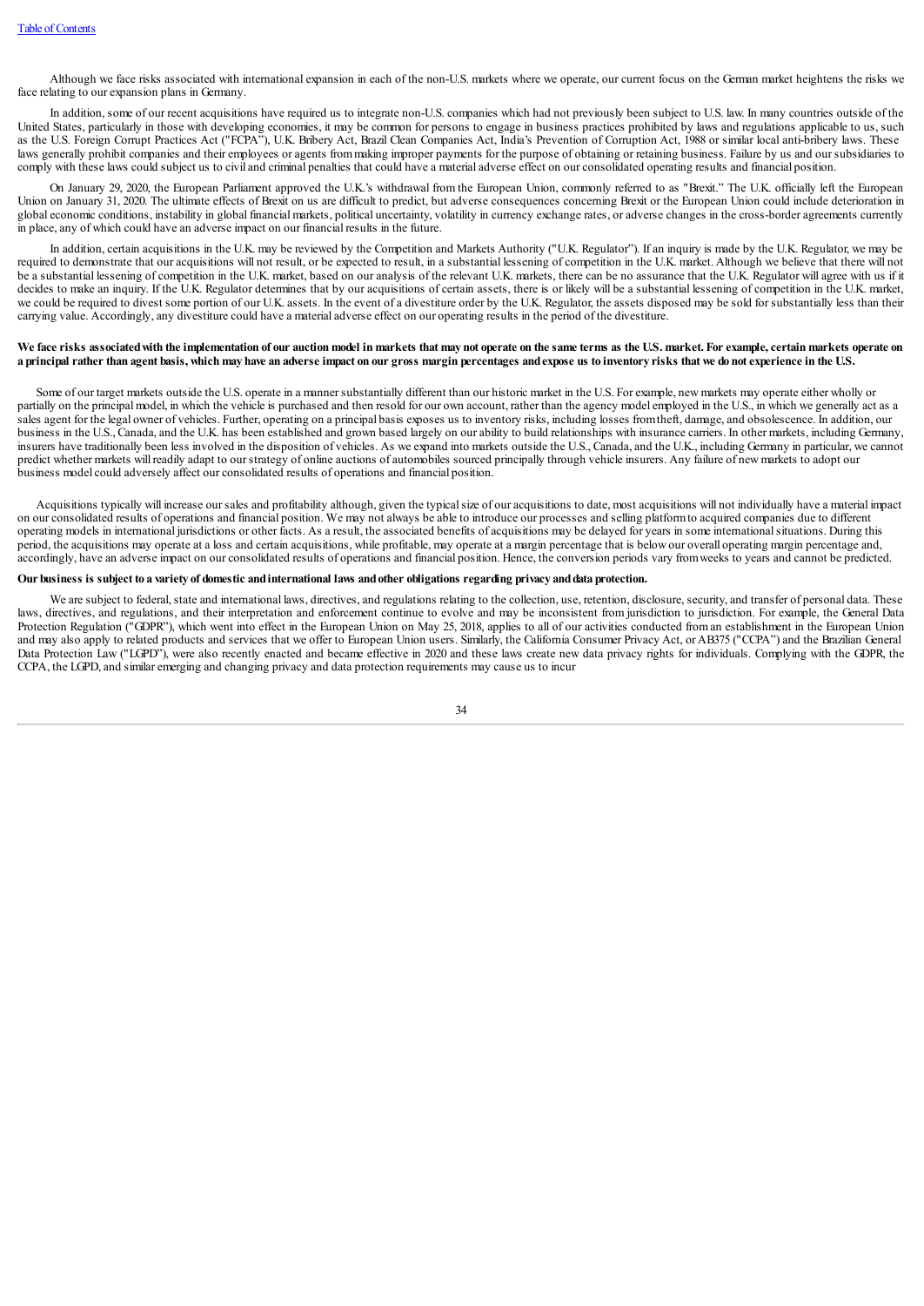Although we face risks associated with international expansion in each of the non-U.S. markets where we operate, our current focus on the German market heightens the risks we face relating to our expansion plans in Germany.

In addition, some of our recent acquisitions have required us to integrate non-U.S. companies which had not previously been subject to U.S. law. In many countries outside of the United States, particularly in those with developing economies, it may be common for persons to engage in business practices prohibited by laws and regulations applicable to us, such as the U.S. Foreign Corrupt Practices Act ("FCPA"), U.K. Bribery Act, Brazil Clean Companies Act, India's Prevention of Corruption Act, 1988 or similar local anti-bribery laws. These laws generally prohibit companies and their employees or agents from making improper payments for the purpose of obtaining or retaining business. Failure by us and our subsidiaries to comply with these laws could subject us to civil and criminal penalties that could have a material adverse effect on our consolidated operating results and financial position.

On January 29, 2020, the European Parliament approved the U.K.'s withdrawal from the European Union, commonly referred to as "Brexit." The U.K. officially left the European Union on January 31, 2020. The ultimate effects of Brexit on us are difficult to predict, but adverse consequences concerning Brexit or the European Union could include deterioration in global economic conditions, instability in global financial markets, political uncertainty, volatility in currency exchange rates, or adverse changes in the cross-border agreements currently in place, any of which could have an adverse impact on our financial results in the future.

In addition, certain acquisitions in the U.K. may be reviewed by the Competition and Markets Authority ("U.K. Regulator"). If an inquiry is made by the U.K. Regulator, we may be required to demonstrate that our acquisitions will not result, or be expected to result, in a substantial lessening of competition in the U.K. market. Although we believe that there will not be a substantial lessening of competition in the U.K. market, based on our analysis of the relevant U.K. markets, there can be no assurance that the U.K. Regulator will agree with us if it decides to make an inquiry. If the U.K. Regulator determines that by our acquisitions of certain assets, there is or likely will be a substantial lessening of competition in the U.K. market, we could be required to divest some portion of our U.K. assets. In the event of a divestiture order by the U.K. Regulator, the assets disposed may be sold for substantially less than their carrying value. Accordingly, any divestiture could have a material adverse effect on our operating results in the period of the divestiture.

**We face risks associated with the implementation of our auction model in markets that may not operate on the same terms as the U.S. market. For example, certain markets operate on a principal rather than agent basis, which may have an adverse impact on our gross margin percentages and expose us to inventory risks that we do not experience in the U.S.**

Some of our target markets outside the U.S. operate in a manner substantially different than our historic market in the U.S. For example, new markets may operate either wholly or partially on the principal model, in which the vehicle is purchased and then resold for our own account, rather than the agency model employed in the U.S., in which we generally act as a sales agent for the legal owner of vehicles. Further, operating on a principal basis exposes us to inventory risks, including losses from theft, damage, and obsolescence. In addition, our business in the U.S., Canada, and the U.K. has been established and grown based largely on our ability to build relationships with insurance carriers. In other markets, including Germany, insurers have traditionally been less involved in the disposition of vehicles. As we expand into markets outside the U.S., Canada, and the U.K., including Germany in particular, we cannot predict whether markets will readily adapt to our strategy of online auctions of automobiles sourced principally through vehicle insurers. Any failure of new markets to adopt our business model could adversely affect our consolidated results of operations and financial position.

Acquisitions typically will increase our sales and profitability although, given the typical size of our acquisitions to date, most acquisitions will not individually have a material impact on our consolidated results of operations and financial position. We may not always be able to introduce our processes and selling platform to acquired companies due to different operating models in international jurisdictions or other facts. As a result, the associated benefits of acquisitions may be delayed for years in some international situations. During this period, the acquisitions may operate at a loss and certain acquisitions, while profitable, may operate at a margin percentage that is below our overall operating margin percentage and, accordingly, have an adverse impact on our consolidated results of operations and financial position. Hence, the conversion periods vary from weeks to years and cannot be predicted.

**Our business is subject to a variety of domestic and international laws and other obligations regarding privacy and data protection.**

We are subject to federal, state and international laws, directives, and regulations relating to the collection, use, retention, disclosure, security, and transfer of personal data. These laws, directives, and regulations, and their interpretation and enforcement continue to evolve and may be inconsistent from jurisdiction to jurisdiction. For example, the General Data Protection Regulation ("GDPR"), which went into effect in the European Union on May 25, 2018, applies to all of our activities conducted from an establishment in the European Union and may also apply to related products and services that we offer to European Union users. Similarly, the California Consumer Privacy Act, or AB375 ("CCPA") and the Brazilian General Data Protection Law ("LGPD"), were also recently enacted and became effective in 2020 and these laws create new data privacy rights for individuals. Complying with the GDPR, the CCPA, the LGPD, and similar emerging and changing privacy and data protection requirements may cause us to incur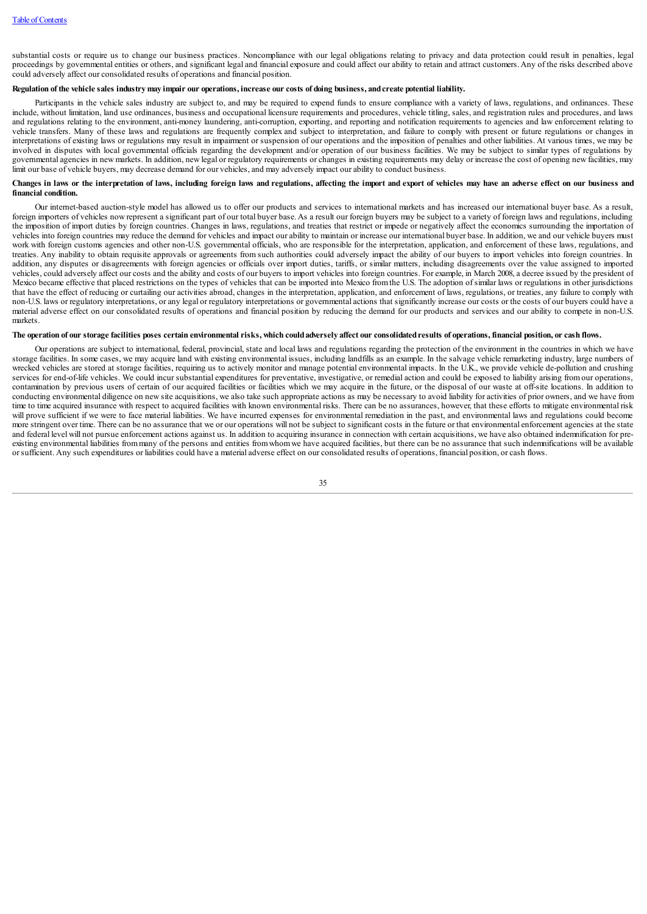substantial costs or require us to change our business practices. Noncompliance with our legal obligations relating to privacy and data protection could result in penalties, legal proceedings by governmental entities or others, and significant legal and financial exposure and could affect our ability to retain and attract customers. Any of the risks described above could adversely affect our consolidated results of operations and financial position.

**Regulation of the vehicle sales industry may impair our operations, increase our costs of doing business, and create potential liability.**

Participants in the vehicle sales industry are subject to, and may be required to expend funds to ensure compliance with a variety of laws, regulations, and ordinances. These include, without limitation, land use ordinances, business and occupational licensure requirements and procedures, vehicle titling, sales, and registration rules and procedures, and laws and regulations relating to the environment, anti-money laundering, anti-corruption, exporting, and reporting and notification requirements to agencies and law enforcement relating to vehicle transfers. Many of these laws and regulations are frequently complex and subject to interpretation, and failure to comply with present or future regulations or changes in interpretations of existing laws or regulations may result in impairment or suspension of our operations and the imposition of penalties and other liabilities. At various times, we may be involved in disputes with local governmental officials regarding the development and/or operation of our business facilities. We may be subject to similar types of regulations by governmental agencies in new markets. In addition, new legal or regulatory requirements or changes in existing requirements may delay or increase the cost of opening new facilities, may limit our base of vehicle buyers, may decrease demand for our vehicles, and may adversely impact our ability to conduct business.

**Changes in laws or the interpretation of laws, including foreign laws and regulations, affecting the import and export of vehicles may have an adverse effect on our business and financial condition.**

Our internet-based auction-style model has allowed us to offer our products and services to international markets and has increased our international buyer base. As a result, foreign importers of vehicles now represent a significant part of our total buyer base. As a result our foreign buyers may be subject to a variety of foreign laws and regulations, including the imposition of import duties by foreign countries. Changes in laws, regulations, and treaties that restrict or impede or negatively affect the economics surrounding the importation of vehicles into foreign countries may reduce the demand for vehicles and impact our ability to maintain or increase our international buyer base. In addition, we and our vehicle buyers must work with foreign customs agencies and other non-U.S. governmental officials, who are responsible for the interpretation, application, and enforcement of these laws, regulations, and treaties. Any inability to obtain requisite approvals or agreements from such authorities could adversely impact the ability of our buyers to import vehicles into foreign countries. In addition, any disputes or disagreements with foreign agencies or officials over import duties, tariffs, or similar matters, including disagreements over the value assigned to imported vehicles, could adversely affect our costs and the ability and costs of our buyers to import vehicles into foreign countries. For example, in March 2008, a decree issued by the president of Mexico became effective that placed restrictions on the types of vehicles that can be imported into Mexico from the U.S. The adoption of similar laws or regulations in other jurisdictions that have the effect of reducing or curtailing our activities abroad, changes in the interpretation, application, and enforcement of laws, regulations, or treaties, any failure to comply with non-U.S. laws or regulatory interpretations, or any legal or regulatory interpretations or governmental actions that significantly increase our costs or the costs of our buyers could have a material adverse effect on our consolidated results of operations and financial position by reducing the demand for our products and services and our ability to compete in non-U.S. markets.

**The operation of our storage facilities poses certain environmental risks, which could adversely affect our consolidated results of operations, financial position, or cash flows.**

Our operations are subject to international, federal, provincial, state and local laws and regulations regarding the protection of the environment in the countries in which we have storage facilities. In some cases, we may acquire land with existing environmental issues, including landfills as an example. In the salvage vehicle remarketing industry, large numbers of wrecked vehicles are stored at storage facilities, requiring us to actively monitor and manage potential environmental impacts. In the U.K., we provide vehicle de-pollution and crushing services for end-of-life vehicles. We could incur substantial expenditures for preventative, investigative, or remedial action and could be exposed to liability arising from our operations, contamination by previous users of certain of our acquired facilities or facilities which we may acquire in the future, or the disposal of our waste at off-site locations. In addition to conducting environmental diligence on new site acquisitions, we also take such appropriate actions as may be necessary to avoid liability for activities of prior owners, and we have from time to time acquired insurance with respect to acquired facilities with known environmental risks. There can be no assurances, however, that these efforts to mitigate environmental risk will prove sufficient if we were to face material liabilities. We have incurred expenses for environmental remediation in the past, and environmental laws and regulations could become more stringent over time. There can be no assurance that we or our operations will not be subject to significant costs in the future or that environmental enforcement agencies at the state and federal level will not pursue enforcement actions against us. In addition to acquiring insurance in connection with certain acquisitions, we have also obtained indemnification for pre-existing environmental liabilities from many of the persons and entities from whom we have acquired facilities, but there can be no assurance that such indemnifications will be available or sufficient. Any such expenditures or liabilities could have a material adverse effect on our consolidated results of operations, financial position, or cash flows.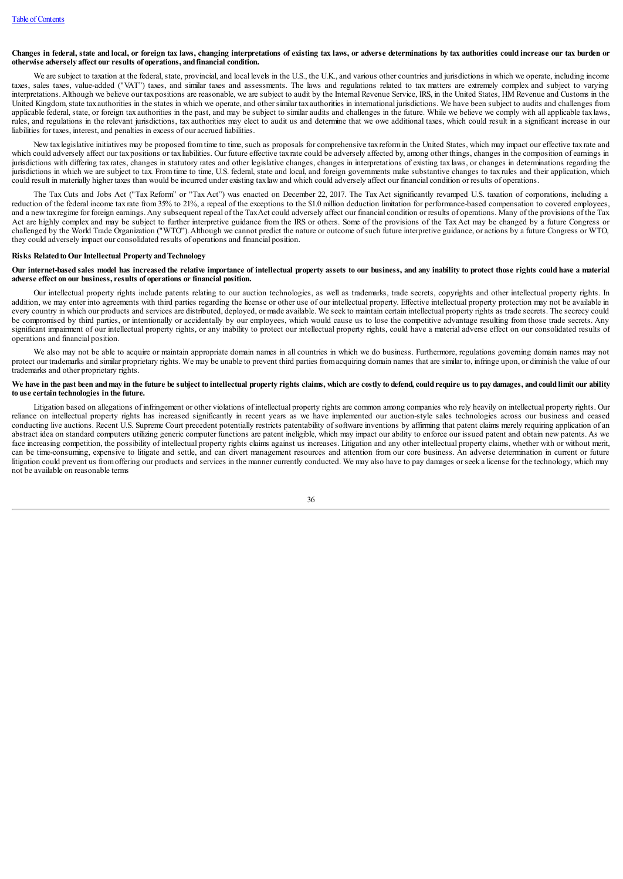**Changes in federal, state and local, or foreign tax laws, changing interpretations of existing tax laws, or adverse determinations by tax authorities could increase our tax burden or otherwise adversely affect our results of operations, and financial condition.**

We are subject to taxation at the federal, state, provincial, and local levels in the U.S., the U.K., and various other countries and jurisdictions in which we operate, including income taxes, sales taxes, value-added ("VAT") taxes, and similar taxes and assessments. The laws and regulations related to tax matters are extremely complex and subject to varying interpretations. Although we believe our tax positions are reasonable, we are subject to audit by the Internal Revenue Service, IRS, in the United States, HM Revenue and Customs in the United Kingdom, state tax authorities in the states in which we operate, and other similar tax authorities in international jurisdictions. We have been subject to audits and challenges from applicable federal, state, or foreign tax authorities in the past, and may be subject to similar audits and challenges in the future. While we believe we comply with all applicable tax laws, rules, and regulations in the relevant jurisdictions, tax authorities may elect to audit us and determine that we owe additional taxes, which could result in a significant increase in our liabilities for taxes, interest, and penalties in excess of our accrued liabilities.

New tax legislative initiatives may be proposed from time to time, such as proposals for comprehensive tax reform in the United States, which may impact our effective tax rate and which could adversely affect our tax positions or tax liabilities. Our future effective tax rate could be adversely affected by, among other things, changes in the composition of earnings in jurisdictions with differing tax rates, changes in statutory rates and other legislative changes, changes in interpretations of existing tax laws, or changes in determinations regarding the jurisdictions in which we are subject to tax. From time to time, U.S. federal, state and local, and foreign governments make substantive changes to tax rules and their application, which could result in materially higher taxes than would be incurred under existing tax law and which could adversely affect our financial condition or results of operations.

The Tax Cuts and Jobs Act ("Tax Reform" or "Tax Act") was enacted on December 22, 2017. The Tax Act significantly revamped U.S. taxation of corporations, including a reduction of the federal income tax rate from 35% to 21%, a repeal of the exceptions to the $1.0 million deduction limitation for performance-based compensation to covered employees, and a new tax regime for foreign earnings. Any subsequent repeal of the Tax Act could adversely affect our financial condition or results of operations. Many of the provisions of the Tax Act are highly complex and may be subject to further interpretive guidance from the IRS or others. Some of the provisions of the Tax Act may be changed by a future Congress or challenged by the World Trade Organization ("WTO"). Although we cannot predict the nature or outcome of such future interpretive guidance, or actions by a future Congress or WTO, they could adversely impact our consolidated results of operations and financial position.

**Risks Related to Our Intellectual Property and Technology**

**Our internet-based sales model has increased the relative importance of intellectual property assets to our business, and any inability to protect those rights could have a material adverse effect on our business, results of operations or financial position.**

Our intellectual property rights include patents relating to our auction technologies, as well as trademarks, trade secrets, copyrights and other intellectual property rights. In addition, we may enter into agreements with third parties regarding the license or other use of our intellectual property. Effective intellectual property protection may not be available in every country in which our products and services are distributed, deployed, or made available. We seek to maintain certain intellectual property rights as trade secrets. The secrecy could be compromised by third parties, or intentionally or accidentally by our employees, which would cause us to lose the competitive advantage resulting from those trade secrets. Any significant impairment of our intellectual property rights, or any inability to protect our intellectual property rights, could have a material adverse effect on our consolidated results of operations and financial position.

We also may not be able to acquire or maintain appropriate domain names in all countries in which we do business. Furthermore, regulations governing domain names may not protect our trademarks and similar proprietary rights. We may be unable to prevent third parties from acquiring domain names that are similar to, infringe upon, or diminish the value of our trademarks and other proprietary rights.

**We have in the past been and may in the future be subject to intellectual property rights claims, which are costly to defend, could require us to pay damages, and could limit our ability to use certain technologies in the future.**

Litigation based on allegations of infringement or other violations of intellectual property rights are common among companies who rely heavily on intellectual property rights. Our reliance on intellectual property rights has increased significantly in recent years as we have implemented our auction-style sales technologies across our business and ceased conducting live auctions. Recent U.S. Supreme Court precedent potentially restricts patentability of software inventions by affirming that patent claims merely requiring application of an abstract idea on standard computers utilizing generic computer functions are patent ineligible, which may impact our ability to enforce our issued patent and obtain new patents. As we face increasing competition, the possibility of intellectual property rights claims against us increases. Litigation and any other intellectual property claims, whether with or without merit, can be time-consuming, expensive to litigate and settle, and can divert management resources and attention from our core business. An adverse determination in current or future litigation could prevent us from offering our products and services in the manner currently conducted. We may also have to pay damages or seek a license for the technology, which may not be available on reasonable terms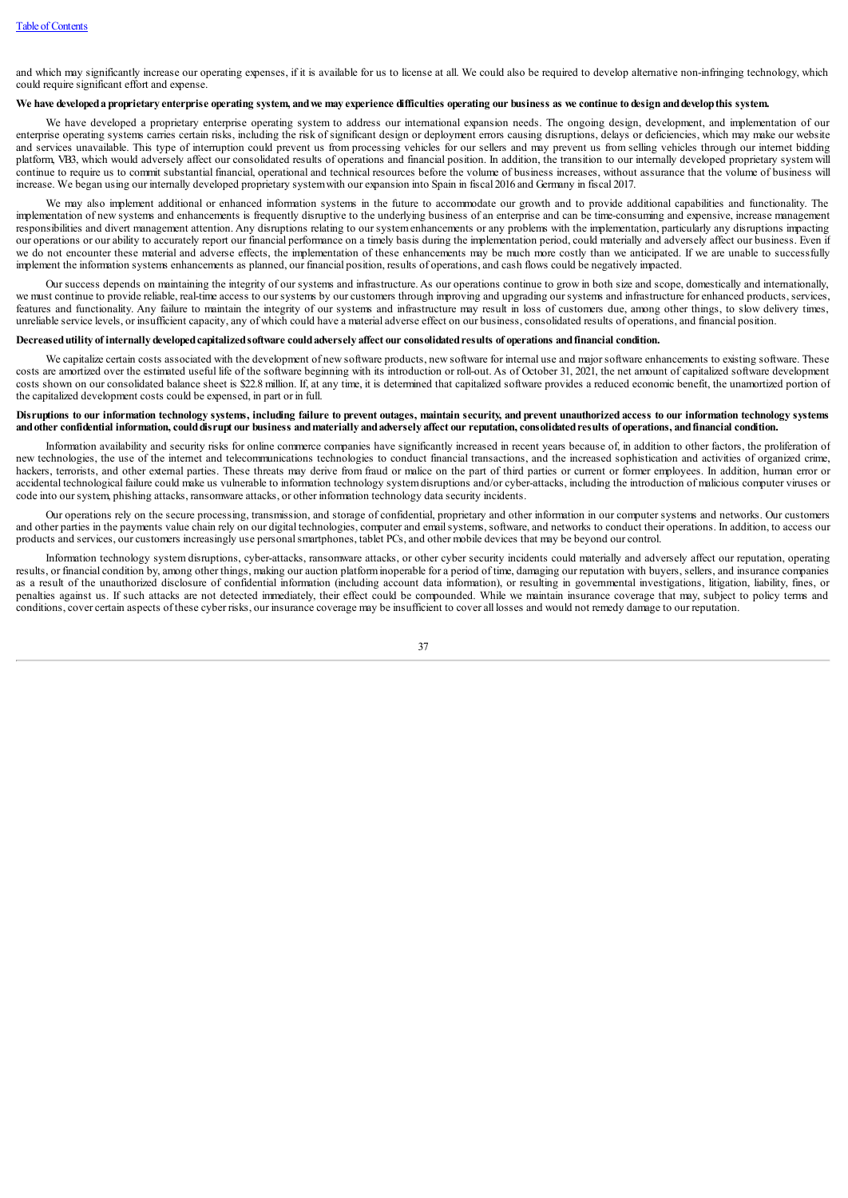and which may significantly increase our operating expenses, if it is available for us to license at all. We could also be required to develop alternative non-infringing technology, which could require significant effort and expense.

**We have developed a proprietary enterprise operating system, and we may experience difficulties operating our business as we continue to design and develop this system.**

We have developed a proprietary enterprise operating system to address our international expansion needs. The ongoing design, development, and implementation of our enterprise operating systems carries certain risks, including the risk of significant design or deployment errors causing disruptions, delays or deficiencies, which may make our website and services unavailable. This type of interruption could prevent us from processing vehicles for our sellers and may prevent us from selling vehicles through our internet bidding platform, VB3, which would adversely affect our consolidated results of operations and financial position. In addition, the transition to our internally developed proprietary system will continue to require us to commit substantial financial, operational and technical resources before the volume of business increases, without assurance that the volume of business will increase. We began using our internally developed proprietary system with our expansion into Spain in fiscal 2016 and Germany in fiscal 2017.

We may also implement additional or enhanced information systems in the future to accommodate our growth and to provide additional capabilities and functionality. The implementation of new systems and enhancements is frequently disruptive to the underlying business of an enterprise and can be time-consuming and expensive, increase management responsibilities and divert management attention. Any disruptions relating to our system enhancements or any problems with the implementation, particularly any disruptions impacting our operations or our ability to accurately report our financial performance on a timely basis during the implementation period, could materially and adversely affect our business. Even if we do not encounter these material and adverse effects, the implementation of these enhancements may be much more costly than we anticipated. If we are unable to successfully implement the information systems enhancements as planned, our financial position, results of operations, and cash flows could be negatively impacted.

Our success depends on maintaining the integrity of our systems and infrastructure. As our operations continue to grow in both size and scope, domestically and internationally, we must continue to provide reliable, real-time access to our systems by our customers through improving and upgrading our systems and infrastructure for enhanced products, services, features and functionality. Any failure to maintain the integrity of our systems and infrastructure may result in loss of customers due, among other things, to slow delivery times, unreliable service levels, or insufficient capacity, any of which could have a material adverse effect on our business, consolidated results of operations, and financial position.

**Decreased utility of internally developed capitalized software could adversely affect our consolidated results of operations and financial condition.**

We capitalize certain costs associated with the development of new software products, new software for internal use and major software enhancements to existing software. These costs are amortized over the estimated useful life of the software beginning with its introduction or roll-out. As of October 31, 2021, the net amount of capitalized software development costs shown on our consolidated balance sheet is $22.8 million. If, at any time, it is determined that capitalized software provides a reduced economic benefit, the unamortized portion of the capitalized development costs could be expensed, in part or in full.

**Disruptions to our information technology systems, including failure to prevent outages, maintain security, and prevent unauthorized access to our information technology systems and other confidential information, could disrupt our business and materially and adversely affect our reputation, consolidated results of operations, and financial condition.**

Information availability and security risks for online commerce companies have significantly increased in recent years because of, in addition to other factors, the proliferation of new technologies, the use of the internet and telecommunications technologies to conduct financial transactions, and the increased sophistication and activities of organized crime, hackers, terrorists, and other external parties. These threats may derive from fraud or malice on the part of third parties or current or former employees. In addition, human error or accidental technological failure could make us vulnerable to information technology system disruptions and/or cyber-attacks, including the introduction of malicious computer viruses or code into our system, phishing attacks, ransomware attacks, or other information technology data security incidents.

Our operations rely on the secure processing, transmission, and storage of confidential, proprietary and other information in our computer systems and networks. Our customers and other parties in the payments value chain rely on our digital technologies, computer and email systems, software, and networks to conduct their operations. In addition, to access our products and services, our customers increasingly use personal smartphones, tablet PCs, and other mobile devices that may be beyond our control.

Information technology system disruptions, cyber-attacks, ransomware attacks, or other cyber security incidents could materially and adversely affect our reputation, operating results, or financial condition by, among other things, making our auction platform inoperable for a period of time, damaging our reputation with buyers, sellers, and insurance companies as a result of the unauthorized disclosure of confidential information (including account data information), or resulting in governmental investigations, litigation, liability, fines, or penalties against us. If such attacks are not detected immediately, their effect could be compounded. While we maintain insurance coverage that may, subject to policy terms and conditions, cover certain aspects of these cyber risks, our insurance coverage may be insufficient to cover all losses and would not remedy damage to our reputation.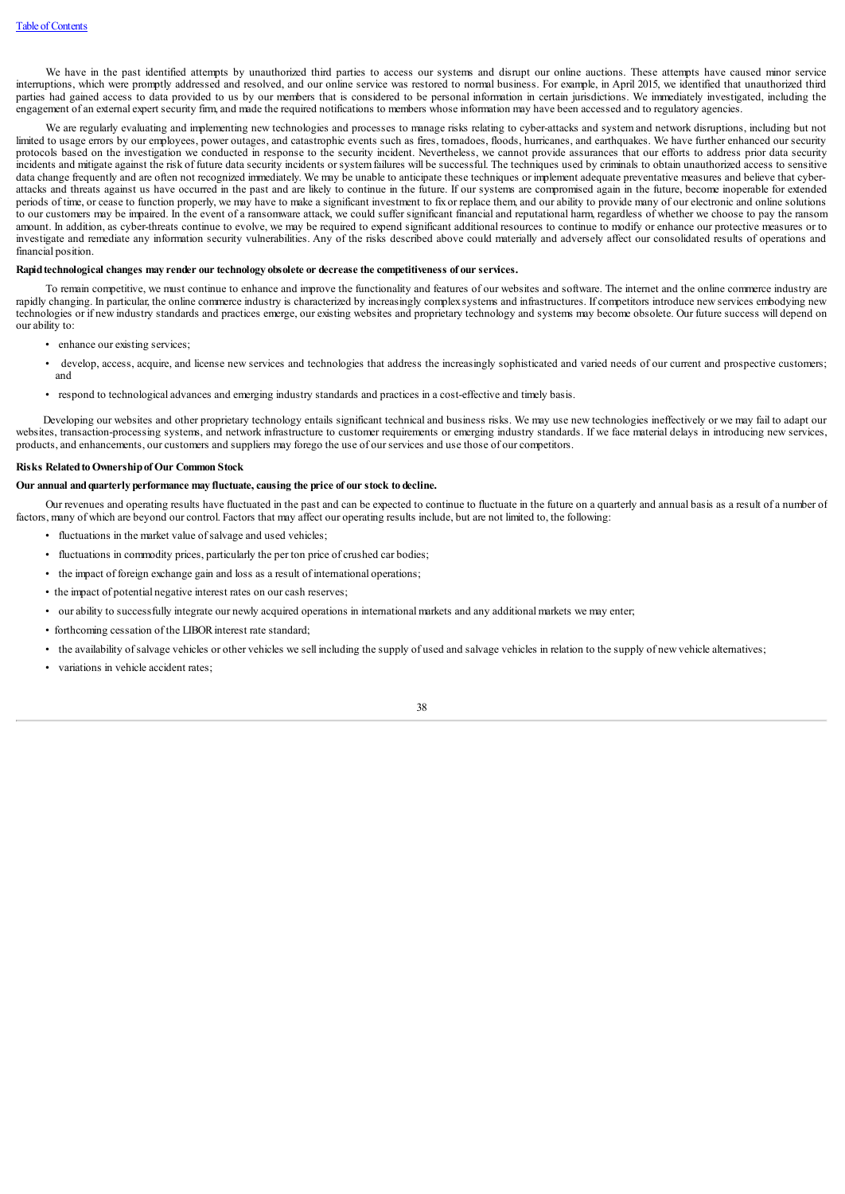We have in the past identified attempts by unauthorized third parties to access our systems and disrupt our online auctions. These attempts have caused minor service interruptions, which were promptly addressed and resolved, and our online service was restored to normal business. For example, in April 2015, we identified that unauthorized third parties had gained access to data provided to us by our members that is considered to be personal information in certain jurisdictions. We immediately investigated, including the engagement of an external expert security firm, and made the required notifications to members whose information may have been accessed and to regulatory agencies.

We are regularly evaluating and implementing new technologies and processes to manage risks relating to cyber-attacks and system and network disruptions, including but not limited to usage errors by our employees, power outages, and catastrophic events such as fires, tornadoes, floods, hurricanes, and earthquakes. We have further enhanced our security protocols based on the investigation we conducted in response to the security incident. Nevertheless, we cannot provide assurances that our efforts to address prior data security incidents and mitigate against the risk of future data security incidents or system failures will be successful. The techniques used by criminals to obtain unauthorized access to sensitive data change frequently and are often not recognized immediately. We may be unable to anticipate these techniques or implement adequate preventative measures and believe that cyber-attacks and threats against us have occurred in the past and are likely to continue in the future. If our systems are compromised again in the future, become inoperable for extended periods of time, or cease to function properly, we may have to make a significant investment to fix or replace them, and our ability to provide many of our electronic and online solutions to our customers may be impaired. In the event of a ransomware attack, we could suffer significant financial and reputational harm, regardless of whether we choose to pay the ransom amount. In addition, as cyber-threats continue to evolve, we may be required to expend significant additional resources to continue to modify or enhance our protective measures or to investigate and remediate any information security vulnerabilities. Any of the risks described above could materially and adversely affect our consolidated results of operations and financial position.

**Rapid technological changes may render our technology obsolete or decrease the competitiveness of our services.**

To remain competitive, we must continue to enhance and improve the functionality and features of our websites and software. The internet and the online commerce industry are rapidly changing. In particular, the online commerce industry is characterized by increasingly complex systems and infrastructures. If competitors introduce new services embodying new technologies or if new industry standards and practices emerge, our existing websites and proprietary technology and systems may become obsolete. Our future success will depend on our ability to:

- enhance our existing services;
- develop, access, acquire, and license new services and technologies that address the increasingly sophisticated and varied needs of our current and prospective customers; and
- respond to technological advances and emerging industry standards and practices in a cost-effective and timely basis.

Developing our websites and other proprietary technology entails significant technical and business risks. We may use new technologies ineffectively or we may fail to adapt our websites, transaction-processing systems, and network infrastructure to customer requirements or emerging industry standards. If we face material delays in introducing new services, products, and enhancements, our customers and suppliers may forego the use of our services and use those of our competitors.

**Risks Related to Ownership of Our Common Stock**

**Our annual and quarterly performance may fluctuate, causing the price of our stock to decline.**

Our revenues and operating results have fluctuated in the past and can be expected to continue to fluctuate in the future on a quarterly and annual basis as a result of a number of factors, many of which are beyond our control. Factors that may affect our operating results include, but are not limited to, the following:

- fluctuations in the market value of salvage and used vehicles;
- fluctuations in commodity prices, particularly the per ton price of crushed car bodies;
- the impact of foreign exchange gain and loss as a result of international operations;
- the impact of potential negative interest rates on our cash reserves;
- our ability to successfully integrate our newly acquired operations in international markets and any additional markets we may enter;
- forthcoming cessation of the LIBOR interest rate standard;
- the availability of salvage vehicles or other vehicles we sell including the supply of used and salvage vehicles in relation to the supply of new vehicle alternatives;
- variations in vehicle accident rates;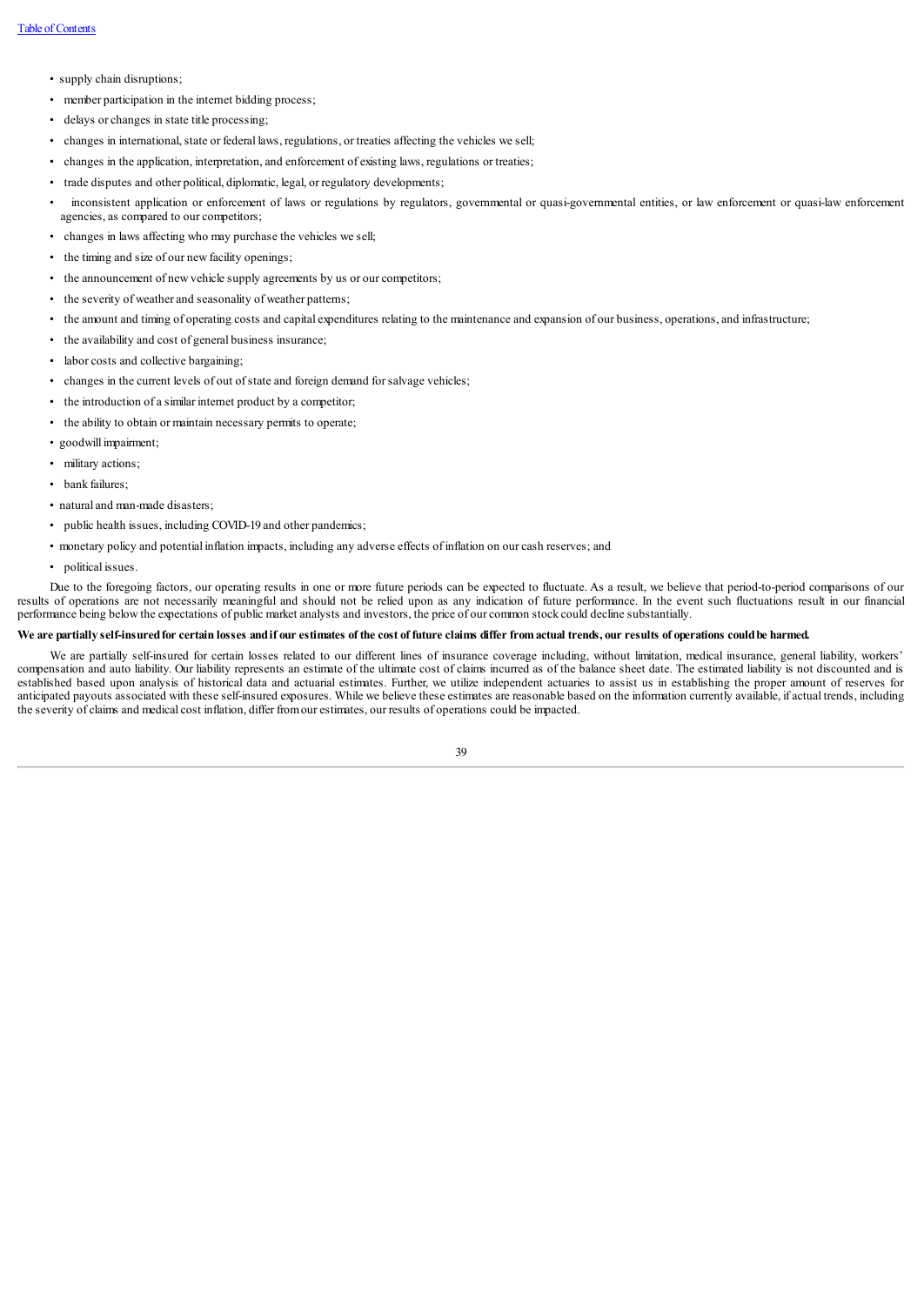- supply chain disruptions;
- member participation in the internet bidding process;
- delays or changes in state title processing;
- changes in international, state or federal laws, regulations, or treaties affecting the vehicles we sell;
- changes in the application, interpretation, and enforcement of existing laws, regulations or treaties;
- trade disputes and other political, diplomatic, legal, or regulatory developments;
- inconsistent application or enforcement of laws or regulations by regulators, governmental or quasi-governmental entities, or law enforcement or quasi-law enforcement agencies, as compared to our competitors;
- changes in laws affecting who may purchase the vehicles we sell;
- the timing and size of our new facility openings;
- the announcement of new vehicle supply agreements by us or our competitors;
- the severity of weather and seasonality of weather patterns;
- the amount and timing of operating costs and capital expenditures relating to the maintenance and expansion of our business, operations, and infrastructure;
- the availability and cost of general business insurance;
- labor costs and collective bargaining;
- changes in the current levels of out of state and foreign demand for salvage vehicles;
- the introduction of a similar internet product by a competitor;
- the ability to obtain or maintain necessary permits to operate;
- goodwill impairment;
- military actions;
- bank failures;
- natural and man-made disasters;
- public health issues, including COVID-19 and other pandemics;
- monetary policy and potential inflation impacts, including any adverse effects of inflation on our cash reserves; and
- political issues.

Due to the foregoing factors, our operating results in one or more future periods can be expected to fluctuate. As a result, we believe that period-to-period comparisons of our results of operations are not necessarily meaningful and should not be relied upon as any indication of future performance. In the event such fluctuations result in our financial performance being below the expectations of public market analysts and investors, the price of our common stock could decline substantially.

**We are partially self-insured for certain losses and if our estimates of the cost of future claims differ from actual trends, our results of operations could be harmed.**

We are partially self-insured for certain losses related to our different lines of insurance coverage including, without limitation, medical insurance, general liability, workers' compensation and auto liability. Our liability represents an estimate of the ultimate cost of claims incurred as of the balance sheet date. The estimated liability is not discounted and is established based upon analysis of historical data and actuarial estimates. Further, we utilize independent actuaries to assist us in establishing the proper amount of reserves for anticipated payouts associated with these self-insured exposures. While we believe these estimates are reasonable based on the information currently available, if actual trends, including the severity of claims and medical cost inflation, differ from our estimates, our results of operations could be impacted.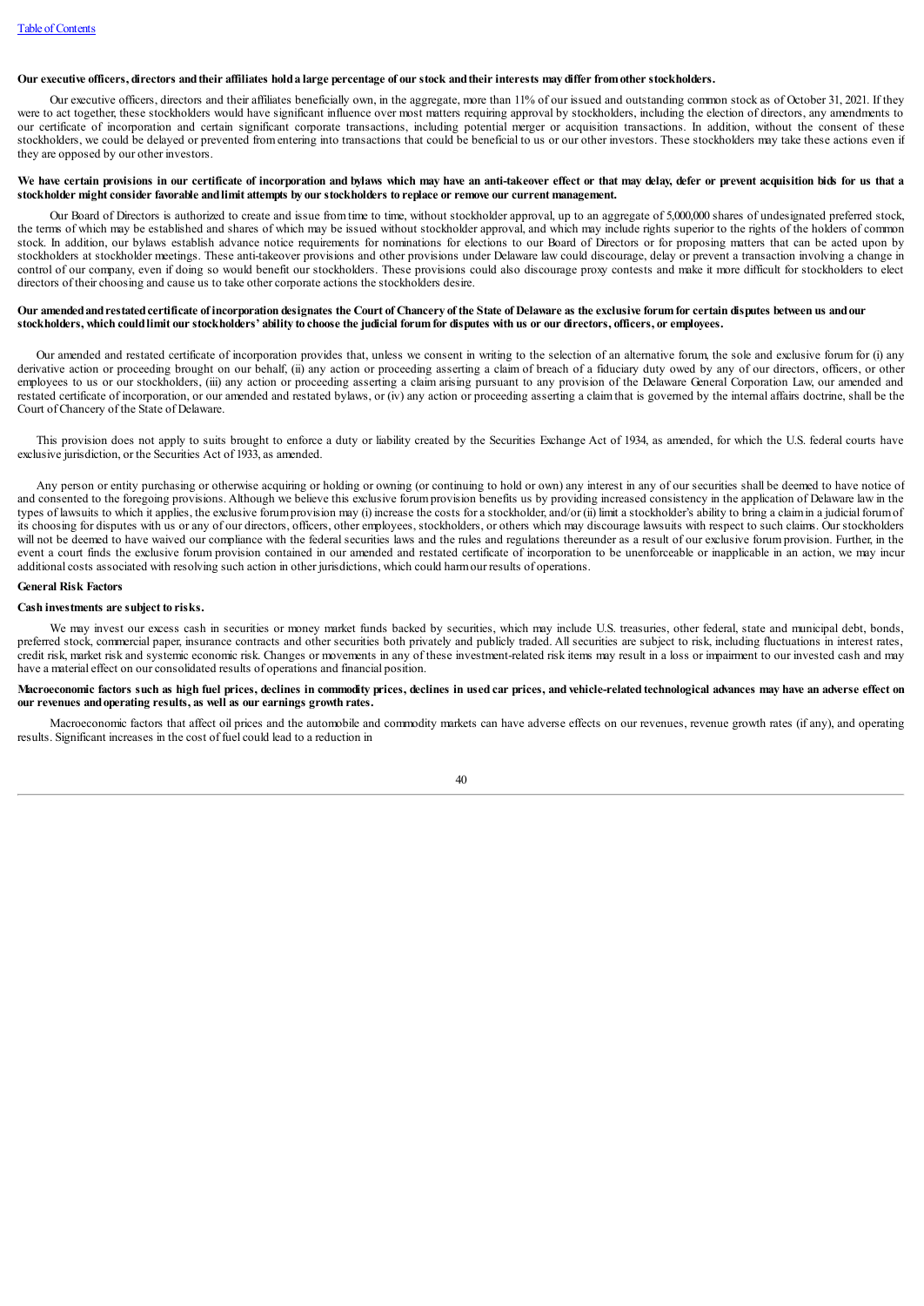**Our executive officers, directors and their affiliates hold a large percentage of our stock and their interests may differ from other stockholders.**

Our executive officers, directors and their affiliates beneficially own, in the aggregate, more than 11% of our issued and outstanding common stock as of October 31, 2021. If they were to act together, these stockholders would have significant influence over most matters requiring approval by stockholders, including the election of directors, any amendments to our certificate of incorporation and certain significant corporate transactions, including potential merger or acquisition transactions. In addition, without the consent of these stockholders, we could be delayed or prevented from entering into transactions that could be beneficial to us or our other investors. These stockholders may take these actions even if they are opposed by our other investors.

**We have certain provisions in our certificate of incorporation and bylaws which may have an anti-takeover effect or that may delay, defer or prevent acquisition bids for us that a stockholder might consider favorable and limit attempts by our stockholders to replace or remove our current management.**

Our Board of Directors is authorized to create and issue from time to time, without stockholder approval, up to an aggregate of 5,000,000 shares of undesignated preferred stock, the terms of which may be established and shares of which may be issued without stockholder approval, and which may include rights superior to the rights of the holders of common stock. In addition, our bylaws establish advance notice requirements for nominations for elections to our Board of Directors or for proposing matters that can be acted upon by stockholders at stockholder meetings. These anti-takeover provisions and other provisions under Delaware law could discourage, delay or prevent a transaction involving a change in control of our company, even if doing so would benefit our stockholders. These provisions could also discourage proxy contests and make it more difficult for stockholders to elect directors of their choosing and cause us to take other corporate actions the stockholders desire.

**Our amended and restated certificate of incorporation designates the Court of Chancery of the State of Delaware as the exclusive forum for certain disputes between us and our stockholders, which could limit our stockholders' ability to choose the judicial forum for disputes with us or our directors, officers, or employees.**

Our amended and restated certificate of incorporation provides that, unless we consent in writing to the selection of an alternative forum, the sole and exclusive forum for (i) any derivative action or proceeding brought on our behalf, (ii) any action or proceeding asserting a claim of breach of a fiduciary duty owed by any of our directors, officers, or other employees to us or our stockholders, (iii) any action or proceeding asserting a claim arising pursuant to any provision of the Delaware General Corporation Law, our amended and restated certificate of incorporation, or our amended and restated bylaws, or (iv) any action or proceeding asserting a claim that is governed by the internal affairs doctrine, shall be the Court of Chancery of the State of Delaware.

This provision does not apply to suits brought to enforce a duty or liability created by the Securities Exchange Act of 1934, as amended, for which the U.S. federal courts have exclusive jurisdiction, or the Securities Act of 1933, as amended.

Any person or entity purchasing or otherwise acquiring or holding or owning (or continuing to hold or own) any interest in any of our securities shall be deemed to have notice of and consented to the foregoing provisions. Although we believe this exclusive forum provision benefits us by providing increased consistency in the application of Delaware law in the types of lawsuits to which it applies, the exclusive forum provision may (i) increase the costs for a stockholder, and/or (ii) limit a stockholder's ability to bring a claim in a judicial forum of its choosing for disputes with us or any of our directors, officers, other employees, stockholders, or others which may discourage lawsuits with respect to such claims. Our stockholders will not be deemed to have waived our compliance with the federal securities laws and the rules and regulations thereunder as a result of our exclusive forum provision. Further, in the event a court finds the exclusive forum provision contained in our amended and restated certificate of incorporation to be unenforceable or inapplicable in an action, we may incur additional costs associated with resolving such action in other jurisdictions, which could harm our results of operations.

**General Risk Factors**

**Cash investments are subject to risks.**

We may invest our excess cash in securities or money market funds backed by securities, which may include U.S. treasuries, other federal, state and municipal debt, bonds, preferred stock, commercial paper, insurance contracts and other securities both privately and publicly traded. All securities are subject to risk, including fluctuations in interest rates, credit risk, market risk and systemic economic risk. Changes or movements in any of these investment-related risk items may result in a loss or impairment to our invested cash and may have a material effect on our consolidated results of operations and financial position.

**Macroeconomic factors such as high fuel prices, declines in commodity prices, declines in used car prices, and vehicle-related technological advances may have an adverse effect on our revenues and operating results, as well as our earnings growth rates.**

Macroeconomic factors that affect oil prices and the automobile and commodity markets can have adverse effects on our revenues, revenue growth rates (if any), and operating results. Significant increases in the cost of fuel could lead to a reduction in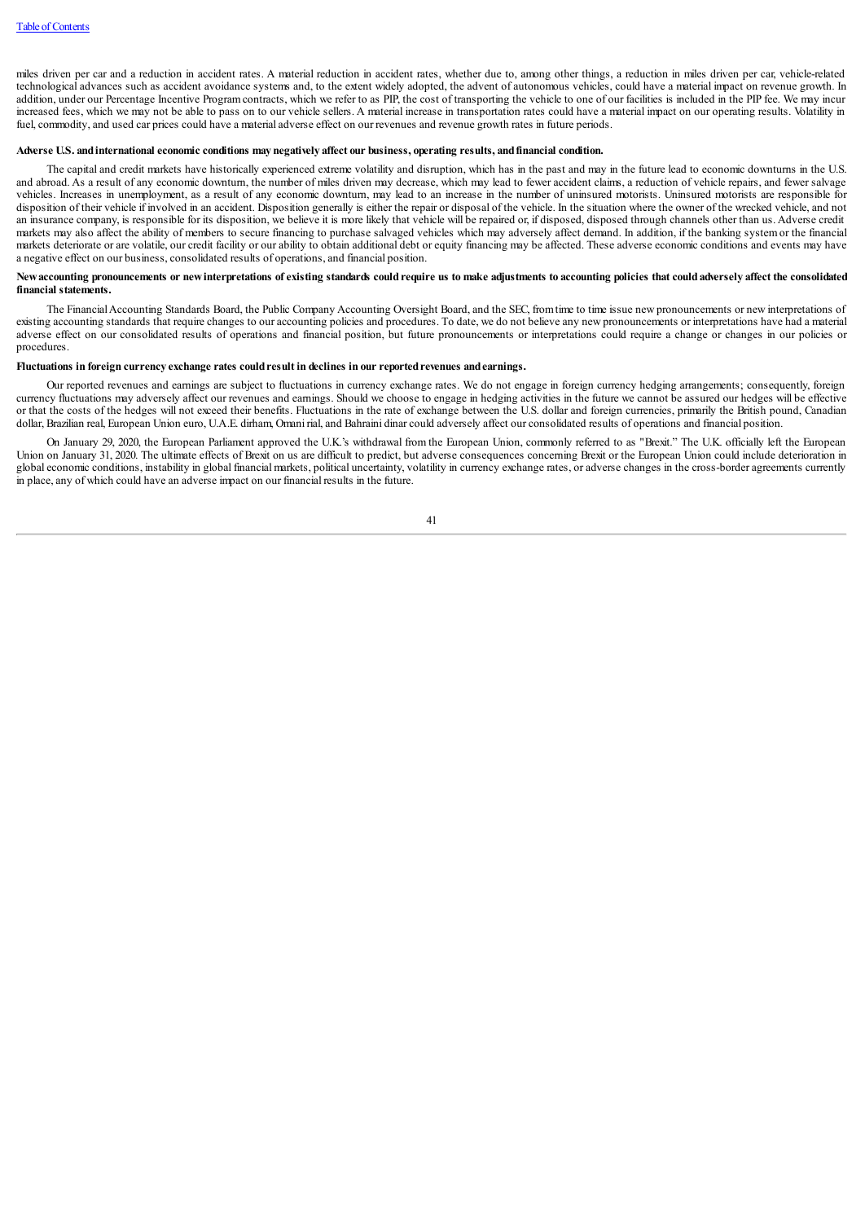miles driven per car and a reduction in accident rates. A material reduction in accident rates, whether due to, among other things, a reduction in miles driven per car, vehicle-related technological advances such as accident avoidance systems and, to the extent widely adopted, the advent of autonomous vehicles, could have a material impact on revenue growth. In addition, under our Percentage Incentive Program contracts, which we refer to as PIP, the cost of transporting the vehicle to one of our facilities is included in the PIP fee. We may incur increased fees, which we may not be able to pass on to our vehicle sellers. A material increase in transportation rates could have a material impact on our operating results. Volatility in fuel, commodity, and used car prices could have a material adverse effect on our revenues and revenue growth rates in future periods.

**Adverse U.S. and international economic conditions may negatively affect our business, operating results, and financial condition.**

The capital and credit markets have historically experienced extreme volatility and disruption, which has in the past and may in the future lead to economic downturns in the U.S. and abroad. As a result of any economic downturn, the number of miles driven may decrease, which may lead to fewer accident claims, a reduction of vehicle repairs, and fewer salvage vehicles. Increases in unemployment, as a result of any economic downturn, may lead to an increase in the number of uninsured motorists. Uninsured motorists are responsible for disposition of their vehicle if involved in an accident. Disposition generally is either the repair or disposal of the vehicle. In the situation where the owner of the wrecked vehicle, and not an insurance company, is responsible for its disposition, we believe it is more likely that vehicle will be repaired or, if disposed, disposed through channels other than us. Adverse credit markets may also affect the ability of members to secure financing to purchase salvaged vehicles which may adversely affect demand. In addition, if the banking system or the financial markets deteriorate or are volatile, our credit facility or our ability to obtain additional debt or equity financing may be affected. These adverse economic conditions and events may have a negative effect on our business, consolidated results of operations, and financial position.

**New accounting pronouncements or new interpretations of existing standards could require us to make adjustments to accounting policies that could adversely affect the consolidated financial statements.**

The Financial Accounting Standards Board, the Public Company Accounting Oversight Board, and the SEC, from time to time issue new pronouncements or new interpretations of existing accounting standards that require changes to our accounting policies and procedures. To date, we do not believe any new pronouncements or interpretations have had a material adverse effect on our consolidated results of operations and financial position, but future pronouncements or interpretations could require a change or changes in our policies or procedures.

**Fluctuations in foreign currency exchange rates could result in declines in our reported revenues and earnings.**

Our reported revenues and earnings are subject to fluctuations in currency exchange rates. We do not engage in foreign currency hedging arrangements; consequently, foreign currency fluctuations may adversely affect our revenues and earnings. Should we choose to engage in hedging activities in the future we cannot be assured our hedges will be effective or that the costs of the hedges will not exceed their benefits. Fluctuations in the rate of exchange between the U.S. dollar and foreign currencies, primarily the British pound, Canadian dollar, Brazilian real, European Union euro, U.A.E. dirham, Omani rial, and Bahraini dinar could adversely affect our consolidated results of operations and financial position.

On January 29, 2020, the European Parliament approved the U.K.'s withdrawal from the European Union, commonly referred to as "Brexit." The U.K. officially left the European Union on January 31, 2020. The ultimate effects of Brexit on us are difficult to predict, but adverse consequences concerning Brexit or the European Union could include deterioration in global economic conditions, instability in global financial markets, political uncertainty, volatility in currency exchange rates, or adverse changes in the cross-border agreements currently in place, any of which could have an adverse impact on our financial results in the future.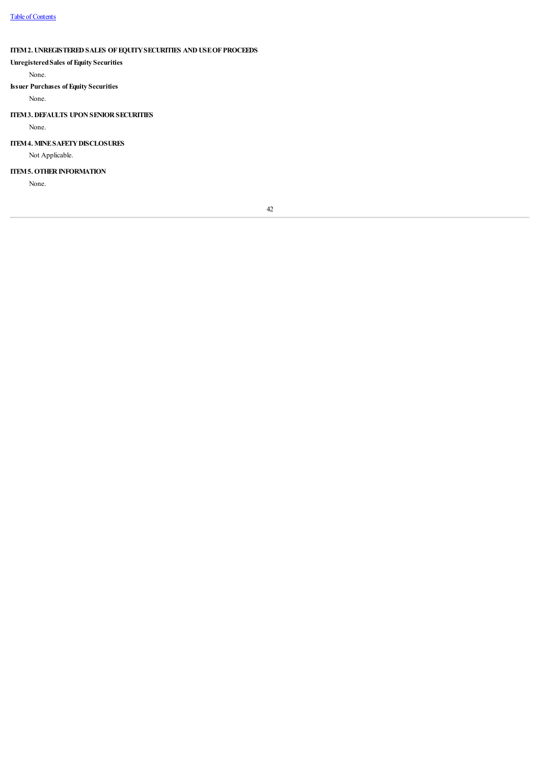## ITEM 2. UNREGISTERED SALES OF EQUITY SECURITIES AND USE OF PROCEEDS

**Unregistered Sales of Equity Securities**

None.

**Issuer Purchases of Equity Securities**

None.

## ITEM 3. DEFAULTS UPON SENIOR SECURITIES

None.

## ITEM 4. MINE SAFETY DISCLOSURES

Not Applicable.

## ITEM 5. OTHER INFORMATION

None.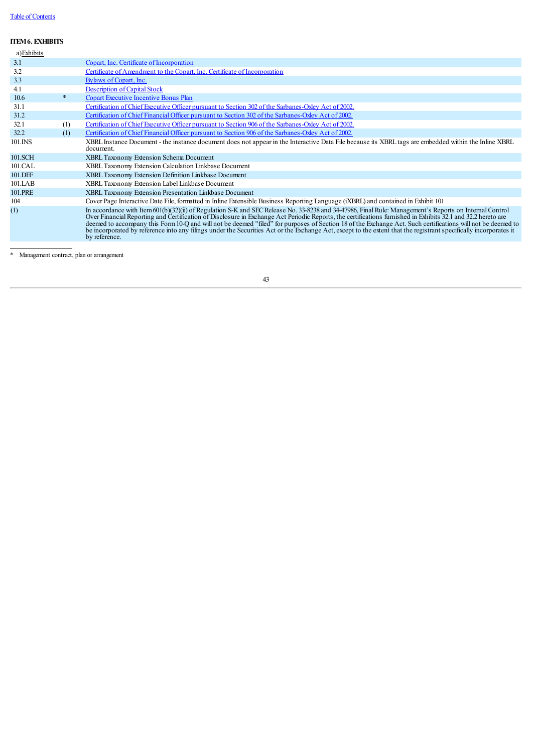[Table of Contents](#)

**ITEM 6. EXHIBITS**

a) Exhibits

| | | |
|---|---|---|
| 3.1 | | Copart, Inc. Certificate of Incorporation |
| 3.2 | | Certificate of Amendment to the Copart, Inc. Certificate of Incorporation |
| 3.3 | | Bylaws of Copart, Inc. |
| 4.1 | | Description of Capital Stock |
| 10.6 | * | Copart Executive Incentive Bonus Plan |
| 31.1 | | Certification of Chief Executive Officer pursuant to Section 302 of the Sarbanes-Oxley Act of 2002. |
| 31.2 | | Certification of Chief Financial Officer pursuant to Section 302 of the Sarbanes-Oxley Act of 2002. |
| 32.1 | (1) | Certification of Chief Executive Officer pursuant to Section 906 of the Sarbanes-Oxley Act of 2002. |
| 32.2 | (1) | Certification of Chief Financial Officer pursuant to Section 906 of the Sarbanes-Oxley Act of 2002. |
| 101.INS | | XBRL Instance Document - the instance document does not appear in the Interactive Data File because its XBRL tags are embedded within the Inline XBRL document. |
| 101.SCH | | XBRL Taxonomy Extension Schema Document |
| 101.CAL | | XBRL Taxonomy Extension Calculation Linkbase Document |
| 101.DEF | | XBRL Taxonomy Extension Definition Linkbase Document |
| 101.LAB | | XBRL Taxonomy Extension Label Linkbase Document |
| 101.PRE | | XBRL Taxonomy Extension Presentation Linkbase Document |
| 104 | | Cover Page Interactive Date File, formatted in Inline Extensible Business Reporting Language (iXBRL) and contained in Exhibit 101 |
| (1) | | In accordance with Item 601(b)(32)(ii) of Regulation S-K and SEC Release No. 33-8238 and 34-47986, Final Rule: Management's Reports on Internal Control Over Financial Reporting and Certification of Disclosure in Exchange Act Periodic Reports, the certifications furnished in Exhibits 32.1 and 32.2 hereto are deemed to accompany this Form 10-Q and will not be deemed "filed" for purposes of Section 18 of the Exchange Act. Such certifications will not be deemed to be incorporated by reference into any filings under the Securities Act or the Exchange Act, except to the extent that the registrant specifically incorporates it by reference. |

* Management contract, plan or arrangement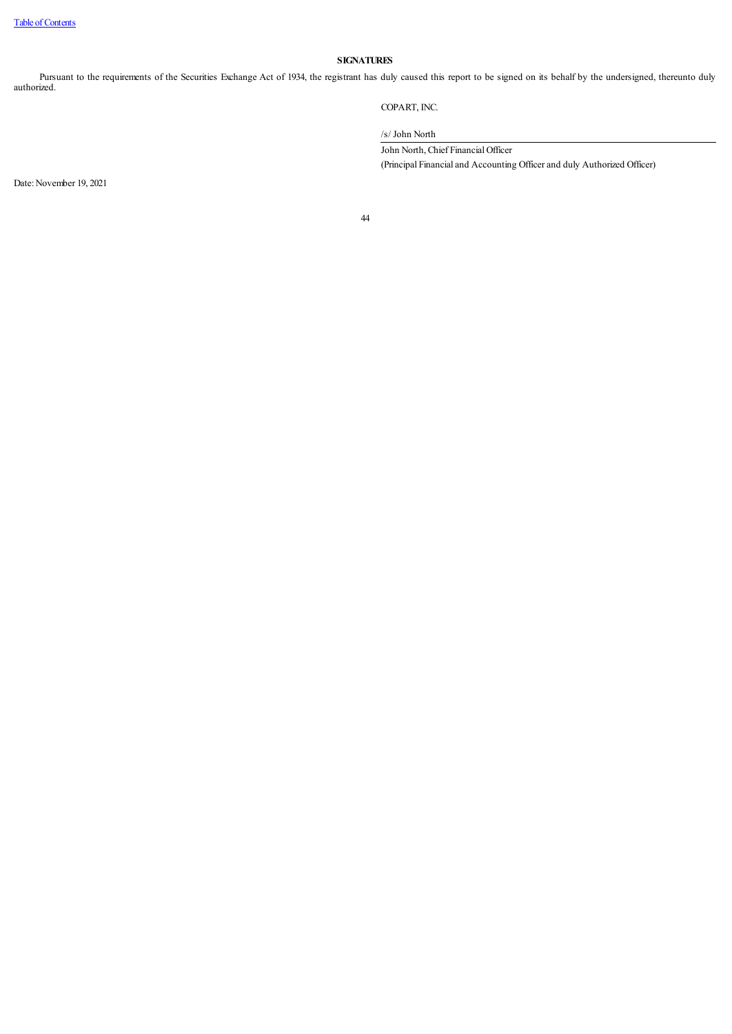## SIGNATURES

Pursuant to the requirements of the Securities Exchange Act of 1934, the registrant has duly caused this report to be signed on its behalf by the undersigned, thereunto duly authorized.

COPART, INC.

/s/ John North

John North, Chief Financial Officer

(Principal Financial and Accounting Officer and duly Authorized Officer)

Date: November 19, 2021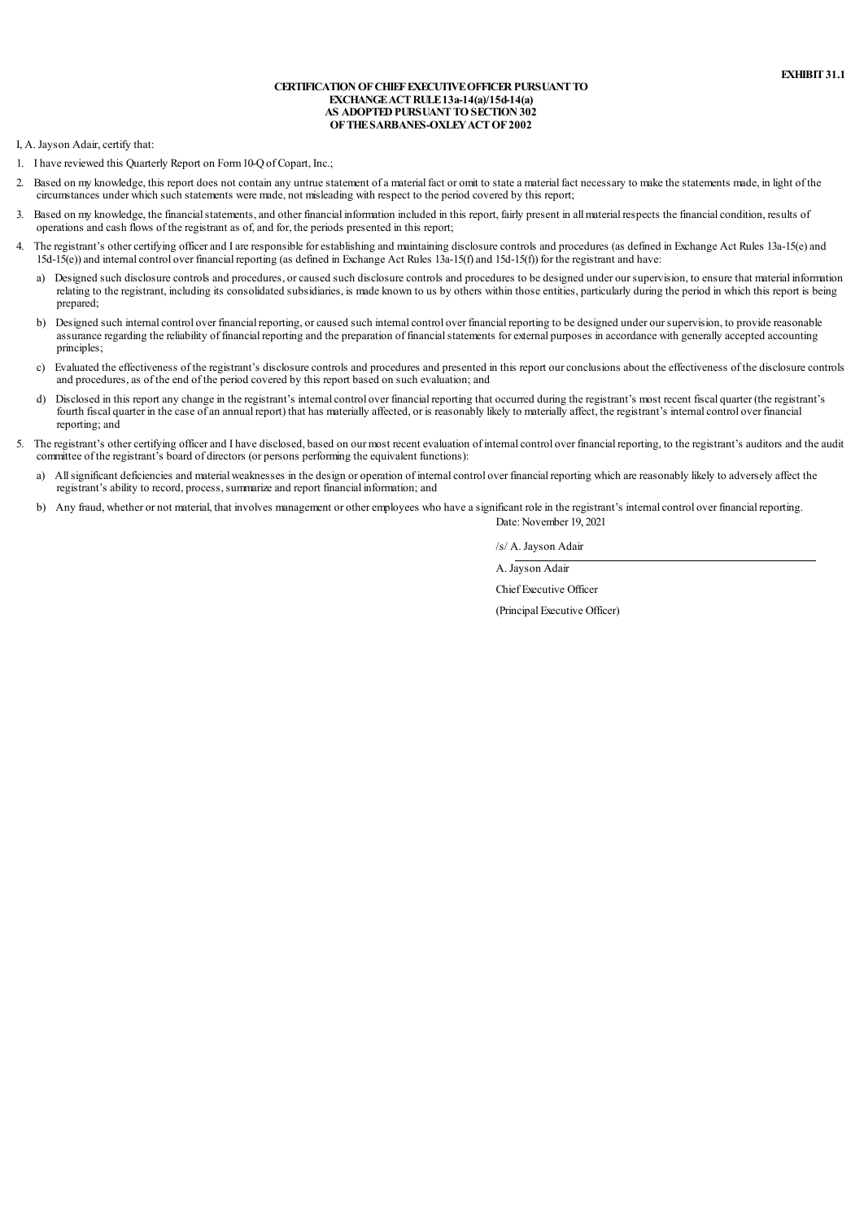**EXHIBIT 31.1**

**CERTIFICATION OF CHIEF EXECUTIVE OFFICER PURSUANT TO EXCHANGE ACT RULE 13a-14(a)/15d-14(a) AS ADOPTED PURSUANT TO SECTION 302 OF THE SARBANES-OXLEY ACT OF 2002**

I, A. Jayson Adair, certify that:

1. I have reviewed this Quarterly Report on Form 10-Q of Copart, Inc.;
2. Based on my knowledge, this report does not contain any untrue statement of a material fact or omit to state a material fact necessary to make the statements made, in light of the circumstances under which such statements were made, not misleading with respect to the period covered by this report;
3. Based on my knowledge, the financial statements, and other financial information included in this report, fairly present in all material respects the financial condition, results of operations and cash flows of the registrant as of, and for, the periods presented in this report;
4. The registrant's other certifying officer and I are responsible for establishing and maintaining disclosure controls and procedures (as defined in Exchange Act Rules 13a-15(e) and 15d-15(e)) and internal control over financial reporting (as defined in Exchange Act Rules 13a-15(f) and 15d-15(f)) for the registrant and have:
   a) Designed such disclosure controls and procedures, or caused such disclosure controls and procedures to be designed under our supervision, to ensure that material information relating to the registrant, including its consolidated subsidiaries, is made known to us by others within those entities, particularly during the period in which this report is being prepared;
   b) Designed such internal control over financial reporting, or caused such internal control over financial reporting to be designed under our supervision, to provide reasonable assurance regarding the reliability of financial reporting and the preparation of financial statements for external purposes in accordance with generally accepted accounting principles;
   c) Evaluated the effectiveness of the registrant's disclosure controls and procedures and presented in this report our conclusions about the effectiveness of the disclosure controls and procedures, as of the end of the period covered by this report based on such evaluation; and
   d) Disclosed in this report any change in the registrant's internal control over financial reporting that occurred during the registrant's most recent fiscal quarter (the registrant's fourth fiscal quarter in the case of an annual report) that has materially affected, or is reasonably likely to materially affect, the registrant's internal control over financial reporting; and
5. The registrant's other certifying officer and I have disclosed, based on our most recent evaluation of internal control over financial reporting, to the registrant's auditors and the audit committee of the registrant's board of directors (or persons performing the equivalent functions):
   a) All significant deficiencies and material weaknesses in the design or operation of internal control over financial reporting which are reasonably likely to adversely affect the registrant's ability to record, process, summarize and report financial information; and
   b) Any fraud, whether or not material, that involves management or other employees who have a significant role in the registrant's internal control over financial reporting.

Date: November 19, 2021

/s/ A. Jayson Adair

A. Jayson Adair

Chief Executive Officer

(Principal Executive Officer)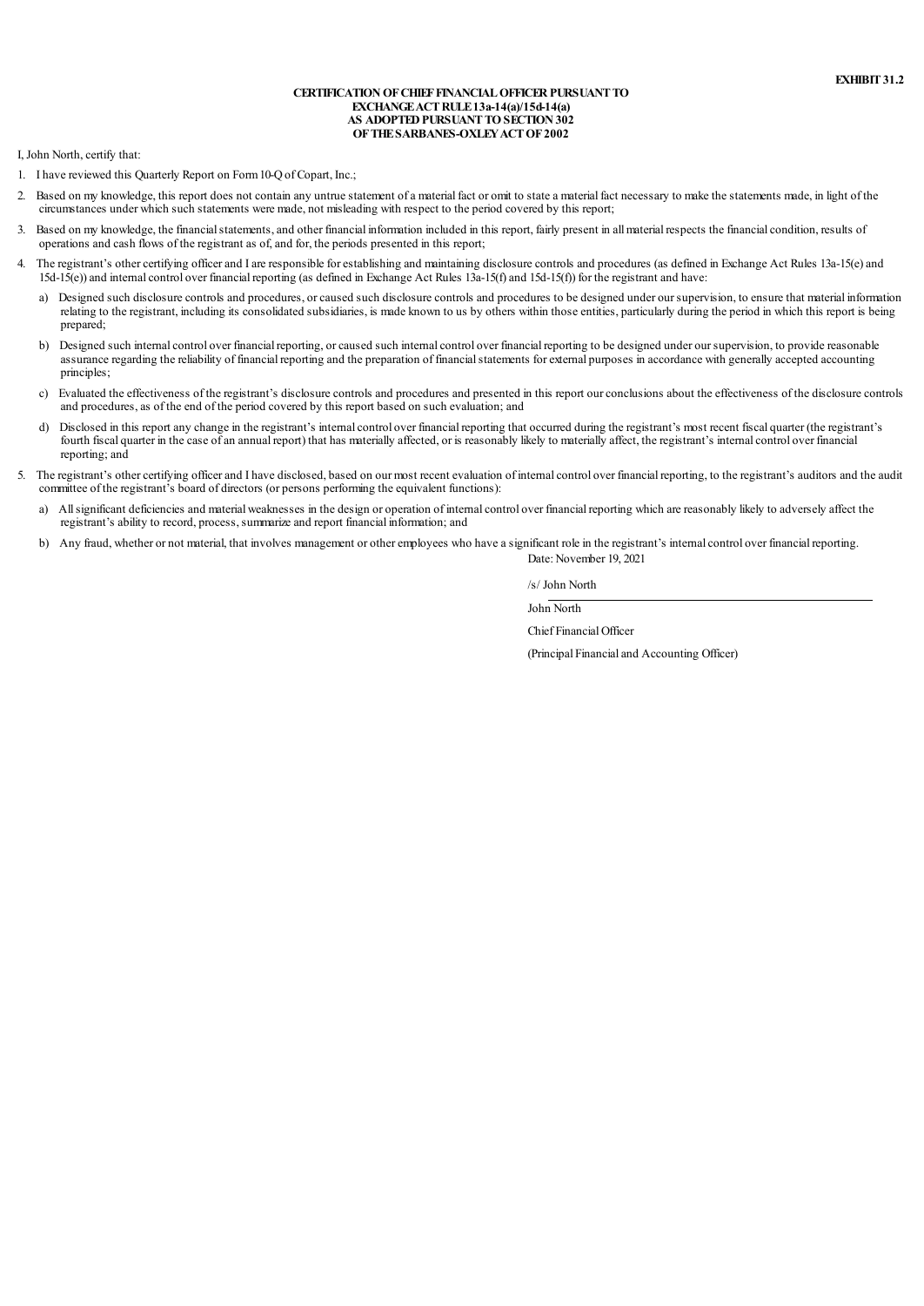**EXHIBIT 31.2**

**CERTIFICATION OF CHIEF FINANCIAL OFFICER PURSUANT TO EXCHANGE ACT RULE 13a-14(a)/15d-14(a) AS ADOPTED PURSUANT TO SECTION 302 OF THE SARBANES-OXLEY ACT OF 2002**

I, John North, certify that:

1. I have reviewed this Quarterly Report on Form 10-Q of Copart, Inc.;
2. Based on my knowledge, this report does not contain any untrue statement of a material fact or omit to state a material fact necessary to make the statements made, in light of the circumstances under which such statements were made, not misleading with respect to the period covered by this report;
3. Based on my knowledge, the financial statements, and other financial information included in this report, fairly present in all material respects the financial condition, results of operations and cash flows of the registrant as of, and for, the periods presented in this report;
4. The registrant's other certifying officer and I are responsible for establishing and maintaining disclosure controls and procedures (as defined in Exchange Act Rules 13a-15(e) and 15d-15(e)) and internal control over financial reporting (as defined in Exchange Act Rules 13a-15(f) and 15d-15(f)) for the registrant and have:
   a) Designed such disclosure controls and procedures, or caused such disclosure controls and procedures to be designed under our supervision, to ensure that material information relating to the registrant, including its consolidated subsidiaries, is made known to us by others within those entities, particularly during the period in which this report is being prepared;
   b) Designed such internal control over financial reporting, or caused such internal control over financial reporting to be designed under our supervision, to provide reasonable assurance regarding the reliability of financial reporting and the preparation of financial statements for external purposes in accordance with generally accepted accounting principles;
   c) Evaluated the effectiveness of the registrant's disclosure controls and procedures and presented in this report our conclusions about the effectiveness of the disclosure controls and procedures, as of the end of the period covered by this report based on such evaluation; and
   d) Disclosed in this report any change in the registrant's internal control over financial reporting that occurred during the registrant's most recent fiscal quarter (the registrant's fourth fiscal quarter in the case of an annual report) that has materially affected, or is reasonably likely to materially affect, the registrant's internal control over financial reporting; and
5. The registrant's other certifying officer and I have disclosed, based on our most recent evaluation of internal control over financial reporting, to the registrant's auditors and the audit committee of the registrant's board of directors (or persons performing the equivalent functions):
   a) All significant deficiencies and material weaknesses in the design or operation of internal control over financial reporting which are reasonably likely to adversely affect the registrant's ability to record, process, summarize and report financial information; and
   b) Any fraud, whether or not material, that involves management or other employees who have a significant role in the registrant's internal control over financial reporting.

Date: November 19, 2021

/s/ John North

John North

Chief Financial Officer

(Principal Financial and Accounting Officer)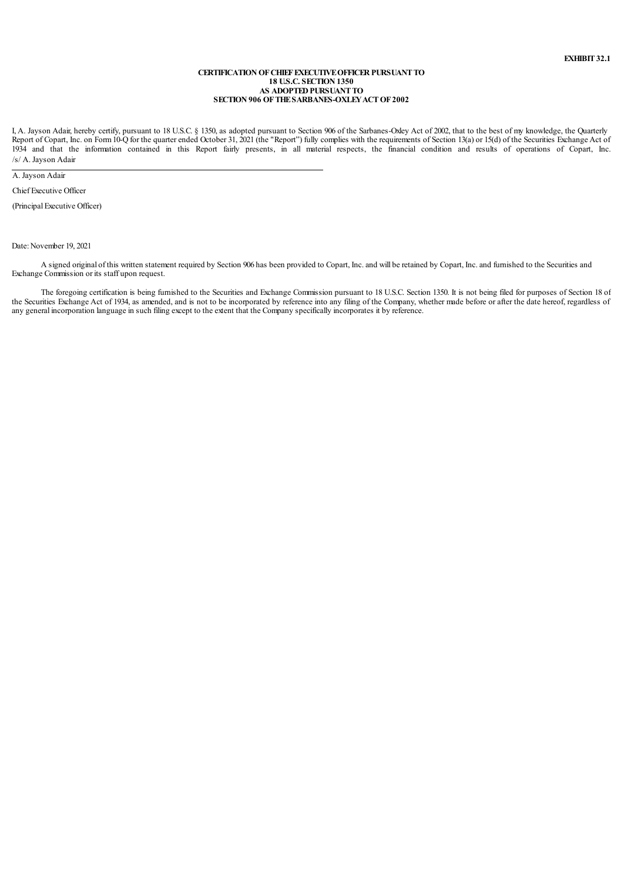**EXHIBIT 32.1**

**CERTIFICATION OF CHIEF EXECUTIVE OFFICER PURSUANT TO
18 U.S.C. SECTION 1350
AS ADOPTED PURSUANT TO
SECTION 906 OF THE SARBANES-OXLEY ACT OF 2002**

I, A. Jayson Adair, hereby certify, pursuant to 18 U.S.C. § 1350, as adopted pursuant to Section 906 of the Sarbanes-Oxley Act of 2002, that to the best of my knowledge, the Quarterly Report of Copart, Inc. on Form 10-Q for the quarter ended October 31, 2021 (the "Report") fully complies with the requirements of Section 13(a) or 15(d) of the Securities Exchange Act of 1934 and that the information contained in this Report fairly presents, in all material respects, the financial condition and results of operations of Copart, Inc.

/s/ A. Jayson Adair

A. Jayson Adair

Chief Executive Officer

(Principal Executive Officer)

Date: November 19, 2021

A signed original of this written statement required by Section 906 has been provided to Copart, Inc. and will be retained by Copart, Inc. and furnished to the Securities and Exchange Commission or its staff upon request.

The foregoing certification is being furnished to the Securities and Exchange Commission pursuant to 18 U.S.C. Section 1350. It is not being filed for purposes of Section 18 of the Securities Exchange Act of 1934, as amended, and is not to be incorporated by reference into any filing of the Company, whether made before or after the date hereof, regardless of any general incorporation language in such filing except to the extent that the Company specifically incorporates it by reference.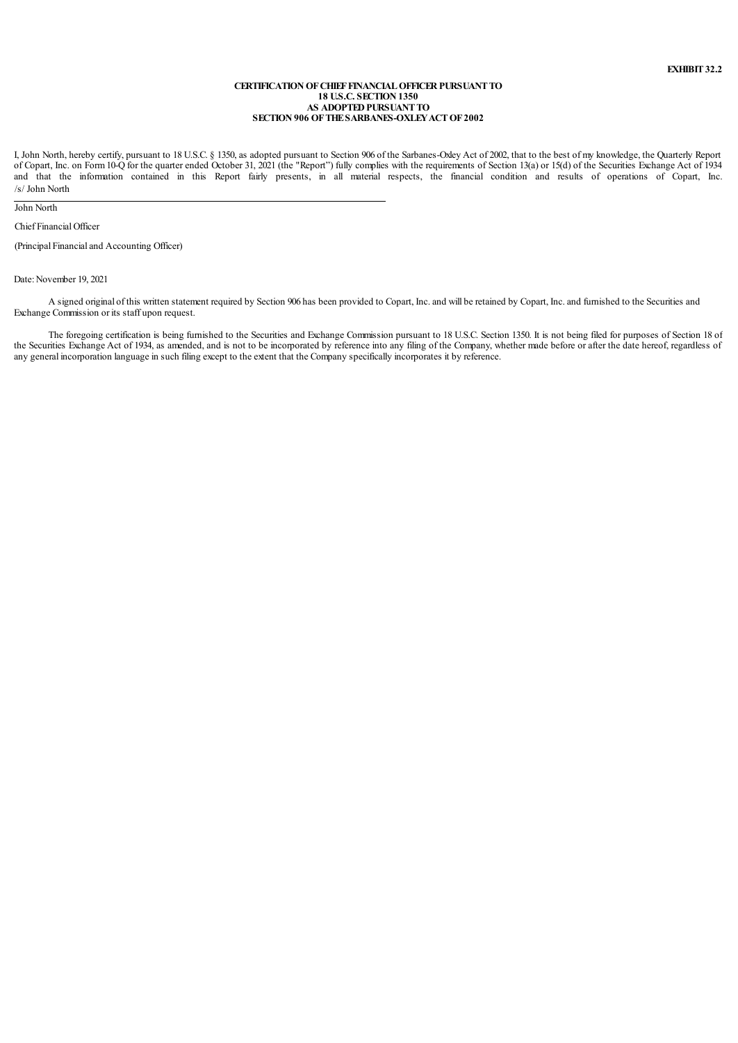**EXHIBIT 32.2**

**CERTIFICATION OF CHIEF FINANCIAL OFFICER PURSUANT TO**
**18 U.S.C. SECTION 1350**
**AS ADOPTED PURSUANT TO**
**SECTION 906 OF THE SARBANES-OXLEY ACT OF 2002**

I, John North, hereby certify, pursuant to 18 U.S.C. § 1350, as adopted pursuant to Section 906 of the Sarbanes-Oxley Act of 2002, that to the best of my knowledge, the Quarterly Report of Copart, Inc. on Form 10-Q for the quarter ended October 31, 2021 (the "Report") fully complies with the requirements of Section 13(a) or 15(d) of the Securities Exchange Act of 1934 and that the information contained in this Report fairly presents, in all material respects, the financial condition and results of operations of Copart, Inc.

/s/ John North

John North

Chief Financial Officer

(Principal Financial and Accounting Officer)

Date: November 19, 2021

A signed original of this written statement required by Section 906 has been provided to Copart, Inc. and will be retained by Copart, Inc. and furnished to the Securities and Exchange Commission or its staff upon request.

The foregoing certification is being furnished to the Securities and Exchange Commission pursuant to 18 U.S.C. Section 1350. It is not being filed for purposes of Section 18 of the Securities Exchange Act of 1934, as amended, and is not to be incorporated by reference into any filing of the Company, whether made before or after the date hereof, regardless of any general incorporation language in such filing except to the extent that the Company specifically incorporates it by reference.